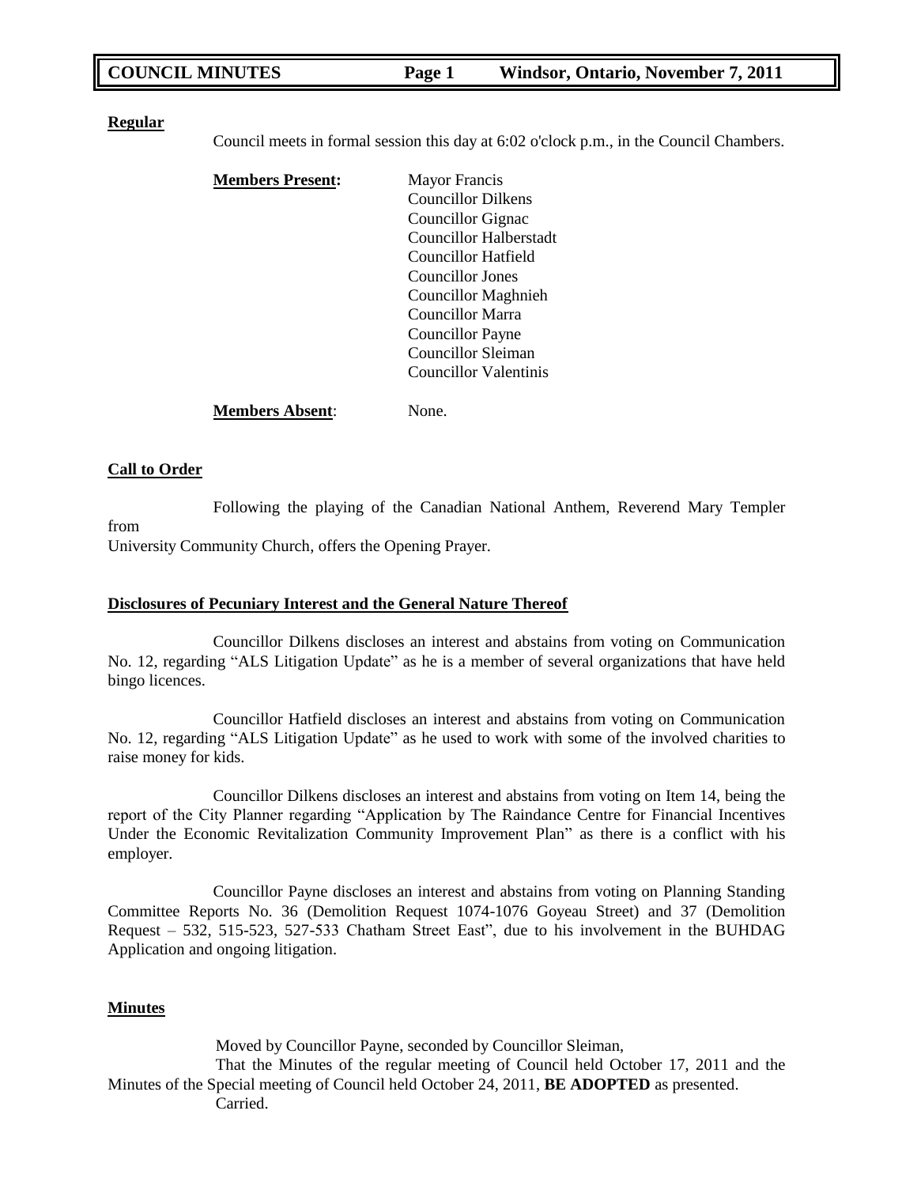**Regular**

Council meets in formal session this day at 6:02 o'clock p.m., in the Council Chambers.

**Members Present:**

- Mayor Francis
- Councillor Dilkens
- Councillor Gignac
- Councillor Halberstadt
- Councillor Hatfield
- Councillor Jones
- Councillor Maghnieh
- Councillor Marra
- Councillor Payne
- Councillor Sleiman
- Councillor Valentinis

**Members Absent**: None.

**Call to Order**

Following the playing of the Canadian National Anthem, Reverend Mary Templer from
University Community Church, offers the Opening Prayer.

**Disclosures of Pecuniary Interest and the General Nature Thereof**

Councillor Dilkens discloses an interest and abstains from voting on Communication No. 12, regarding "ALS Litigation Update" as he is a member of several organizations that have held bingo licences.

Councillor Hatfield discloses an interest and abstains from voting on Communication No. 12, regarding "ALS Litigation Update" as he used to work with some of the involved charities to raise money for kids.

Councillor Dilkens discloses an interest and abstains from voting on Item 14, being the report of the City Planner regarding "Application by The Raindance Centre for Financial Incentives Under the Economic Revitalization Community Improvement Plan" as there is a conflict with his employer.

Councillor Payne discloses an interest and abstains from voting on Planning Standing Committee Reports No. 36 (Demolition Request 1074-1076 Goyeau Street) and 37 (Demolition Request – 532, 515-523, 527-533 Chatham Street East", due to his involvement in the BUHDAG Application and ongoing litigation.

**Minutes**

Moved by Councillor Payne, seconded by Councillor Sleiman,

That the Minutes of the regular meeting of Council held October 17, 2011 and the Minutes of the Special meeting of Council held October 24, 2011, **BE ADOPTED** as presented.

Carried.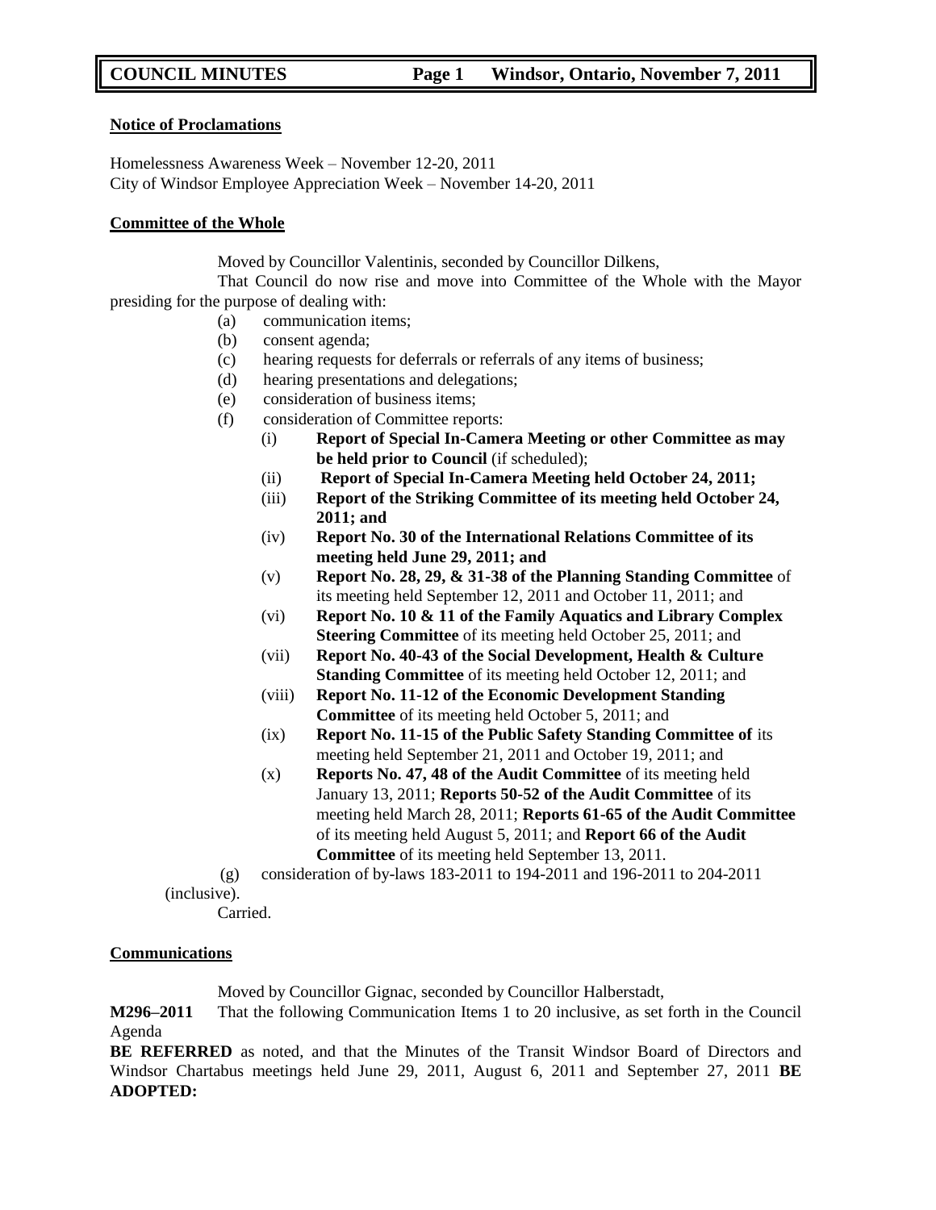**Notice of Proclamations**

Homelessness Awareness Week – November 12-20, 2011
City of Windsor Employee Appreciation Week – November 14-20, 2011

**Committee of the Whole**

Moved by Councillor Valentinis, seconded by Councillor Dilkens,

That Council do now rise and move into Committee of the Whole with the Mayor presiding for the purpose of dealing with:

- (a) communication items;
- (b) consent agenda;
- (c) hearing requests for deferrals or referrals of any items of business;
- (d) hearing presentations and delegations;
- (e) consideration of business items;
- (f) consideration of Committee reports:
  - (i) **Report of Special In-Camera Meeting or other Committee as may be held prior to Council** (if scheduled);
  - (ii) **Report of Special In-Camera Meeting held October 24, 2011;**
  - (iii) **Report of the Striking Committee of its meeting held October 24, 2011; and**
  - (iv) **Report No. 30 of the International Relations Committee of its meeting held June 29, 2011; and**
  - (v) **Report No. 28, 29, & 31-38 of the Planning Standing Committee** of its meeting held September 12, 2011 and October 11, 2011; and
  - (vi) **Report No. 10 & 11 of the Family Aquatics and Library Complex Steering Committee** of its meeting held October 25, 2011; and
  - (vii) **Report No. 40-43 of the Social Development, Health & Culture Standing Committee** of its meeting held October 12, 2011; and
  - (viii) **Report No. 11-12 of the Economic Development Standing Committee** of its meeting held October 5, 2011; and
  - (ix) **Report No. 11-15 of the Public Safety Standing Committee of** its meeting held September 21, 2011 and October 19, 2011; and
  - (x) **Reports No. 47, 48 of the Audit Committee** of its meeting held January 13, 2011; **Reports 50-52 of the Audit Committee** of its meeting held March 28, 2011; **Reports 61-65 of the Audit Committee** of its meeting held August 5, 2011; and **Report 66 of the Audit Committee** of its meeting held September 13, 2011.
- (g) consideration of by-laws 183-2011 to 194-2011 and 196-2011 to 204-2011 (inclusive).

Carried.

**Communications**

Moved by Councillor Gignac, seconded by Councillor Halberstadt,

**M296–2011** That the following Communication Items 1 to 20 inclusive, as set forth in the Council Agenda

**BE REFERRED** as noted, and that the Minutes of the Transit Windsor Board of Directors and Windsor Chartabus meetings held June 29, 2011, August 6, 2011 and September 27, 2011 **BE ADOPTED:**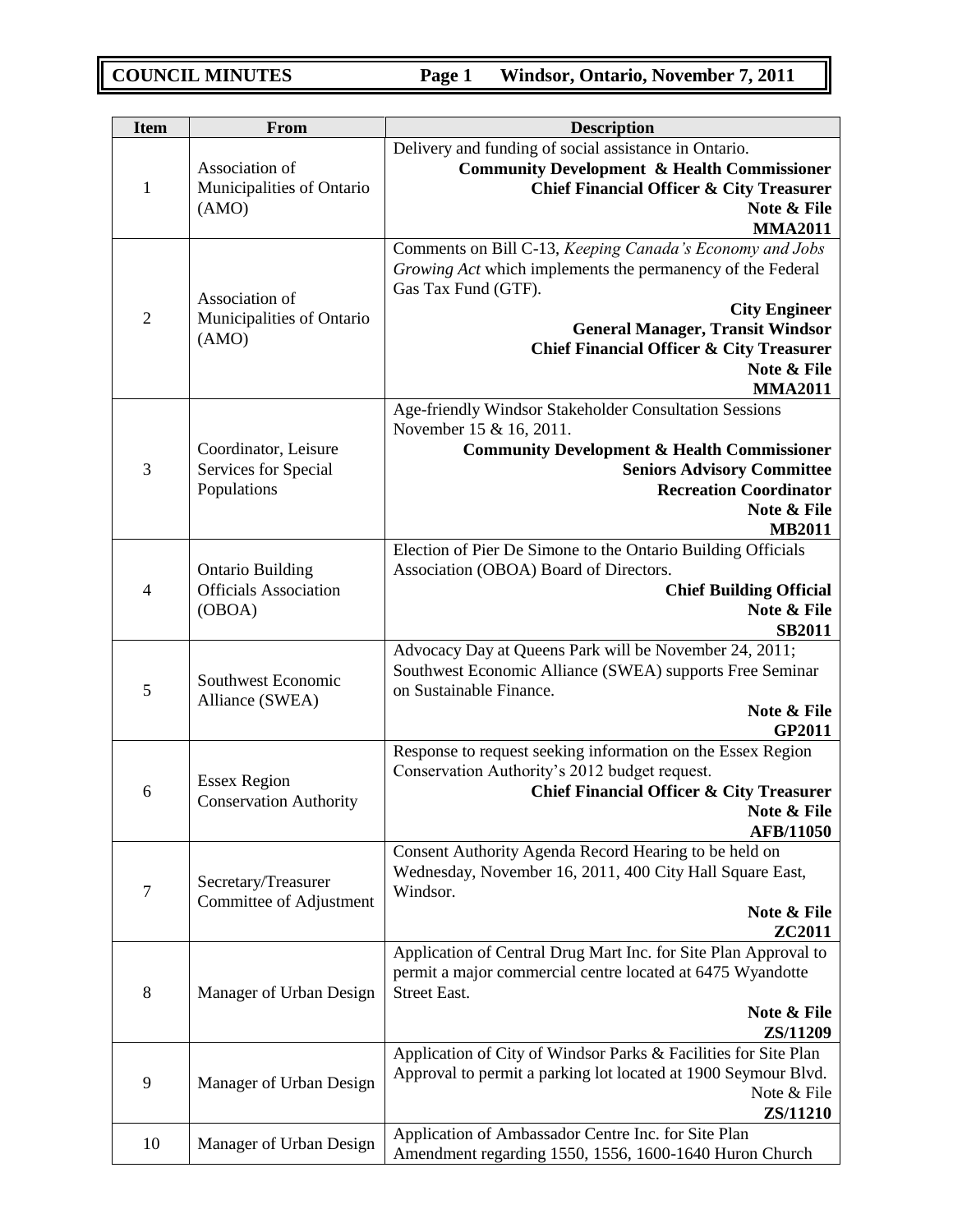| Item | From | Description |
|---|---|---|
| 1 | Association of Municipalities of Ontario (AMO) | Delivery and funding of social assistance in Ontario. **Community Development & Health Commissioner** **Chief Financial Officer & City Treasurer** **Note & File** **MMA2011** |
| 2 | Association of Municipalities of Ontario (AMO) | Comments on Bill C-13, *Keeping Canada's Economy and Jobs Growing Act* which implements the permanency of the Federal Gas Tax Fund (GTF). **City Engineer** **General Manager, Transit Windsor** **Chief Financial Officer & City Treasurer** **Note & File** **MMA2011** |
| 3 | Coordinator, Leisure Services for Special Populations | Age-friendly Windsor Stakeholder Consultation Sessions November 15 & 16, 2011. **Community Development & Health Commissioner** **Seniors Advisory Committee** **Recreation Coordinator** **Note & File** **MB2011** |
| 4 | Ontario Building Officials Association (OBOA) | Election of Pier De Simone to the Ontario Building Officials Association (OBOA) Board of Directors. **Chief Building Official** **Note & File** **SB2011** |
| 5 | Southwest Economic Alliance (SWEA) | Advocacy Day at Queens Park will be November 24, 2011; Southwest Economic Alliance (SWEA) supports Free Seminar on Sustainable Finance. **Note & File** **GP2011** |
| 6 | Essex Region Conservation Authority | Response to request seeking information on the Essex Region Conservation Authority's 2012 budget request. **Chief Financial Officer & City Treasurer** **Note & File** **AFB/11050** |
| 7 | Secretary/Treasurer Committee of Adjustment | Consent Authority Agenda Record Hearing to be held on Wednesday, November 16, 2011, 400 City Hall Square East, Windsor. **Note & File** **ZC2011** |
| 8 | Manager of Urban Design | Application of Central Drug Mart Inc. for Site Plan Approval to permit a major commercial centre located at 6475 Wyandotte Street East. **Note & File** **ZS/11209** |
| 9 | Manager of Urban Design | Application of City of Windsor Parks & Facilities for Site Plan Approval to permit a parking lot located at 1900 Seymour Blvd. Note & File **ZS/11210** |
| 10 | Manager of Urban Design | Application of Ambassador Centre Inc. for Site Plan Amendment regarding 1550, 1556, 1600-1640 Huron Church |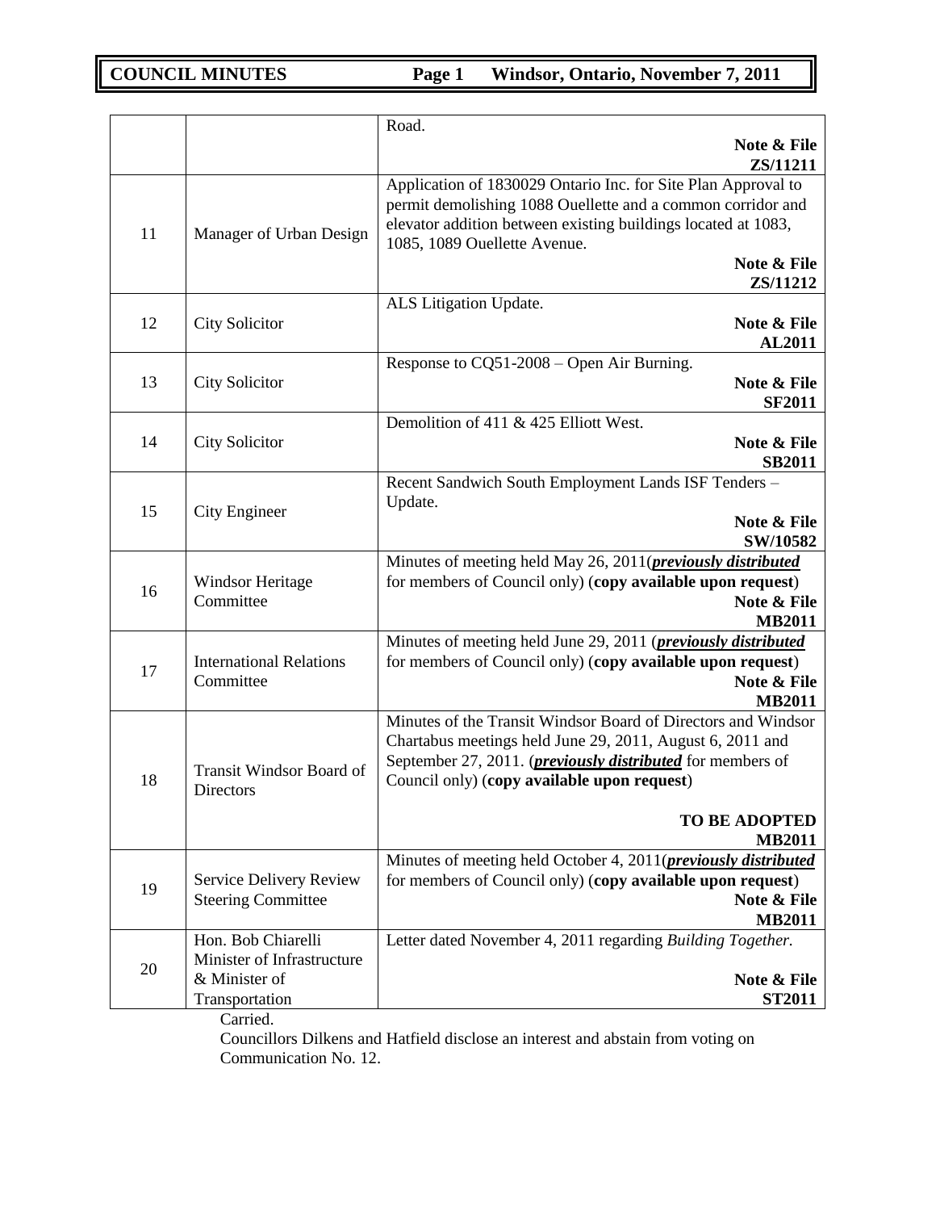| | | |
|---|---|---|
| | | Road. **Note & File ZS/11211** |
| 11 | Manager of Urban Design | Application of 1830029 Ontario Inc. for Site Plan Approval to permit demolishing 1088 Ouellette and a common corridor and elevator addition between existing buildings located at 1083, 1085, 1089 Ouellette Avenue. **Note & File ZS/11212** |
| 12 | City Solicitor | ALS Litigation Update. **Note & File AL2011** |
| 13 | City Solicitor | Response to CQ51-2008 – Open Air Burning. **Note & File SF2011** |
| 14 | City Solicitor | Demolition of 411 & 425 Elliott West. **Note & File SB2011** |
| 15 | City Engineer | Recent Sandwich South Employment Lands ISF Tenders – Update. **Note & File SW/10582** |
| 16 | Windsor Heritage Committee | Minutes of meeting held May 26, 2011(***previously distributed*** for members of Council only) (**copy available upon request**) **Note & File MB2011** |
| 17 | International Relations Committee | Minutes of meeting held June 29, 2011 (***previously distributed*** for members of Council only) (**copy available upon request**) **Note & File MB2011** |
| 18 | Transit Windsor Board of Directors | Minutes of the Transit Windsor Board of Directors and Windsor Chartabus meetings held June 29, 2011, August 6, 2011 and September 27, 2011. (***previously distributed*** for members of Council only) (**copy available upon request**) **TO BE ADOPTED MB2011** |
| 19 | Service Delivery Review Steering Committee | Minutes of meeting held October 4, 2011(***previously distributed*** for members of Council only) (**copy available upon request**) **Note & File MB2011** |
| 20 | Hon. Bob Chiarelli Minister of Infrastructure & Minister of Transportation | Letter dated November 4, 2011 regarding *Building Together.* **Note & File ST2011** |

Carried.

Councillors Dilkens and Hatfield disclose an interest and abstain from voting on Communication No. 12.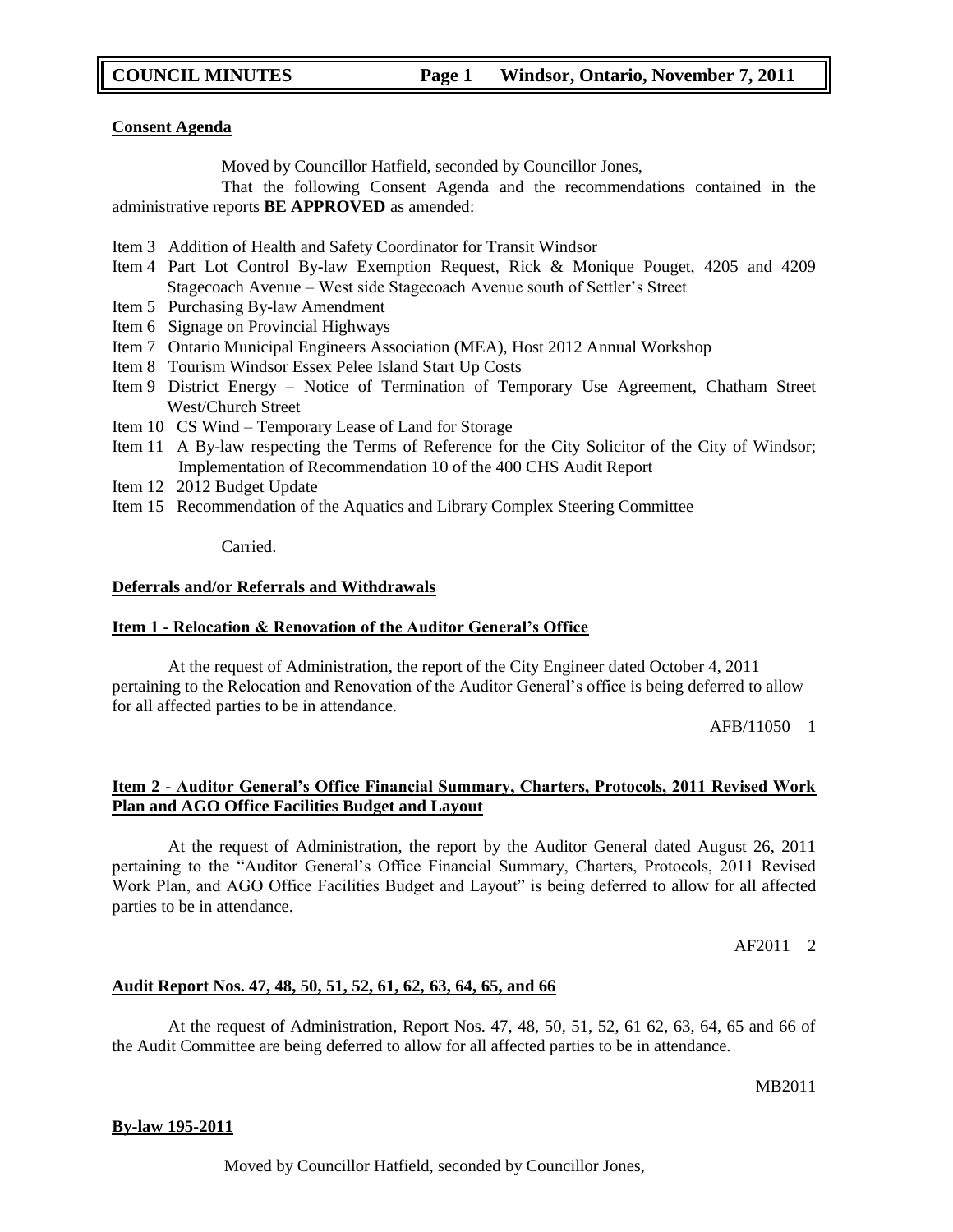**Consent Agenda**

Moved by Councillor Hatfield, seconded by Councillor Jones,

That the following Consent Agenda and the recommendations contained in the administrative reports **BE APPROVED** as amended:

- Item 3 Addition of Health and Safety Coordinator for Transit Windsor
- Item 4 Part Lot Control By-law Exemption Request, Rick & Monique Pouget, 4205 and 4209 Stagecoach Avenue – West side Stagecoach Avenue south of Settler's Street
- Item 5 Purchasing By-law Amendment
- Item 6 Signage on Provincial Highways
- Item 7 Ontario Municipal Engineers Association (MEA), Host 2012 Annual Workshop
- Item 8 Tourism Windsor Essex Pelee Island Start Up Costs
- Item 9 District Energy – Notice of Termination of Temporary Use Agreement, Chatham Street West/Church Street
- Item 10 CS Wind – Temporary Lease of Land for Storage
- Item 11 A By-law respecting the Terms of Reference for the City Solicitor of the City of Windsor; Implementation of Recommendation 10 of the 400 CHS Audit Report
- Item 12 2012 Budget Update
- Item 15 Recommendation of the Aquatics and Library Complex Steering Committee

Carried.

**Deferrals and/or Referrals and Withdrawals**

**Item 1 - Relocation & Renovation of the Auditor General's Office**

At the request of Administration, the report of the City Engineer dated October 4, 2011 pertaining to the Relocation and Renovation of the Auditor General's office is being deferred to allow for all affected parties to be in attendance.

AFB/11050 1

**Item 2 - Auditor General's Office Financial Summary, Charters, Protocols, 2011 Revised Work Plan and AGO Office Facilities Budget and Layout**

At the request of Administration, the report by the Auditor General dated August 26, 2011 pertaining to the "Auditor General's Office Financial Summary, Charters, Protocols, 2011 Revised Work Plan, and AGO Office Facilities Budget and Layout" is being deferred to allow for all affected parties to be in attendance.

AF2011 2

**Audit Report Nos. 47, 48, 50, 51, 52, 61, 62, 63, 64, 65, and 66**

At the request of Administration, Report Nos. 47, 48, 50, 51, 52, 61 62, 63, 64, 65 and 66 of the Audit Committee are being deferred to allow for all affected parties to be in attendance.

MB2011

**By-law 195-2011**

Moved by Councillor Hatfield, seconded by Councillor Jones,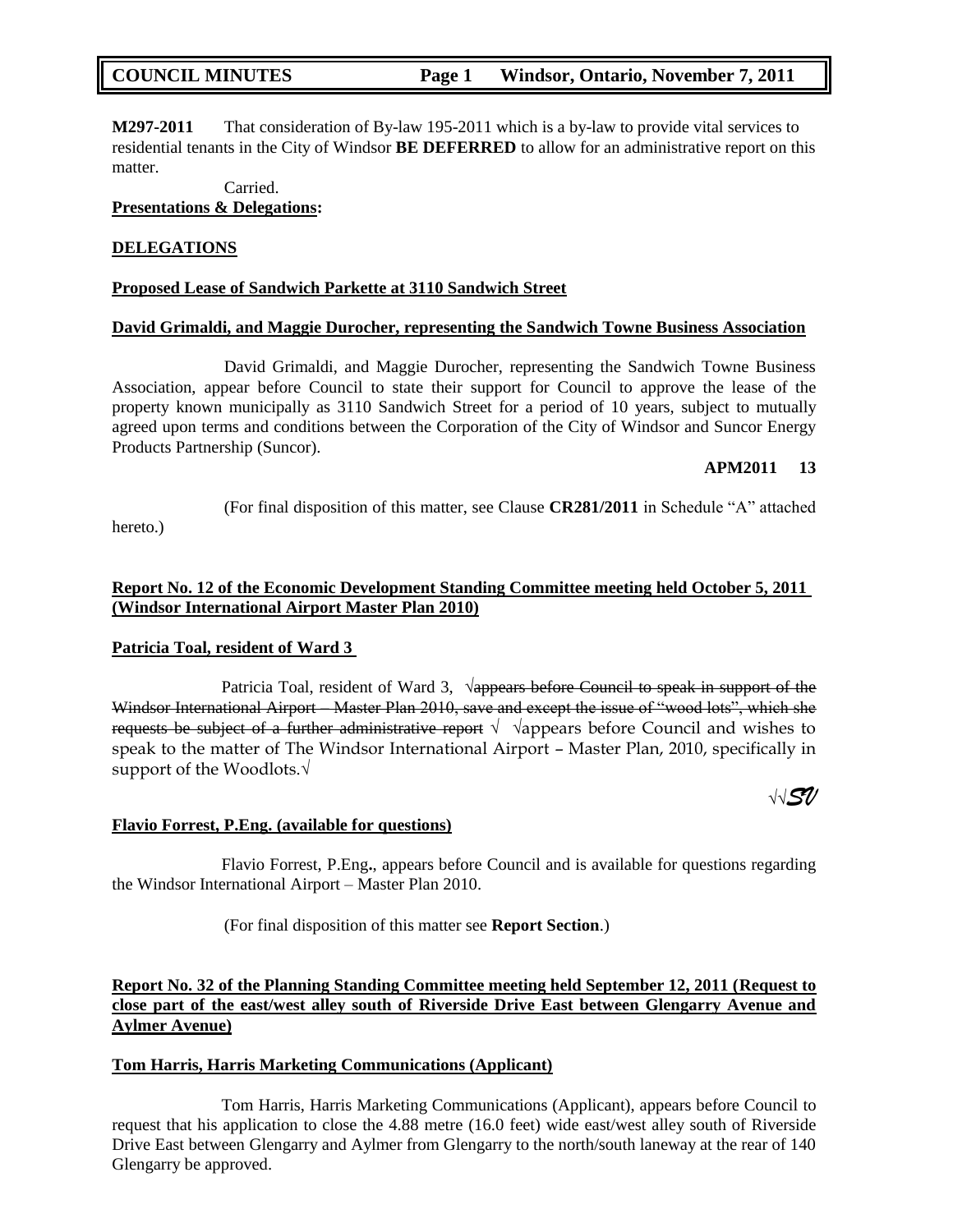**M297-2011** That consideration of By-law 195-2011 which is a by-law to provide vital services to residential tenants in the City of Windsor **BE DEFERRED** to allow for an administrative report on this matter.

Carried.

**Presentations & Delegations:**

## DELEGATIONS

### Proposed Lease of Sandwich Parkette at 3110 Sandwich Street

**David Grimaldi, and Maggie Durocher, representing the Sandwich Towne Business Association**

David Grimaldi, and Maggie Durocher, representing the Sandwich Towne Business Association, appear before Council to state their support for Council to approve the lease of the property known municipally as 3110 Sandwich Street for a period of 10 years, subject to mutually agreed upon terms and conditions between the Corporation of the City of Windsor and Suncor Energy Products Partnership (Suncor).

**APM2011 13**

(For final disposition of this matter, see Clause **CR281/2011** in Schedule "A" attached hereto.)

### Report No. 12 of the Economic Development Standing Committee meeting held October 5, 2011 (Windsor International Airport Master Plan 2010)

**Patricia Toal, resident of Ward 3**

Patricia Toal, resident of Ward 3, √~~appears before Council to speak in support of the Windsor International Airport – Master Plan 2010, save and except the issue of "wood lots", which she requests be subject of a further administrative report~~ √ √appears before Council and wishes to speak to the matter of The Windsor International Airport – Master Plan, 2010, specifically in support of the Woodlots.√

√√*SV*

**Flavio Forrest, P.Eng. (available for questions)**

Flavio Forrest, P.Eng., appears before Council and is available for questions regarding the Windsor International Airport – Master Plan 2010.

(For final disposition of this matter see **Report Section**.)

### Report No. 32 of the Planning Standing Committee meeting held September 12, 2011 (Request to close part of the east/west alley south of Riverside Drive East between Glengarry Avenue and Aylmer Avenue)

**Tom Harris, Harris Marketing Communications (Applicant)**

Tom Harris, Harris Marketing Communications (Applicant), appears before Council to request that his application to close the 4.88 metre (16.0 feet) wide east/west alley south of Riverside Drive East between Glengarry and Aylmer from Glengarry to the north/south laneway at the rear of 140 Glengarry be approved.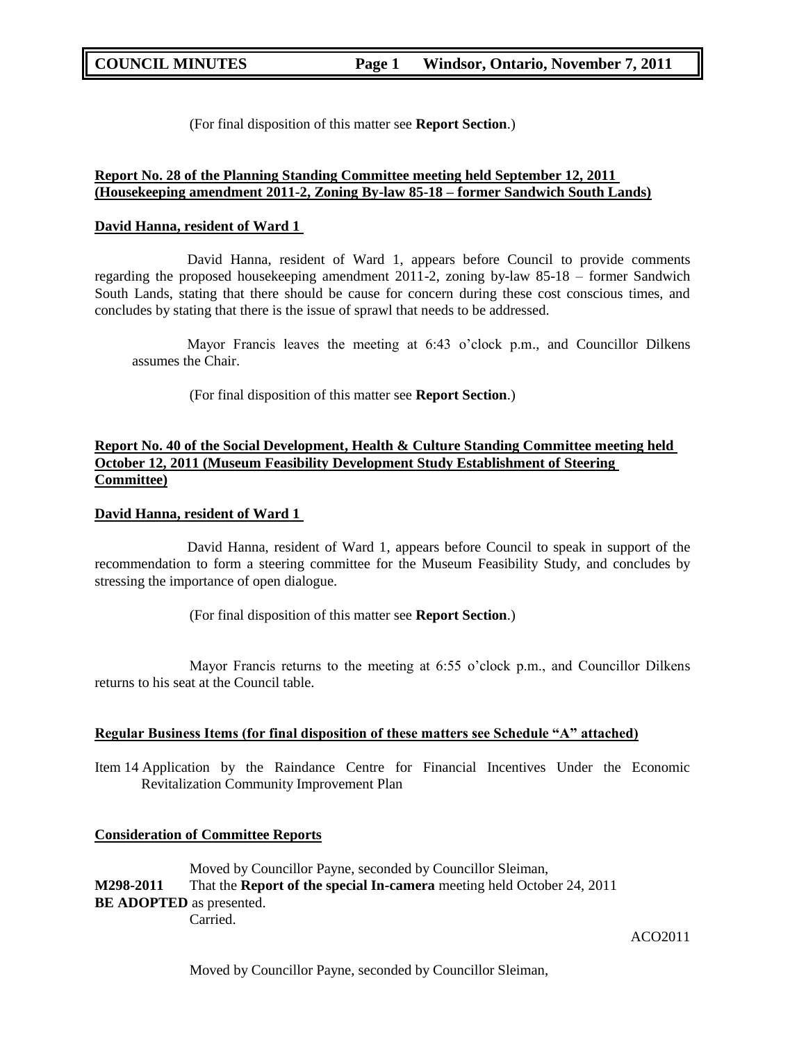(For final disposition of this matter see **Report Section**.)

**Report No. 28 of the Planning Standing Committee meeting held September 12, 2011 (Housekeeping amendment 2011-2, Zoning By-law 85-18 – former Sandwich South Lands)**

**David Hanna, resident of Ward 1**

David Hanna, resident of Ward 1, appears before Council to provide comments regarding the proposed housekeeping amendment 2011-2, zoning by-law 85-18 – former Sandwich South Lands, stating that there should be cause for concern during these cost conscious times, and concludes by stating that there is the issue of sprawl that needs to be addressed.

Mayor Francis leaves the meeting at 6:43 o'clock p.m., and Councillor Dilkens assumes the Chair.

(For final disposition of this matter see **Report Section**.)

**Report No. 40 of the Social Development, Health & Culture Standing Committee meeting held October 12, 2011 (Museum Feasibility Development Study Establishment of Steering Committee)**

**David Hanna, resident of Ward 1**

David Hanna, resident of Ward 1, appears before Council to speak in support of the recommendation to form a steering committee for the Museum Feasibility Study, and concludes by stressing the importance of open dialogue.

(For final disposition of this matter see **Report Section**.)

Mayor Francis returns to the meeting at 6:55 o'clock p.m., and Councillor Dilkens returns to his seat at the Council table.

**Regular Business Items (for final disposition of these matters see Schedule "A" attached)**

Item 14 Application by the Raindance Centre for Financial Incentives Under the Economic Revitalization Community Improvement Plan

**Consideration of Committee Reports**

Moved by Councillor Payne, seconded by Councillor Sleiman,

**M298-2011** That the **Report of the special In-camera** meeting held October 24, 2011 **BE ADOPTED** as presented.

Carried.

ACO2011

Moved by Councillor Payne, seconded by Councillor Sleiman,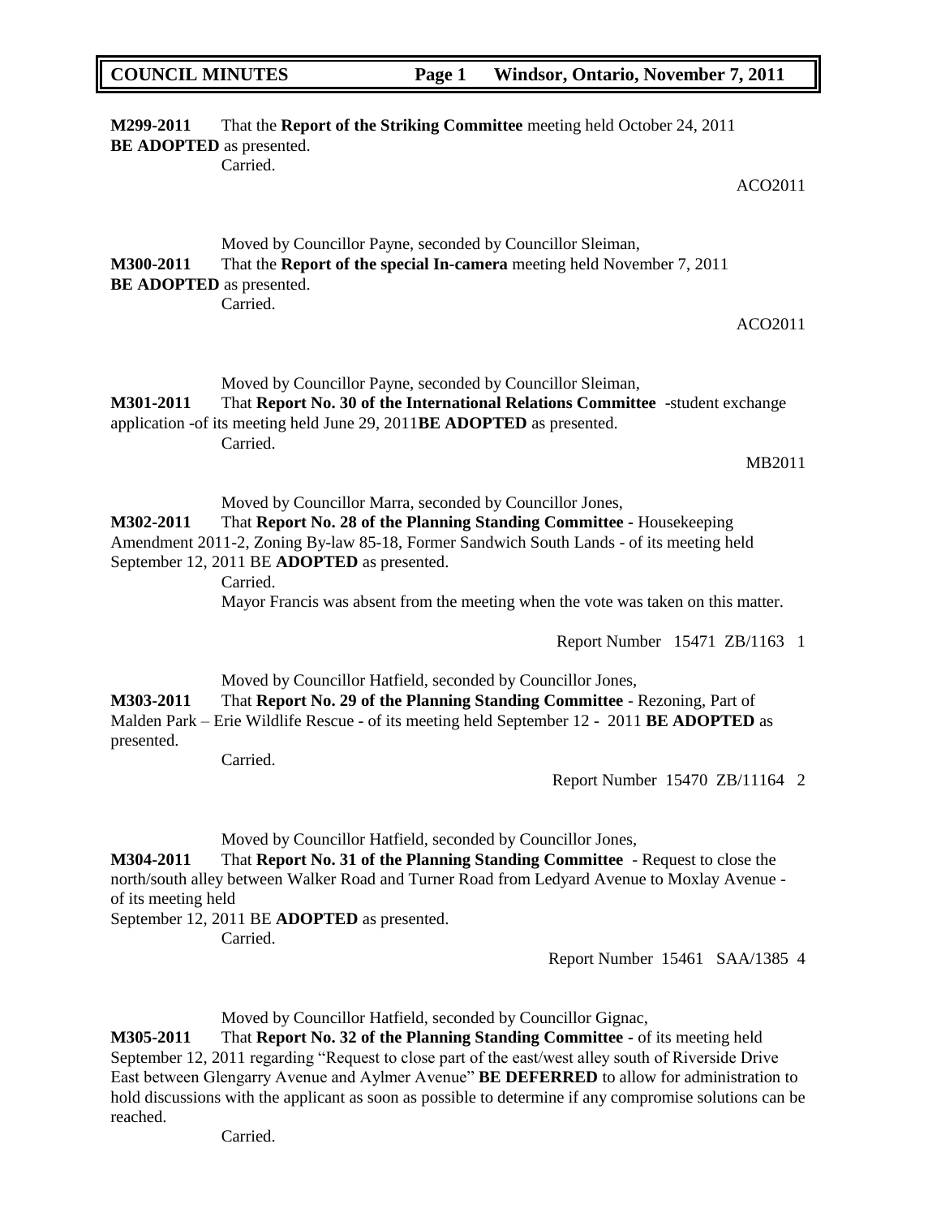**M299-2011** That the **Report of the Striking Committee** meeting held October 24, 2011 **BE ADOPTED** as presented.

Carried.

ACO2011

Moved by Councillor Payne, seconded by Councillor Sleiman,

**M300-2011** That the **Report of the special In-camera** meeting held November 7, 2011 **BE ADOPTED** as presented.

Carried.

ACO2011

Moved by Councillor Payne, seconded by Councillor Sleiman,

**M301-2011** That **Report No. 30 of the International Relations Committee** -student exchange application -of its meeting held June 29, 2011**BE ADOPTED** as presented.

Carried.

MB2011

Moved by Councillor Marra, seconded by Councillor Jones,

**M302-2011** That **Report No. 28 of the Planning Standing Committee -** Housekeeping Amendment 2011-2, Zoning By-law 85-18, Former Sandwich South Lands - of its meeting held September 12, 2011 BE **ADOPTED** as presented.

Carried.

Mayor Francis was absent from the meeting when the vote was taken on this matter.

Report Number 15471 ZB/1163 1

Moved by Councillor Hatfield, seconded by Councillor Jones,

**M303-2011** That **Report No. 29 of the Planning Standing Committee** - Rezoning, Part of Malden Park – Erie Wildlife Rescue - of its meeting held September 12 - 2011 **BE ADOPTED** as presented.

Carried.

Report Number 15470 ZB/11164 2

Moved by Councillor Hatfield, seconded by Councillor Jones,

**M304-2011** That **Report No. 31 of the Planning Standing Committee** - Request to close the north/south alley between Walker Road and Turner Road from Ledyard Avenue to Moxlay Avenue - of its meeting held

September 12, 2011 BE **ADOPTED** as presented.

Carried.

Report Number 15461 SAA/1385 4

Moved by Councillor Hatfield, seconded by Councillor Gignac,

**M305-2011** That **Report No. 32 of the Planning Standing Committee -** of its meeting held September 12, 2011 regarding "Request to close part of the east/west alley south of Riverside Drive East between Glengarry Avenue and Aylmer Avenue" **BE DEFERRED** to allow for administration to hold discussions with the applicant as soon as possible to determine if any compromise solutions can be reached.

Carried.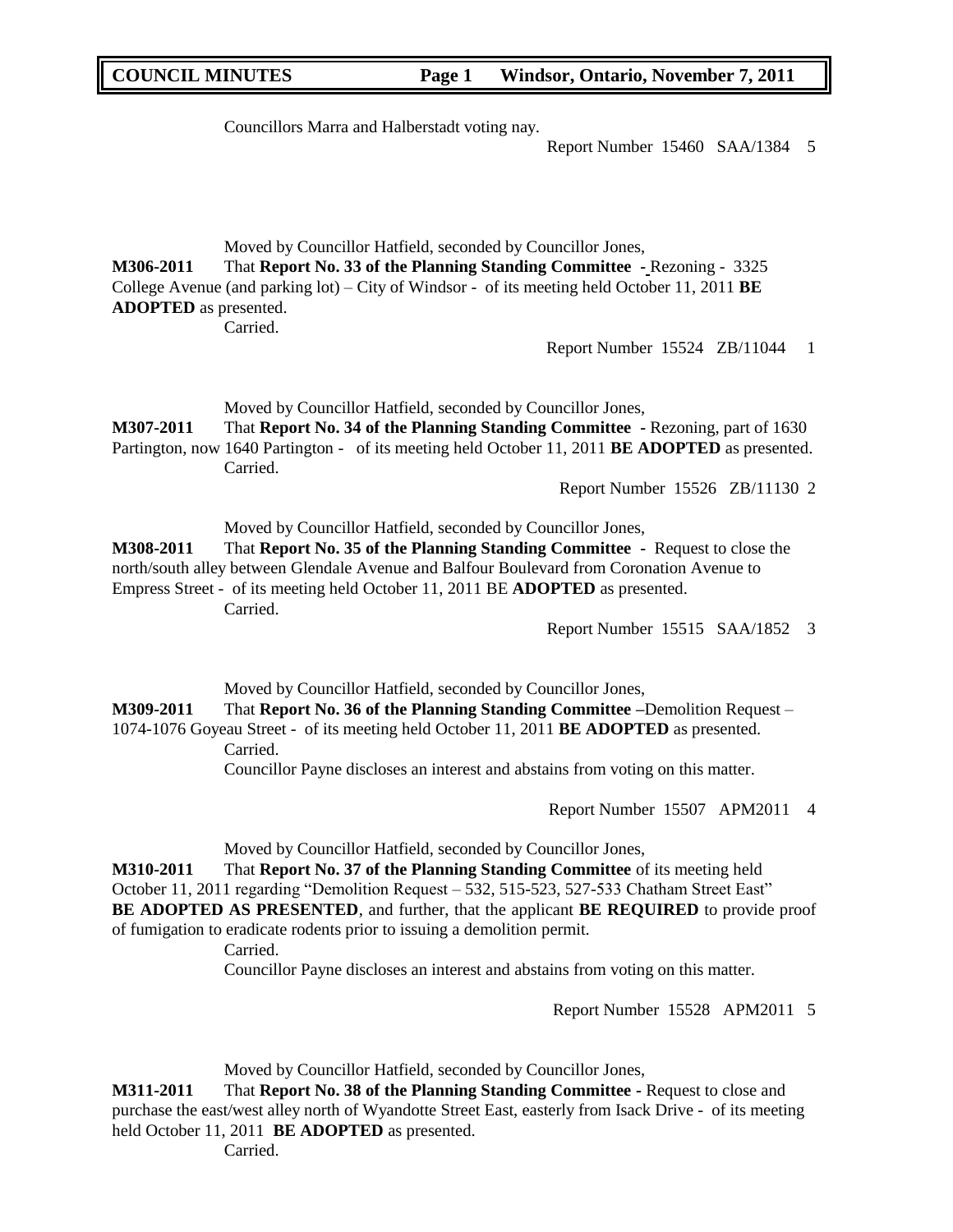Councillors Marra and Halberstadt voting nay.

Report Number 15460 SAA/1384 5

Moved by Councillor Hatfield, seconded by Councillor Jones,

**M306-2011** That **Report No. 33 of the Planning Standing Committee** - Rezoning - 3325 College Avenue (and parking lot) – City of Windsor - of its meeting held October 11, 2011 **BE ADOPTED** as presented.

Carried.

Report Number 15524 ZB/11044 1

Moved by Councillor Hatfield, seconded by Councillor Jones,

**M307-2011** That **Report No. 34 of the Planning Standing Committee** - Rezoning, part of 1630 Partington, now 1640 Partington - of its meeting held October 11, 2011 **BE ADOPTED** as presented.

Carried.

Report Number 15526 ZB/11130 2

Moved by Councillor Hatfield, seconded by Councillor Jones,

**M308-2011** That **Report No. 35 of the Planning Standing Committee** - Request to close the north/south alley between Glendale Avenue and Balfour Boulevard from Coronation Avenue to Empress Street - of its meeting held October 11, 2011 BE **ADOPTED** as presented.

Carried.

Report Number 15515 SAA/1852 3

Moved by Councillor Hatfield, seconded by Councillor Jones,

**M309-2011** That **Report No. 36 of the Planning Standing Committee** –Demolition Request – 1074-1076 Goyeau Street - of its meeting held October 11, 2011 **BE ADOPTED** as presented.

Carried.

Councillor Payne discloses an interest and abstains from voting on this matter.

Report Number 15507 APM2011 4

Moved by Councillor Hatfield, seconded by Councillor Jones,

**M310-2011** That **Report No. 37 of the Planning Standing Committee** of its meeting held October 11, 2011 regarding "Demolition Request – 532, 515-523, 527-533 Chatham Street East" **BE ADOPTED AS PRESENTED**, and further, that the applicant **BE REQUIRED** to provide proof of fumigation to eradicate rodents prior to issuing a demolition permit.

Carried.

Councillor Payne discloses an interest and abstains from voting on this matter.

Report Number 15528 APM2011 5

Moved by Councillor Hatfield, seconded by Councillor Jones,

**M311-2011** That **Report No. 38 of the Planning Standing Committee** - Request to close and purchase the east/west alley north of Wyandotte Street East, easterly from Isack Drive - of its meeting held October 11, 2011 **BE ADOPTED** as presented.

Carried.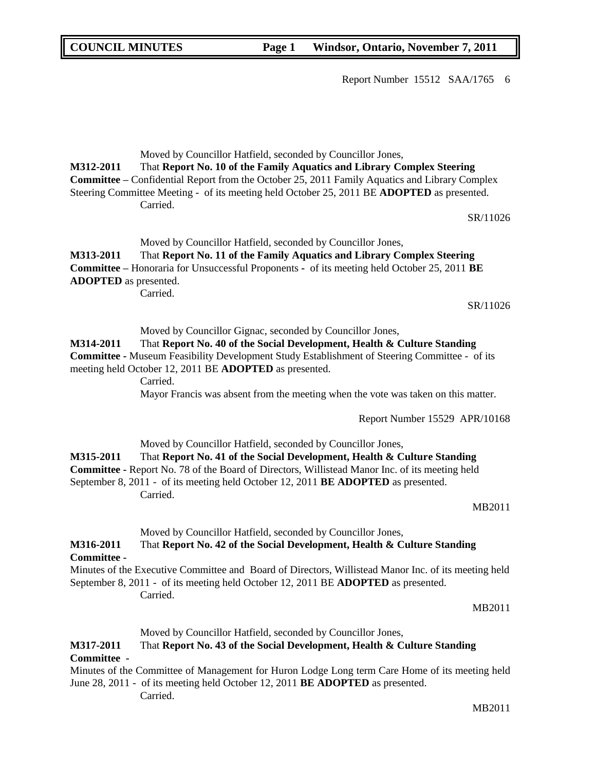Report Number 15512 SAA/1765 6

Moved by Councillor Hatfield, seconded by Councillor Jones,

**M312-2011** That **Report No. 10 of the Family Aquatics and Library Complex Steering Committee –** Confidential Report from the October 25, 2011 Family Aquatics and Library Complex Steering Committee Meeting - of its meeting held October 25, 2011 BE **ADOPTED** as presented.

Carried.

SR/11026

Moved by Councillor Hatfield, seconded by Councillor Jones,

**M313-2011** That **Report No. 11 of the Family Aquatics and Library Complex Steering Committee –** Honoraria for Unsuccessful Proponents - of its meeting held October 25, 2011 **BE ADOPTED** as presented.

Carried.

SR/11026

Moved by Councillor Gignac, seconded by Councillor Jones,

**M314-2011** That **Report No. 40 of the Social Development, Health & Culture Standing Committee -** Museum Feasibility Development Study Establishment of Steering Committee - of its meeting held October 12, 2011 BE **ADOPTED** as presented.

Carried.

Mayor Francis was absent from the meeting when the vote was taken on this matter.

Report Number 15529 APR/10168

Moved by Councillor Hatfield, seconded by Councillor Jones,

**M315-2011** That **Report No. 41 of the Social Development, Health & Culture Standing Committee -** Report No. 78 of the Board of Directors, Willistead Manor Inc. of its meeting held September 8, 2011 - of its meeting held October 12, 2011 **BE ADOPTED** as presented.

Carried.

MB2011

Moved by Councillor Hatfield, seconded by Councillor Jones,

**M316-2011** That **Report No. 42 of the Social Development, Health & Culture Standing Committee -**

Minutes of the Executive Committee and Board of Directors, Willistead Manor Inc. of its meeting held September 8, 2011 - of its meeting held October 12, 2011 BE **ADOPTED** as presented.

Carried.

MB2011

Moved by Councillor Hatfield, seconded by Councillor Jones,

**M317-2011** That **Report No. 43 of the Social Development, Health & Culture Standing Committee -**

Minutes of the Committee of Management for Huron Lodge Long term Care Home of its meeting held June 28, 2011 - of its meeting held October 12, 2011 **BE ADOPTED** as presented.

Carried.

MB2011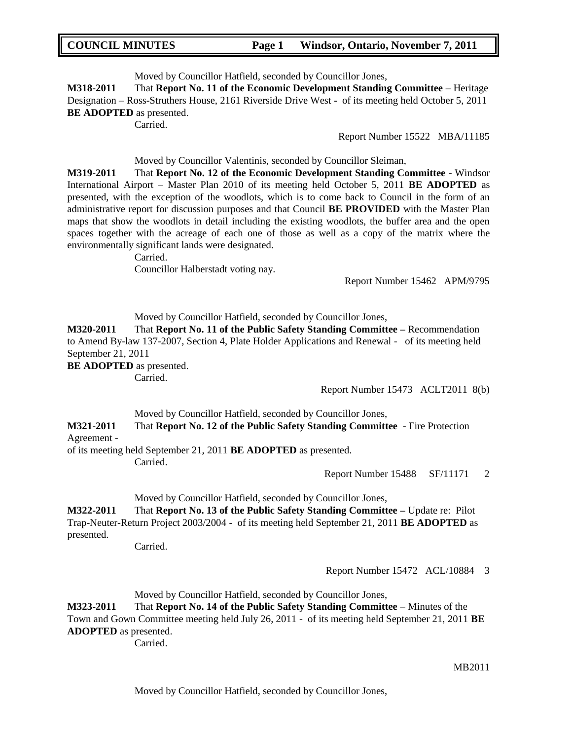Moved by Councillor Hatfield, seconded by Councillor Jones,

**M318-2011** That **Report No. 11 of the Economic Development Standing Committee –** Heritage Designation – Ross-Struthers House, 2161 Riverside Drive West - of its meeting held October 5, 2011 **BE ADOPTED** as presented.

Carried.

Report Number 15522 MBA/11185

Moved by Councillor Valentinis, seconded by Councillor Sleiman,

**M319-2011** That **Report No. 12 of the Economic Development Standing Committee** - Windsor International Airport – Master Plan 2010 of its meeting held October 5, 2011 **BE ADOPTED** as presented, with the exception of the woodlots, which is to come back to Council in the form of an administrative report for discussion purposes and that Council **BE PROVIDED** with the Master Plan maps that show the woodlots in detail including the existing woodlots, the buffer area and the open spaces together with the acreage of each one of those as well as a copy of the matrix where the environmentally significant lands were designated.

Carried.

Councillor Halberstadt voting nay.

Report Number 15462 APM/9795

Moved by Councillor Hatfield, seconded by Councillor Jones,

**M320-2011** That **Report No. 11 of the Public Safety Standing Committee –** Recommendation to Amend By-law 137-2007, Section 4, Plate Holder Applications and Renewal - of its meeting held September 21, 2011

**BE ADOPTED** as presented.

Carried.

Report Number 15473 ACLT2011 8(b)

Moved by Councillor Hatfield, seconded by Councillor Jones,

**M321-2011** That **Report No. 12 of the Public Safety Standing Committee -** Fire Protection Agreement -

of its meeting held September 21, 2011 **BE ADOPTED** as presented.

Carried.

Report Number 15488 SF/11171 2

Moved by Councillor Hatfield, seconded by Councillor Jones,

**M322-2011** That **Report No. 13 of the Public Safety Standing Committee –** Update re: Pilot Trap-Neuter-Return Project 2003/2004 - of its meeting held September 21, 2011 **BE ADOPTED** as presented.

Carried.

Report Number 15472 ACL/10884 3

Moved by Councillor Hatfield, seconded by Councillor Jones,

**M323-2011** That **Report No. 14 of the Public Safety Standing Committee** – Minutes of the Town and Gown Committee meeting held July 26, 2011 - of its meeting held September 21, 2011 **BE ADOPTED** as presented.

Carried.

MB2011

Moved by Councillor Hatfield, seconded by Councillor Jones,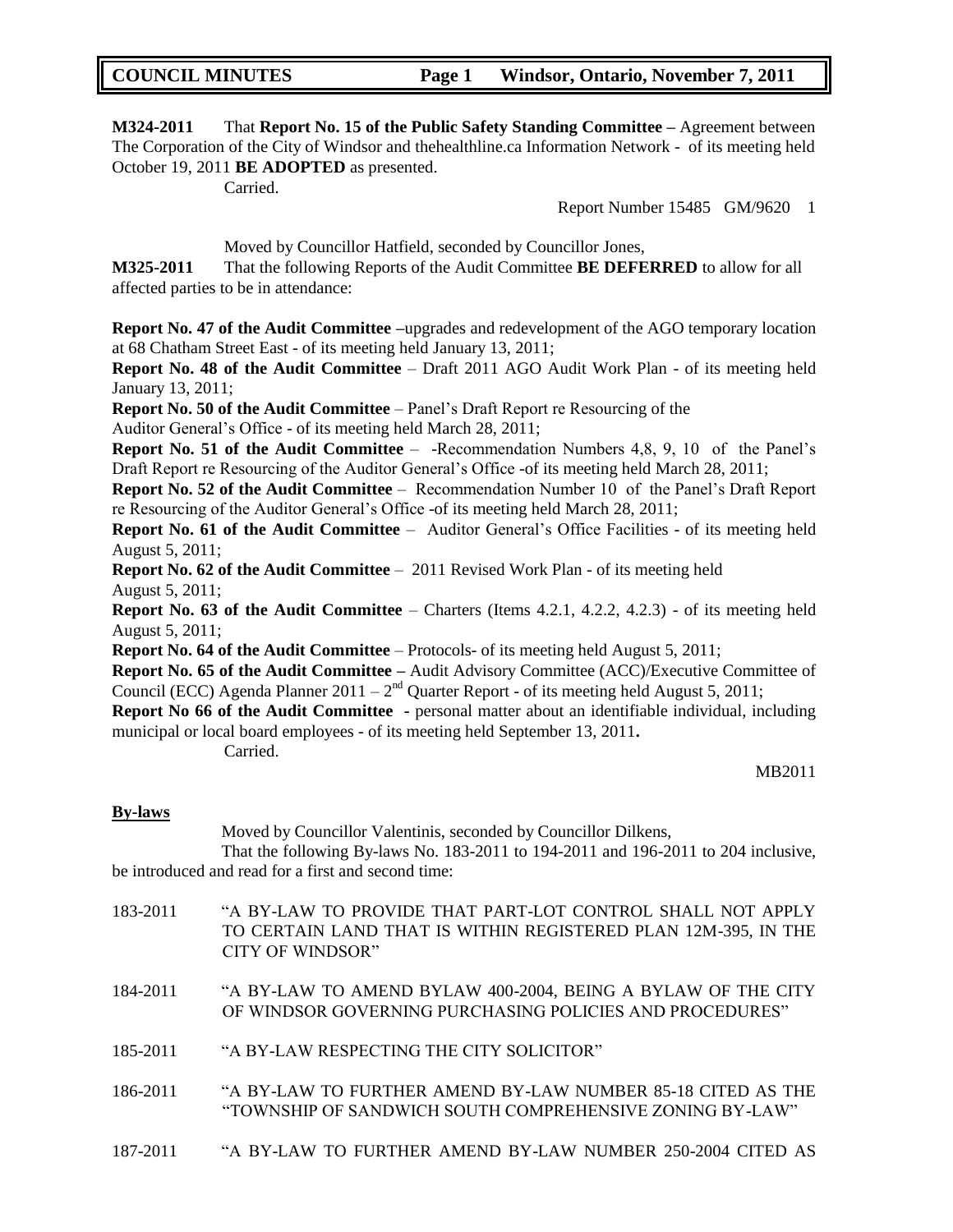**M324-2011** That **Report No. 15 of the Public Safety Standing Committee –** Agreement between The Corporation of the City of Windsor and thehealthline.ca Information Network - of its meeting held October 19, 2011 **BE ADOPTED** as presented.

Carried.

Report Number 15485 GM/9620 1

Moved by Councillor Hatfield, seconded by Councillor Jones,

**M325-2011** That the following Reports of the Audit Committee **BE DEFERRED** to allow for all affected parties to be in attendance:

**Report No. 47 of the Audit Committee –**upgrades and redevelopment of the AGO temporary location at 68 Chatham Street East - of its meeting held January 13, 2011;

**Report No. 48 of the Audit Committee** – Draft 2011 AGO Audit Work Plan - of its meeting held January 13, 2011;

**Report No. 50 of the Audit Committee** – Panel's Draft Report re Resourcing of the Auditor General's Office - of its meeting held March 28, 2011;

**Report No. 51 of the Audit Committee** – -Recommendation Numbers 4,8, 9, 10 of the Panel's Draft Report re Resourcing of the Auditor General's Office -of its meeting held March 28, 2011;

**Report No. 52 of the Audit Committee** – Recommendation Number 10 of the Panel's Draft Report re Resourcing of the Auditor General's Office -of its meeting held March 28, 2011;

**Report No. 61 of the Audit Committee** – Auditor General's Office Facilities - of its meeting held August 5, 2011;

**Report No. 62 of the Audit Committee** – 2011 Revised Work Plan - of its meeting held August 5, 2011;

**Report No. 63 of the Audit Committee** – Charters (Items 4.2.1, 4.2.2, 4.2.3) - of its meeting held August 5, 2011;

**Report No. 64 of the Audit Committee** – Protocols- of its meeting held August 5, 2011;

**Report No. 65 of the Audit Committee –** Audit Advisory Committee (ACC)/Executive Committee of Council (ECC) Agenda Planner 2011 – 2nd Quarter Report - of its meeting held August 5, 2011;

**Report No 66 of the Audit Committee -** personal matter about an identifiable individual, including municipal or local board employees - of its meeting held September 13, 2011**.**

Carried.

MB2011

**By-laws**

Moved by Councillor Valentinis, seconded by Councillor Dilkens,

That the following By-laws No. 183-2011 to 194-2011 and 196-2011 to 204 inclusive, be introduced and read for a first and second time:

183-2011 "A BY-LAW TO PROVIDE THAT PART-LOT CONTROL SHALL NOT APPLY TO CERTAIN LAND THAT IS WITHIN REGISTERED PLAN 12M-395, IN THE CITY OF WINDSOR"

184-2011 "A BY-LAW TO AMEND BYLAW 400-2004, BEING A BYLAW OF THE CITY OF WINDSOR GOVERNING PURCHASING POLICIES AND PROCEDURES"

185-2011 "A BY-LAW RESPECTING THE CITY SOLICITOR"

186-2011 "A BY-LAW TO FURTHER AMEND BY-LAW NUMBER 85-18 CITED AS THE "TOWNSHIP OF SANDWICH SOUTH COMPREHENSIVE ZONING BY-LAW"

187-2011 "A BY-LAW TO FURTHER AMEND BY-LAW NUMBER 250-2004 CITED AS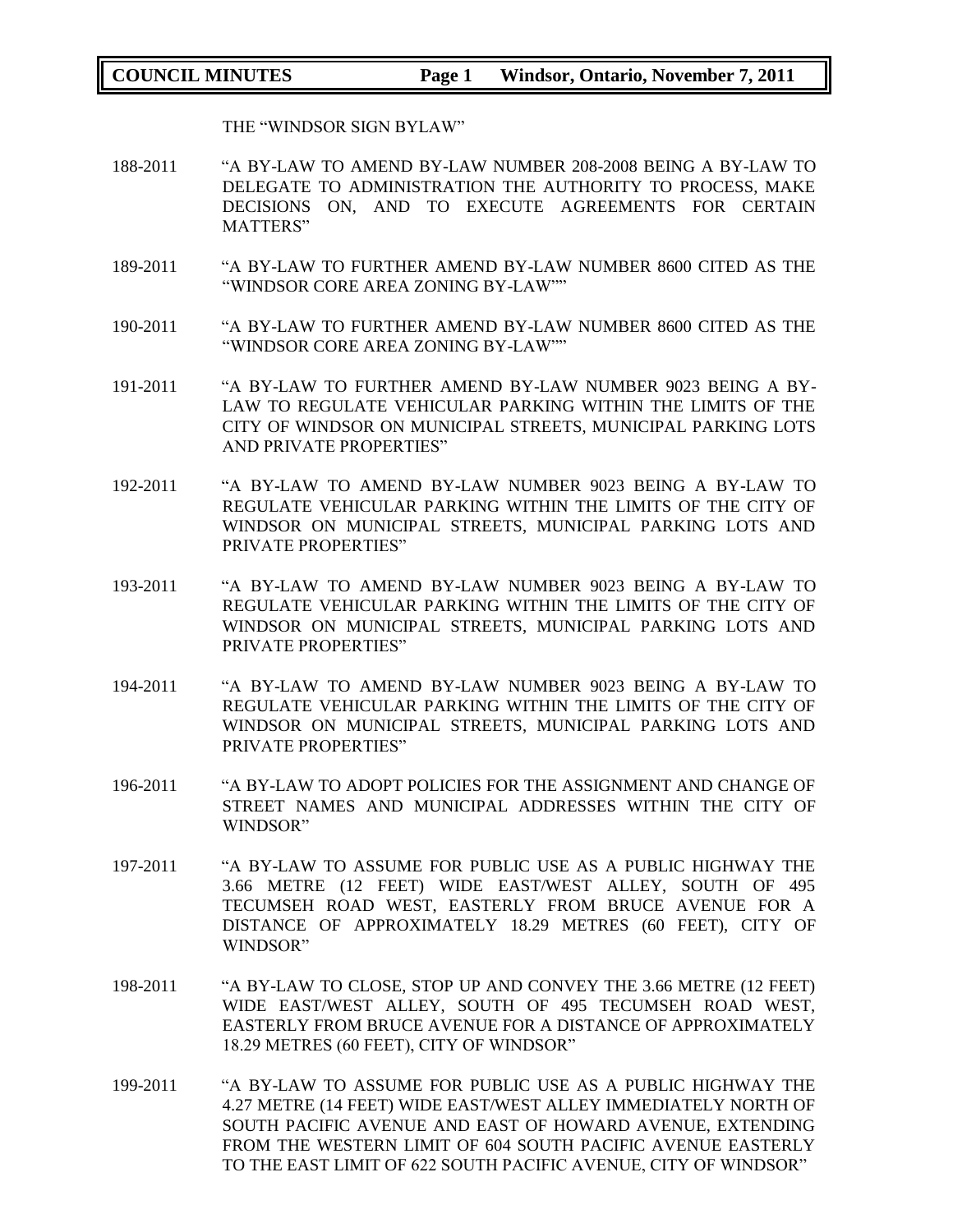THE "WINDSOR SIGN BYLAW"

188-2011 "A BY-LAW TO AMEND BY-LAW NUMBER 208-2008 BEING A BY-LAW TO DELEGATE TO ADMINISTRATION THE AUTHORITY TO PROCESS, MAKE DECISIONS ON, AND TO EXECUTE AGREEMENTS FOR CERTAIN MATTERS"

189-2011 "A BY-LAW TO FURTHER AMEND BY-LAW NUMBER 8600 CITED AS THE "WINDSOR CORE AREA ZONING BY-LAW""

190-2011 "A BY-LAW TO FURTHER AMEND BY-LAW NUMBER 8600 CITED AS THE "WINDSOR CORE AREA ZONING BY-LAW""

191-2011 "A BY-LAW TO FURTHER AMEND BY-LAW NUMBER 9023 BEING A BY-LAW TO REGULATE VEHICULAR PARKING WITHIN THE LIMITS OF THE CITY OF WINDSOR ON MUNICIPAL STREETS, MUNICIPAL PARKING LOTS AND PRIVATE PROPERTIES"

192-2011 "A BY-LAW TO AMEND BY-LAW NUMBER 9023 BEING A BY-LAW TO REGULATE VEHICULAR PARKING WITHIN THE LIMITS OF THE CITY OF WINDSOR ON MUNICIPAL STREETS, MUNICIPAL PARKING LOTS AND PRIVATE PROPERTIES"

193-2011 "A BY-LAW TO AMEND BY-LAW NUMBER 9023 BEING A BY-LAW TO REGULATE VEHICULAR PARKING WITHIN THE LIMITS OF THE CITY OF WINDSOR ON MUNICIPAL STREETS, MUNICIPAL PARKING LOTS AND PRIVATE PROPERTIES"

194-2011 "A BY-LAW TO AMEND BY-LAW NUMBER 9023 BEING A BY-LAW TO REGULATE VEHICULAR PARKING WITHIN THE LIMITS OF THE CITY OF WINDSOR ON MUNICIPAL STREETS, MUNICIPAL PARKING LOTS AND PRIVATE PROPERTIES"

196-2011 "A BY-LAW TO ADOPT POLICIES FOR THE ASSIGNMENT AND CHANGE OF STREET NAMES AND MUNICIPAL ADDRESSES WITHIN THE CITY OF WINDSOR"

197-2011 "A BY-LAW TO ASSUME FOR PUBLIC USE AS A PUBLIC HIGHWAY THE 3.66 METRE (12 FEET) WIDE EAST/WEST ALLEY, SOUTH OF 495 TECUMSEH ROAD WEST, EASTERLY FROM BRUCE AVENUE FOR A DISTANCE OF APPROXIMATELY 18.29 METRES (60 FEET), CITY OF WINDSOR"

198-2011 "A BY-LAW TO CLOSE, STOP UP AND CONVEY THE 3.66 METRE (12 FEET) WIDE EAST/WEST ALLEY, SOUTH OF 495 TECUMSEH ROAD WEST, EASTERLY FROM BRUCE AVENUE FOR A DISTANCE OF APPROXIMATELY 18.29 METRES (60 FEET), CITY OF WINDSOR"

199-2011 "A BY-LAW TO ASSUME FOR PUBLIC USE AS A PUBLIC HIGHWAY THE 4.27 METRE (14 FEET) WIDE EAST/WEST ALLEY IMMEDIATELY NORTH OF SOUTH PACIFIC AVENUE AND EAST OF HOWARD AVENUE, EXTENDING FROM THE WESTERN LIMIT OF 604 SOUTH PACIFIC AVENUE EASTERLY TO THE EAST LIMIT OF 622 SOUTH PACIFIC AVENUE, CITY OF WINDSOR"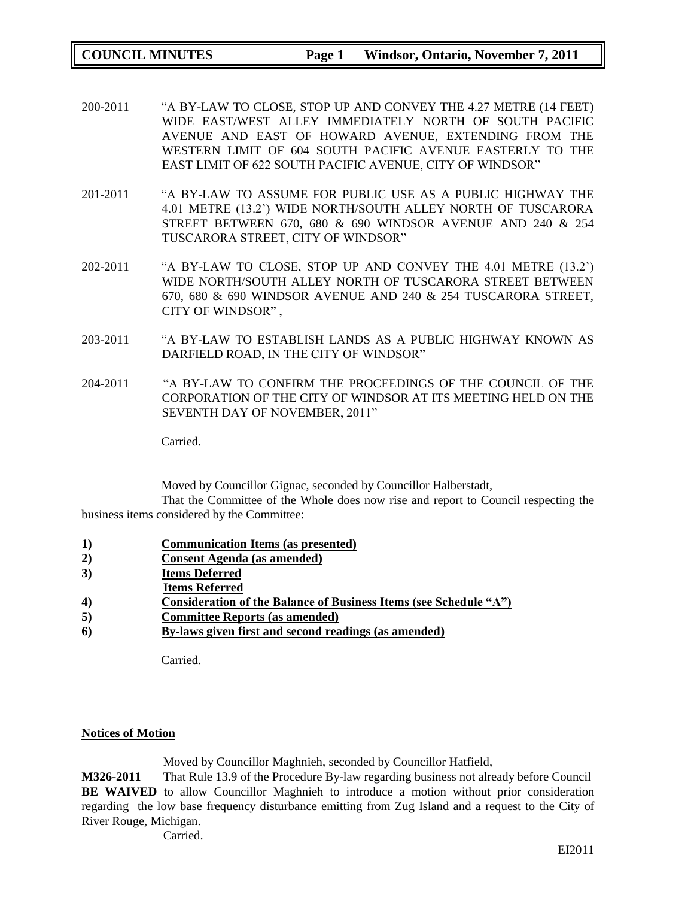200-2011 "A BY-LAW TO CLOSE, STOP UP AND CONVEY THE 4.27 METRE (14 FEET) WIDE EAST/WEST ALLEY IMMEDIATELY NORTH OF SOUTH PACIFIC AVENUE AND EAST OF HOWARD AVENUE, EXTENDING FROM THE WESTERN LIMIT OF 604 SOUTH PACIFIC AVENUE EASTERLY TO THE EAST LIMIT OF 622 SOUTH PACIFIC AVENUE, CITY OF WINDSOR"

201-2011 "A BY-LAW TO ASSUME FOR PUBLIC USE AS A PUBLIC HIGHWAY THE 4.01 METRE (13.2') WIDE NORTH/SOUTH ALLEY NORTH OF TUSCARORA STREET BETWEEN 670, 680 & 690 WINDSOR AVENUE AND 240 & 254 TUSCARORA STREET, CITY OF WINDSOR"

202-2011 "A BY-LAW TO CLOSE, STOP UP AND CONVEY THE 4.01 METRE (13.2') WIDE NORTH/SOUTH ALLEY NORTH OF TUSCARORA STREET BETWEEN 670, 680 & 690 WINDSOR AVENUE AND 240 & 254 TUSCARORA STREET, CITY OF WINDSOR" ,

203-2011 "A BY-LAW TO ESTABLISH LANDS AS A PUBLIC HIGHWAY KNOWN AS DARFIELD ROAD, IN THE CITY OF WINDSOR"

204-2011 "A BY-LAW TO CONFIRM THE PROCEEDINGS OF THE COUNCIL OF THE CORPORATION OF THE CITY OF WINDSOR AT ITS MEETING HELD ON THE SEVENTH DAY OF NOVEMBER, 2011"

Carried.

Moved by Councillor Gignac, seconded by Councillor Halberstadt,

That the Committee of the Whole does now rise and report to Council respecting the business items considered by the Committee:

1) **Communication Items (as presented)**
2) **Consent Agenda (as amended)**
3) **Items Deferred**
   **Items Referred**
4) **Consideration of the Balance of Business Items (see Schedule "A")**
5) **Committee Reports (as amended)**
6) **By-laws given first and second readings (as amended)**

Carried.

**Notices of Motion**

Moved by Councillor Maghnieh, seconded by Councillor Hatfield,

**M326-2011** That Rule 13.9 of the Procedure By-law regarding business not already before Council **BE WAIVED** to allow Councillor Maghnieh to introduce a motion without prior consideration regarding the low base frequency disturbance emitting from Zug Island and a request to the City of River Rouge, Michigan.

Carried.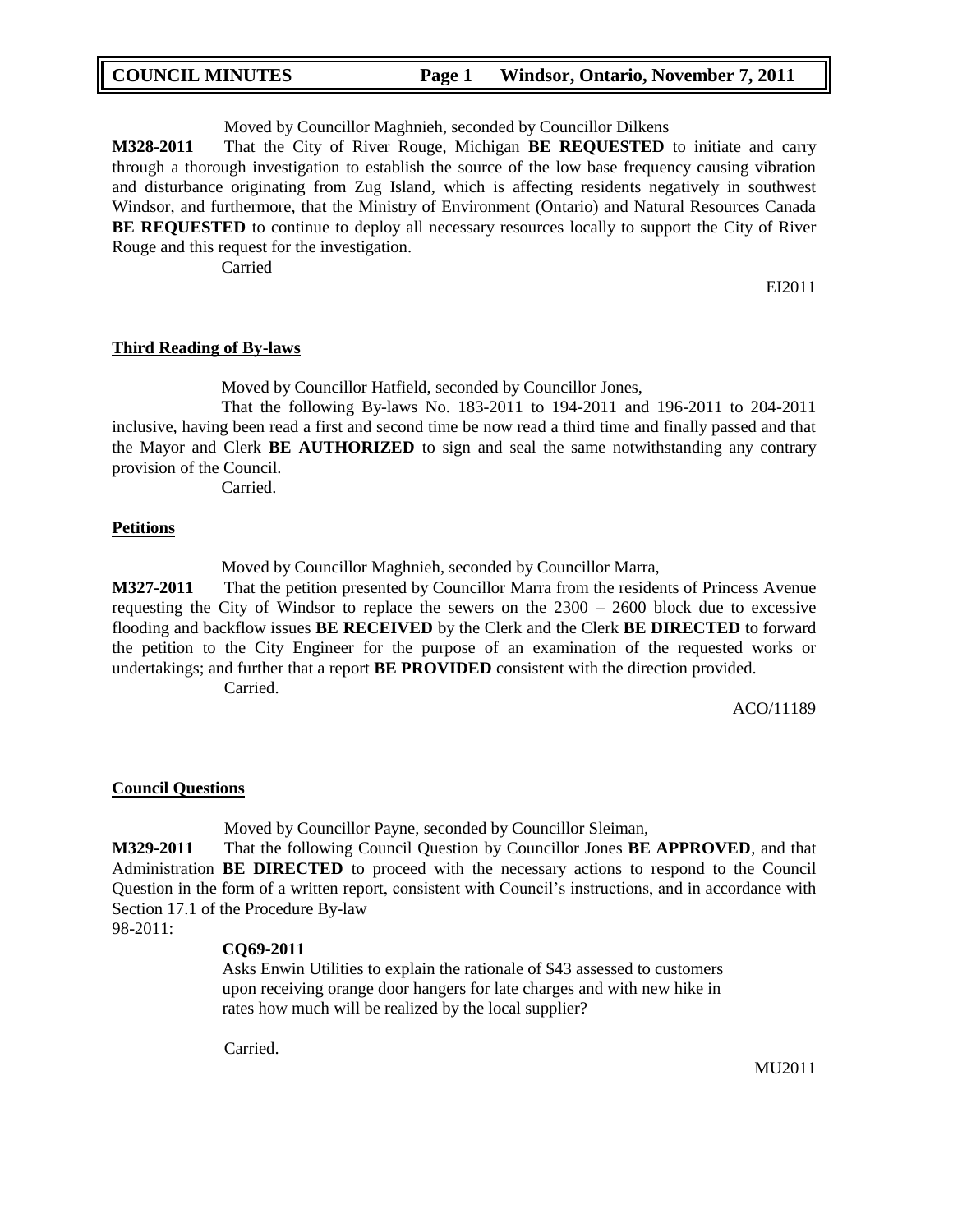Moved by Councillor Maghnieh, seconded by Councillor Dilkens

**M328-2011** That the City of River Rouge, Michigan **BE REQUESTED** to initiate and carry through a thorough investigation to establish the source of the low base frequency causing vibration and disturbance originating from Zug Island, which is affecting residents negatively in southwest Windsor, and furthermore, that the Ministry of Environment (Ontario) and Natural Resources Canada **BE REQUESTED** to continue to deploy all necessary resources locally to support the City of River Rouge and this request for the investigation.

Carried

EI2011

### Third Reading of By-laws

Moved by Councillor Hatfield, seconded by Councillor Jones,

That the following By-laws No. 183-2011 to 194-2011 and 196-2011 to 204-2011 inclusive, having been read a first and second time be now read a third time and finally passed and that the Mayor and Clerk **BE AUTHORIZED** to sign and seal the same notwithstanding any contrary provision of the Council.

Carried.

### Petitions

Moved by Councillor Maghnieh, seconded by Councillor Marra,

**M327-2011** That the petition presented by Councillor Marra from the residents of Princess Avenue requesting the City of Windsor to replace the sewers on the 2300 – 2600 block due to excessive flooding and backflow issues **BE RECEIVED** by the Clerk and the Clerk **BE DIRECTED** to forward the petition to the City Engineer for the purpose of an examination of the requested works or undertakings; and further that a report **BE PROVIDED** consistent with the direction provided.

Carried.

ACO/11189

### Council Questions

Moved by Councillor Payne, seconded by Councillor Sleiman,

**M329-2011** That the following Council Question by Councillor Jones **BE APPROVED**, and that Administration **BE DIRECTED** to proceed with the necessary actions to respond to the Council Question in the form of a written report, consistent with Council's instructions, and in accordance with Section 17.1 of the Procedure By-law 98-2011:

**CQ69-2011**
Asks Enwin Utilities to explain the rationale of $43 assessed to customers upon receiving orange door hangers for late charges and with new hike in rates how much will be realized by the local supplier?

Carried.

MU2011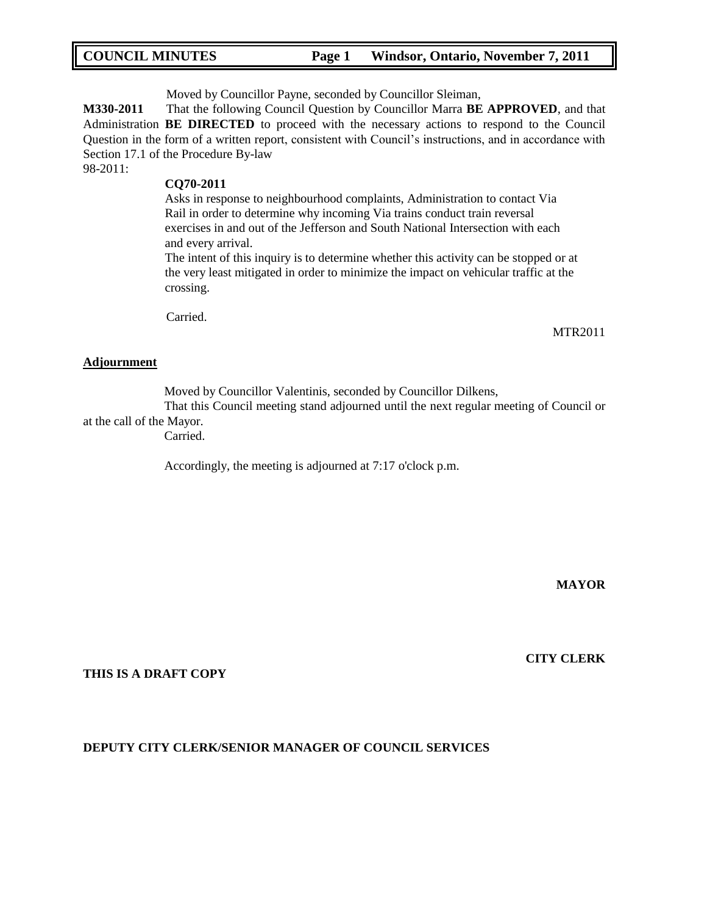Moved by Councillor Payne, seconded by Councillor Sleiman,

**M330-2011** That the following Council Question by Councillor Marra **BE APPROVED**, and that Administration **BE DIRECTED** to proceed with the necessary actions to respond to the Council Question in the form of a written report, consistent with Council's instructions, and in accordance with Section 17.1 of the Procedure By-law 98-2011:

**CQ70-2011**

Asks in response to neighbourhood complaints, Administration to contact Via Rail in order to determine why incoming Via trains conduct train reversal exercises in and out of the Jefferson and South National Intersection with each and every arrival.

The intent of this inquiry is to determine whether this activity can be stopped or at the very least mitigated in order to minimize the impact on vehicular traffic at the crossing.

Carried.

MTR2011

**Adjournment**

Moved by Councillor Valentinis, seconded by Councillor Dilkens,

That this Council meeting stand adjourned until the next regular meeting of Council or at the call of the Mayor.

Carried.

Accordingly, the meeting is adjourned at 7:17 o'clock p.m.

**MAYOR**

**CITY CLERK**

**THIS IS A DRAFT COPY**

**DEPUTY CITY CLERK/SENIOR MANAGER OF COUNCIL SERVICES**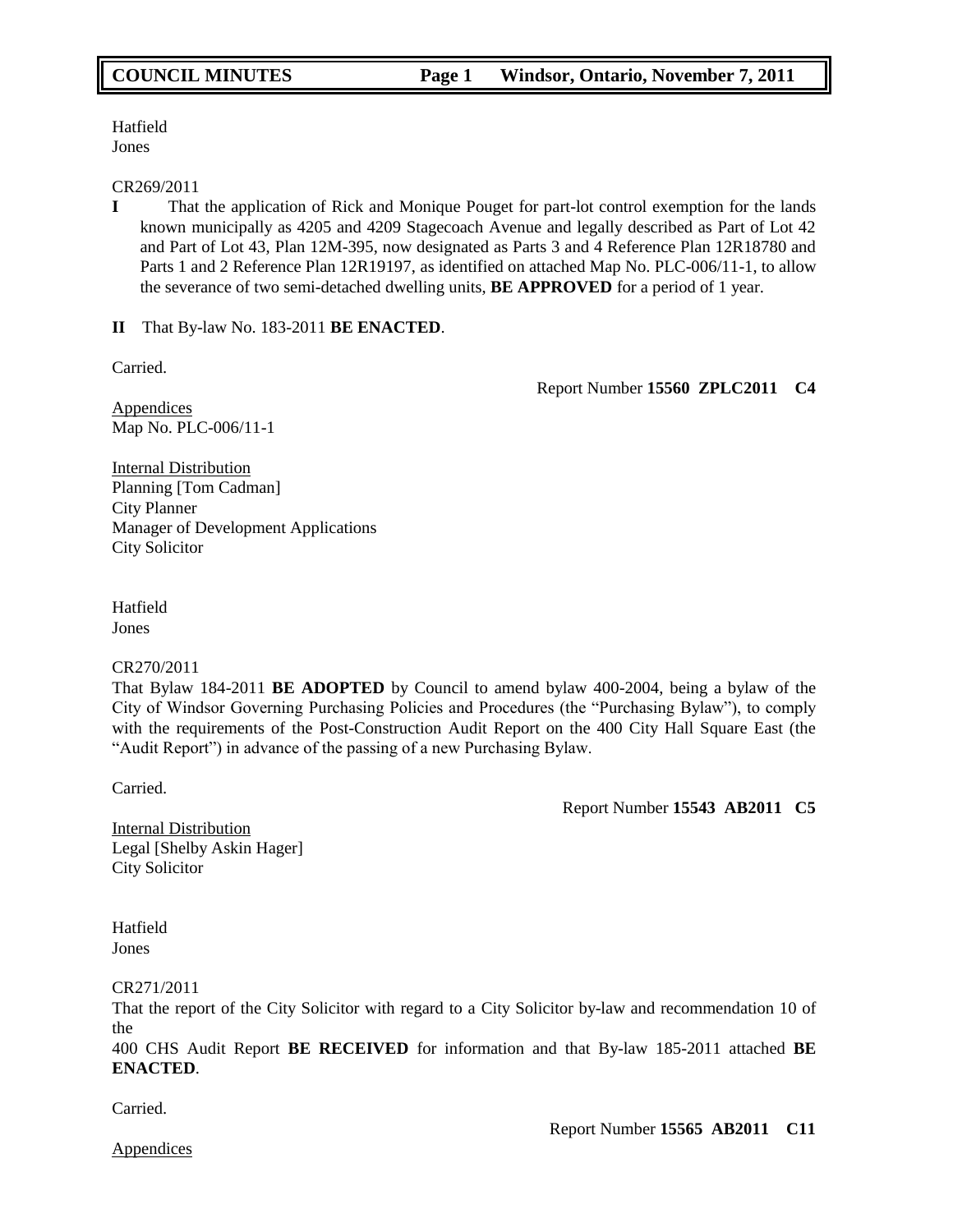Hatfield
Jones

CR269/2011

**I** That the application of Rick and Monique Pouget for part-lot control exemption for the lands known municipally as 4205 and 4209 Stagecoach Avenue and legally described as Part of Lot 42 and Part of Lot 43, Plan 12M-395, now designated as Parts 3 and 4 Reference Plan 12R18780 and Parts 1 and 2 Reference Plan 12R19197, as identified on attached Map No. PLC-006/11-1, to allow the severance of two semi-detached dwelling units, **BE APPROVED** for a period of 1 year.

**II** That By-law No. 183-2011 **BE ENACTED**.

Carried.

Report Number **15560 ZPLC2011 C4**

Appendices
Map No. PLC-006/11-1

Internal Distribution
Planning [Tom Cadman]
City Planner
Manager of Development Applications
City Solicitor

Hatfield
Jones

CR270/2011

That Bylaw 184-2011 **BE ADOPTED** by Council to amend bylaw 400-2004, being a bylaw of the City of Windsor Governing Purchasing Policies and Procedures (the "Purchasing Bylaw"), to comply with the requirements of the Post-Construction Audit Report on the 400 City Hall Square East (the "Audit Report") in advance of the passing of a new Purchasing Bylaw.

Carried.

Report Number **15543 AB2011 C5**

Internal Distribution
Legal [Shelby Askin Hager]
City Solicitor

Hatfield
Jones

CR271/2011

That the report of the City Solicitor with regard to a City Solicitor by-law and recommendation 10 of the
400 CHS Audit Report **BE RECEIVED** for information and that By-law 185-2011 attached **BE ENACTED**.

Carried.

Report Number **15565 AB2011 C11**

Appendices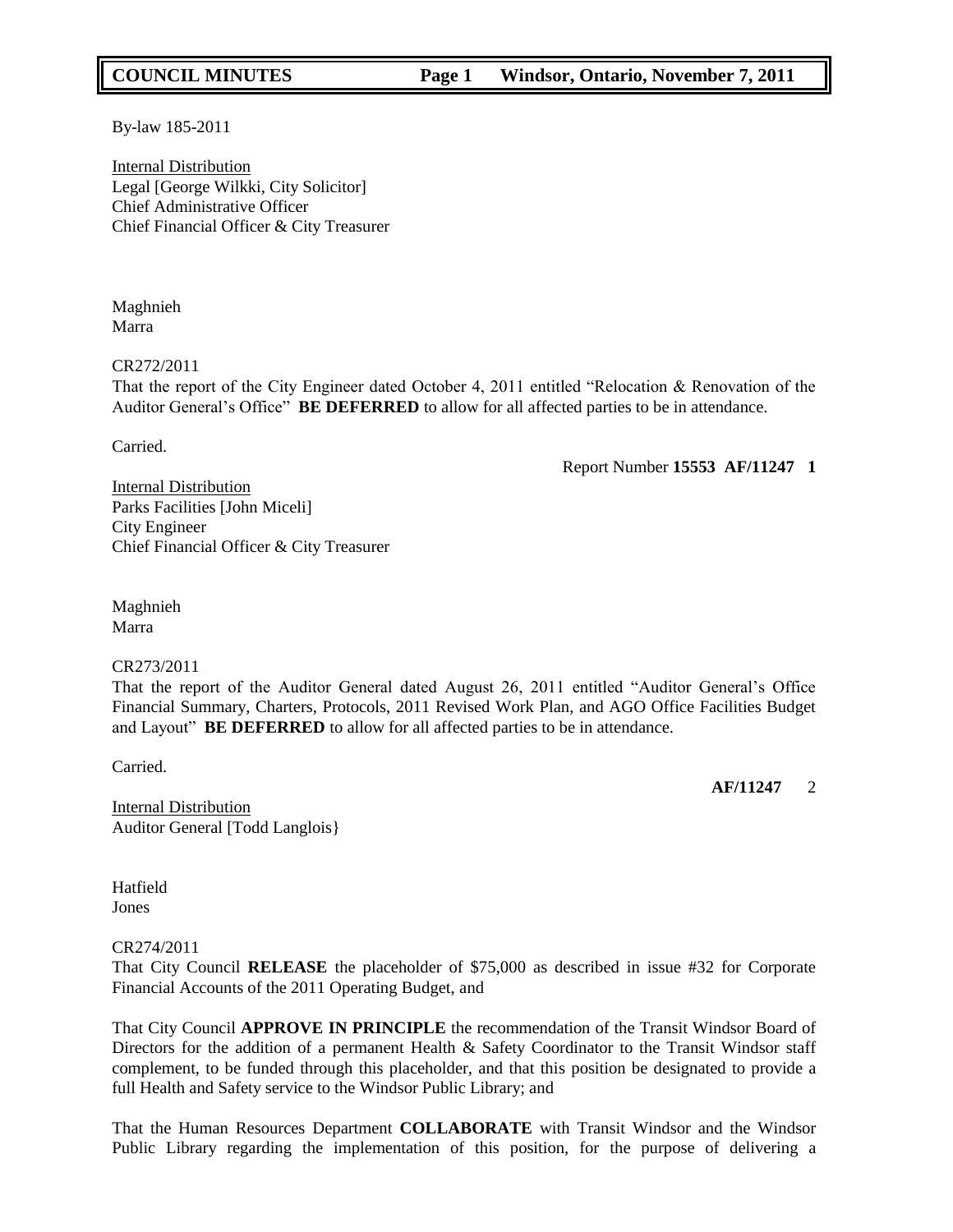By-law 185-2011

Internal Distribution
Legal [George Wilkki, City Solicitor]
Chief Administrative Officer
Chief Financial Officer & City Treasurer

Maghnieh
Marra

CR272/2011
That the report of the City Engineer dated October 4, 2011 entitled "Relocation & Renovation of the Auditor General's Office" **BE DEFERRED** to allow for all affected parties to be in attendance.

Carried.

Report Number **15553 AF/11247 1**

Internal Distribution
Parks Facilities [John Miceli]
City Engineer
Chief Financial Officer & City Treasurer

Maghnieh
Marra

CR273/2011
That the report of the Auditor General dated August 26, 2011 entitled "Auditor General's Office Financial Summary, Charters, Protocols, 2011 Revised Work Plan, and AGO Office Facilities Budget and Layout" **BE DEFERRED** to allow for all affected parties to be in attendance.

Carried.

**AF/11247** 2

Internal Distribution
Auditor General [Todd Langlois}

Hatfield
Jones

CR274/2011
That City Council **RELEASE** the placeholder of $75,000 as described in issue #32 for Corporate Financial Accounts of the 2011 Operating Budget, and

That City Council **APPROVE IN PRINCIPLE** the recommendation of the Transit Windsor Board of Directors for the addition of a permanent Health & Safety Coordinator to the Transit Windsor staff complement, to be funded through this placeholder, and that this position be designated to provide a full Health and Safety service to the Windsor Public Library; and

That the Human Resources Department **COLLABORATE** with Transit Windsor and the Windsor Public Library regarding the implementation of this position, for the purpose of delivering a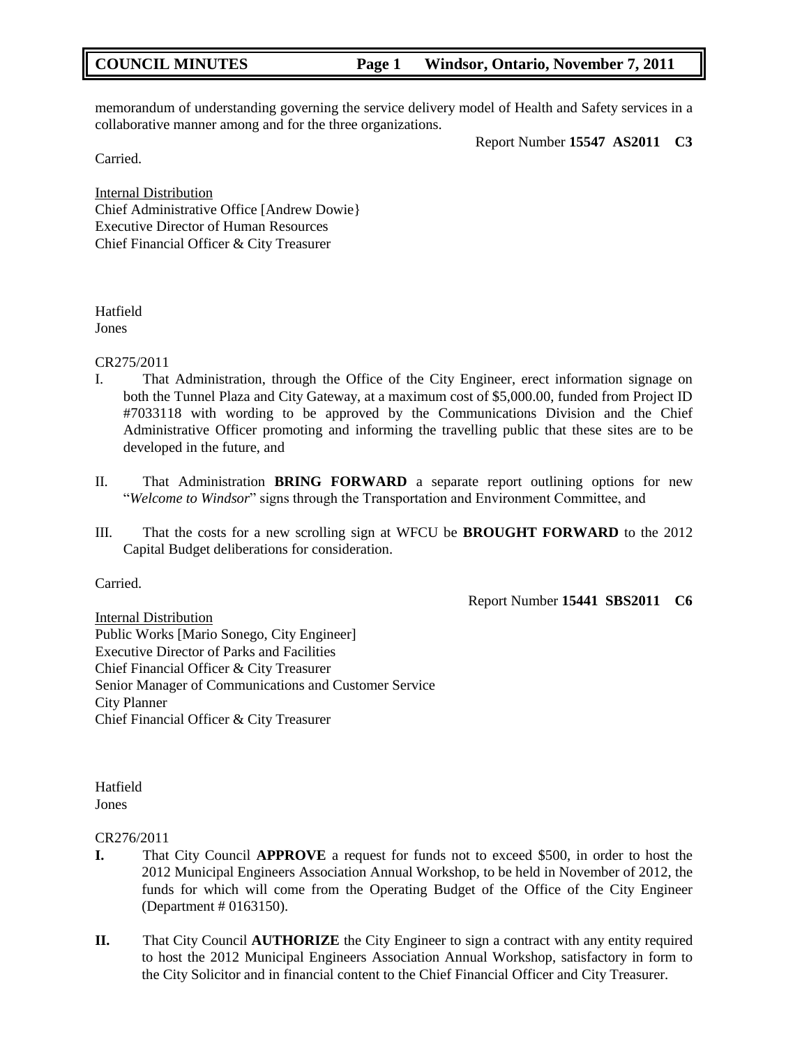memorandum of understanding governing the service delivery model of Health and Safety services in a collaborative manner among and for the three organizations.

Carried.

Report Number **15547 AS2011 C3**

Internal Distribution
Chief Administrative Office [Andrew Dowie}
Executive Director of Human Resources
Chief Financial Officer & City Treasurer

Hatfield
Jones

CR275/2011

I. That Administration, through the Office of the City Engineer, erect information signage on both the Tunnel Plaza and City Gateway, at a maximum cost of $5,000.00, funded from Project ID #7033118 with wording to be approved by the Communications Division and the Chief Administrative Officer promoting and informing the travelling public that these sites are to be developed in the future, and

II. That Administration **BRING FORWARD** a separate report outlining options for new "*Welcome to Windsor*" signs through the Transportation and Environment Committee, and

III. That the costs for a new scrolling sign at WFCU be **BROUGHT FORWARD** to the 2012 Capital Budget deliberations for consideration.

Carried.

Report Number **15441 SBS2011 C6**

Internal Distribution
Public Works [Mario Sonego, City Engineer]
Executive Director of Parks and Facilities
Chief Financial Officer & City Treasurer
Senior Manager of Communications and Customer Service
City Planner
Chief Financial Officer & City Treasurer

Hatfield
Jones

CR276/2011

**I.** That City Council **APPROVE** a request for funds not to exceed $500, in order to host the 2012 Municipal Engineers Association Annual Workshop, to be held in November of 2012, the funds for which will come from the Operating Budget of the Office of the City Engineer (Department # 0163150).

**II.** That City Council **AUTHORIZE** the City Engineer to sign a contract with any entity required to host the 2012 Municipal Engineers Association Annual Workshop, satisfactory in form to the City Solicitor and in financial content to the Chief Financial Officer and City Treasurer.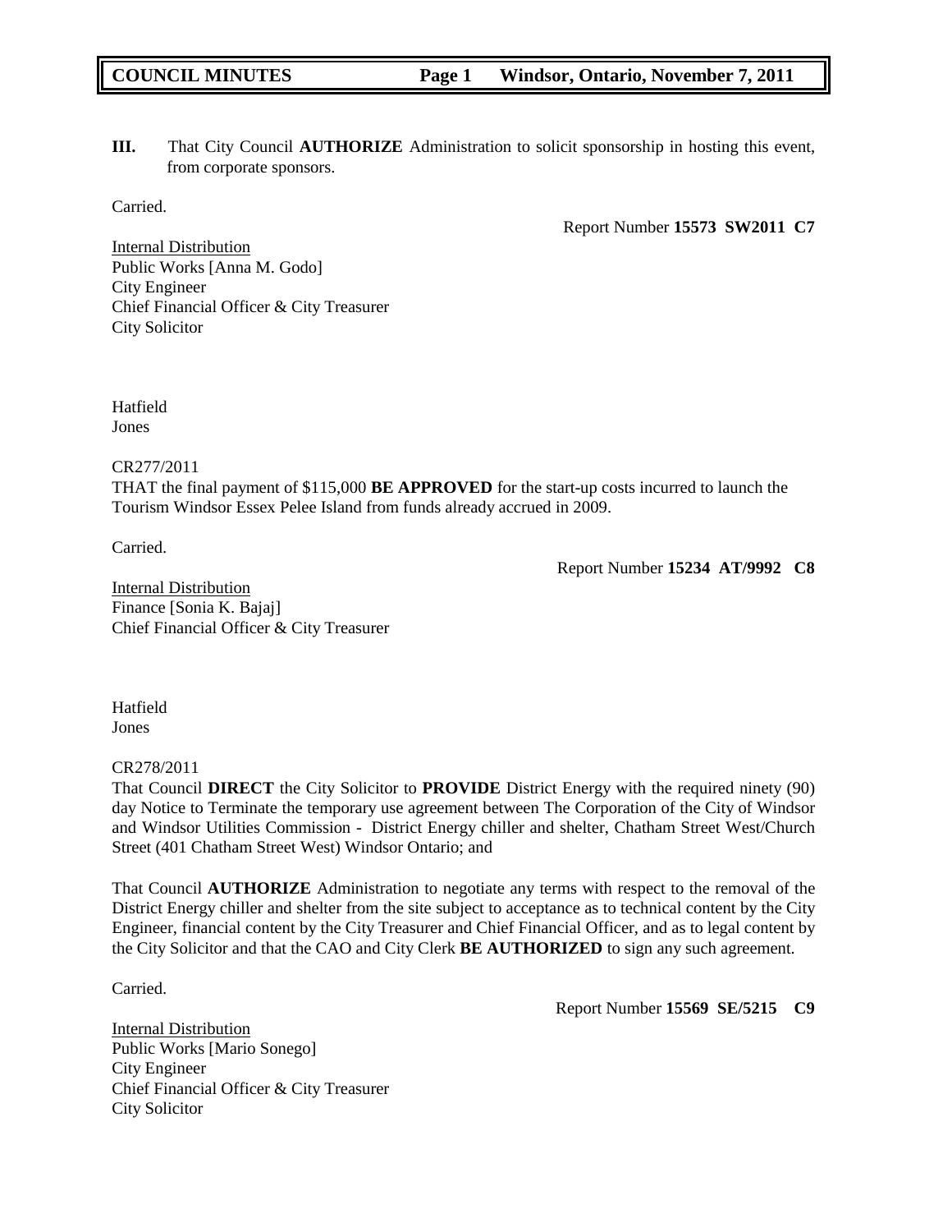**III.** That City Council **AUTHORIZE** Administration to solicit sponsorship in hosting this event, from corporate sponsors.

Carried.

Report Number **15573 SW2011 C7**

Internal Distribution
Public Works [Anna M. Godo]
City Engineer
Chief Financial Officer & City Treasurer
City Solicitor

Hatfield
Jones

CR277/2011
THAT the final payment of $115,000 **BE APPROVED** for the start-up costs incurred to launch the Tourism Windsor Essex Pelee Island from funds already accrued in 2009.

Carried.

Report Number **15234 AT/9992 C8**

Internal Distribution
Finance [Sonia K. Bajaj]
Chief Financial Officer & City Treasurer

Hatfield
Jones

CR278/2011
That Council **DIRECT** the City Solicitor to **PROVIDE** District Energy with the required ninety (90) day Notice to Terminate the temporary use agreement between The Corporation of the City of Windsor and Windsor Utilities Commission - District Energy chiller and shelter, Chatham Street West/Church Street (401 Chatham Street West) Windsor Ontario; and

That Council **AUTHORIZE** Administration to negotiate any terms with respect to the removal of the District Energy chiller and shelter from the site subject to acceptance as to technical content by the City Engineer, financial content by the City Treasurer and Chief Financial Officer, and as to legal content by the City Solicitor and that the CAO and City Clerk **BE AUTHORIZED** to sign any such agreement.

Carried.

Report Number **15569 SE/5215 C9**

Internal Distribution
Public Works [Mario Sonego]
City Engineer
Chief Financial Officer & City Treasurer
City Solicitor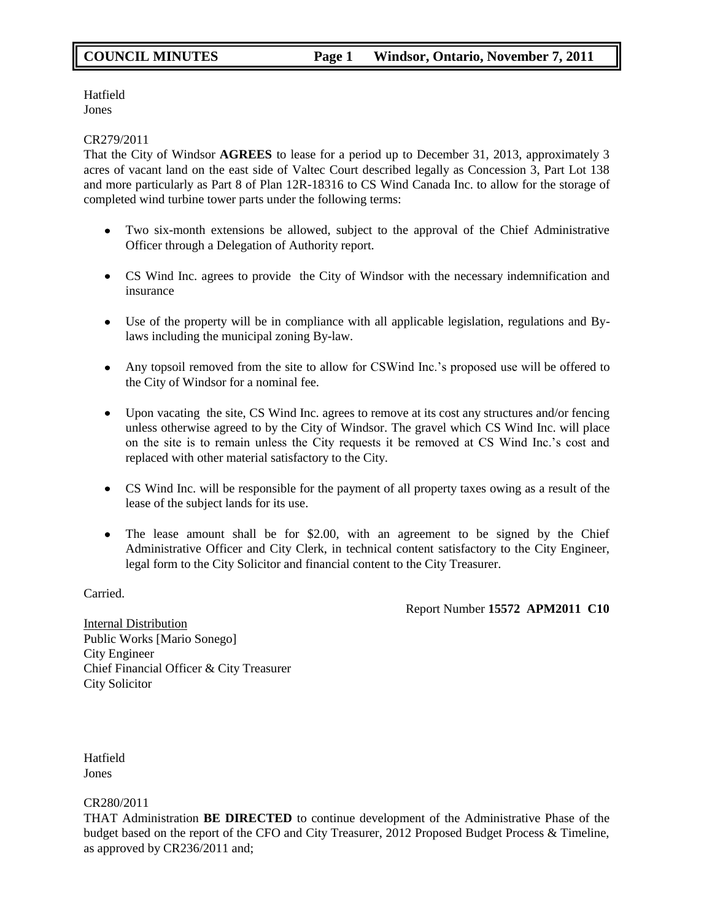Hatfield
Jones

CR279/2011
That the City of Windsor **AGREES** to lease for a period up to December 31, 2013, approximately 3 acres of vacant land on the east side of Valtec Court described legally as Concession 3, Part Lot 138 and more particularly as Part 8 of Plan 12R-18316 to CS Wind Canada Inc. to allow for the storage of completed wind turbine tower parts under the following terms:

- Two six-month extensions be allowed, subject to the approval of the Chief Administrative Officer through a Delegation of Authority report.
- CS Wind Inc. agrees to provide the City of Windsor with the necessary indemnification and insurance
- Use of the property will be in compliance with all applicable legislation, regulations and By-laws including the municipal zoning By-law.
- Any topsoil removed from the site to allow for CSWind Inc.'s proposed use will be offered to the City of Windsor for a nominal fee.
- Upon vacating the site, CS Wind Inc. agrees to remove at its cost any structures and/or fencing unless otherwise agreed to by the City of Windsor. The gravel which CS Wind Inc. will place on the site is to remain unless the City requests it be removed at CS Wind Inc.'s cost and replaced with other material satisfactory to the City.
- CS Wind Inc. will be responsible for the payment of all property taxes owing as a result of the lease of the subject lands for its use.
- The lease amount shall be for $2.00, with an agreement to be signed by the Chief Administrative Officer and City Clerk, in technical content satisfactory to the City Engineer, legal form to the City Solicitor and financial content to the City Treasurer.

Carried.

Report Number **15572 APM2011 C10**

Internal Distribution
Public Works [Mario Sonego]
City Engineer
Chief Financial Officer & City Treasurer
City Solicitor

Hatfield
Jones

CR280/2011
THAT Administration **BE DIRECTED** to continue development of the Administrative Phase of the budget based on the report of the CFO and City Treasurer, 2012 Proposed Budget Process & Timeline, as approved by CR236/2011 and;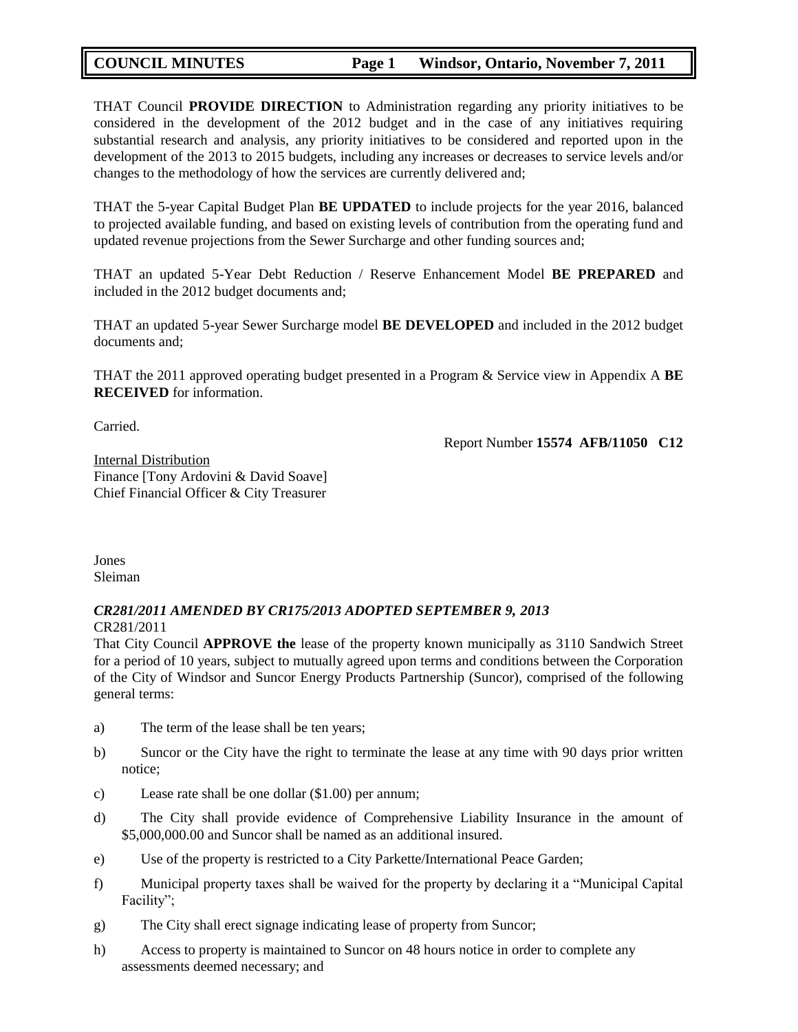THAT Council **PROVIDE DIRECTION** to Administration regarding any priority initiatives to be considered in the development of the 2012 budget and in the case of any initiatives requiring substantial research and analysis, any priority initiatives to be considered and reported upon in the development of the 2013 to 2015 budgets, including any increases or decreases to service levels and/or changes to the methodology of how the services are currently delivered and;

THAT the 5-year Capital Budget Plan **BE UPDATED** to include projects for the year 2016, balanced to projected available funding, and based on existing levels of contribution from the operating fund and updated revenue projections from the Sewer Surcharge and other funding sources and;

THAT an updated 5-Year Debt Reduction / Reserve Enhancement Model **BE PREPARED** and included in the 2012 budget documents and;

THAT an updated 5-year Sewer Surcharge model **BE DEVELOPED** and included in the 2012 budget documents and;

THAT the 2011 approved operating budget presented in a Program & Service view in Appendix A **BE RECEIVED** for information.

Carried.

Report Number **15574 AFB/11050 C12**

Internal Distribution
Finance [Tony Ardovini & David Soave]
Chief Financial Officer & City Treasurer

Jones
Sleiman

***CR281/2011 AMENDED BY CR175/2013 ADOPTED SEPTEMBER 9, 2013***
CR281/2011
That City Council **APPROVE the** lease of the property known municipally as 3110 Sandwich Street for a period of 10 years, subject to mutually agreed upon terms and conditions between the Corporation of the City of Windsor and Suncor Energy Products Partnership (Suncor), comprised of the following general terms:

a) The term of the lease shall be ten years;

b) Suncor or the City have the right to terminate the lease at any time with 90 days prior written notice;

c) Lease rate shall be one dollar ($1.00) per annum;

d) The City shall provide evidence of Comprehensive Liability Insurance in the amount of $5,000,000.00 and Suncor shall be named as an additional insured.

e) Use of the property is restricted to a City Parkette/International Peace Garden;

f) Municipal property taxes shall be waived for the property by declaring it a "Municipal Capital Facility";

g) The City shall erect signage indicating lease of property from Suncor;

h) Access to property is maintained to Suncor on 48 hours notice in order to complete any assessments deemed necessary; and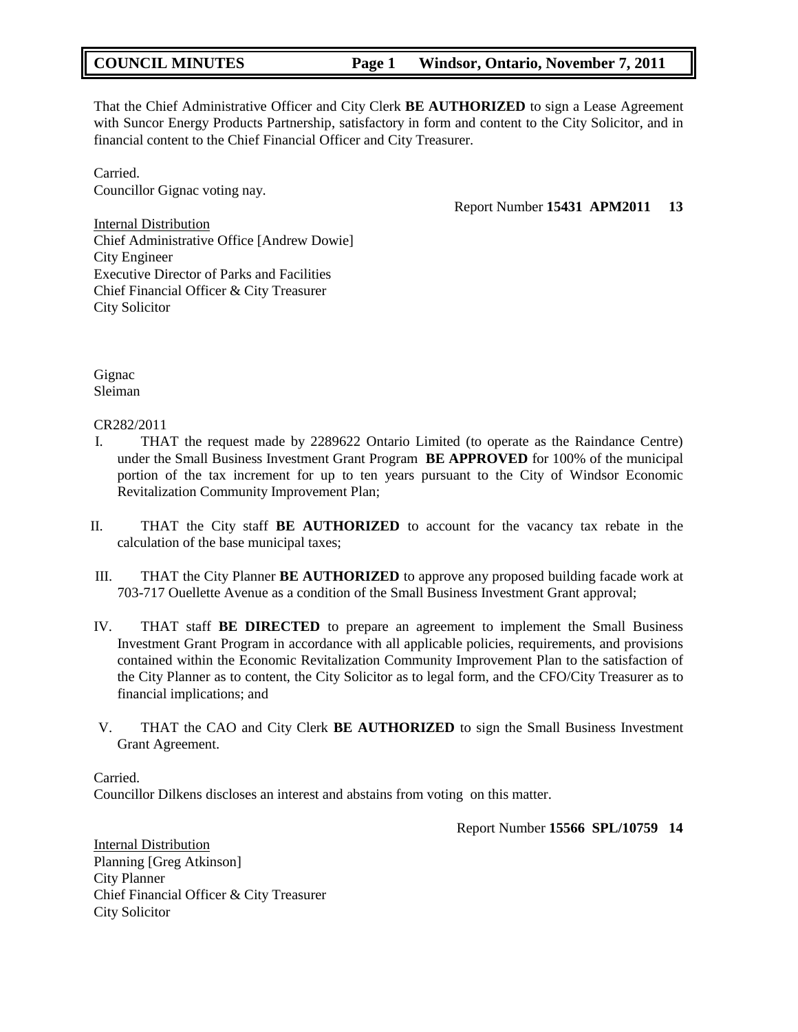That the Chief Administrative Officer and City Clerk **BE AUTHORIZED** to sign a Lease Agreement with Suncor Energy Products Partnership, satisfactory in form and content to the City Solicitor, and in financial content to the Chief Financial Officer and City Treasurer.

Carried.
Councillor Gignac voting nay.

Report Number **15431 APM2011 13**

Internal Distribution
Chief Administrative Office [Andrew Dowie]
City Engineer
Executive Director of Parks and Facilities
Chief Financial Officer & City Treasurer
City Solicitor

Gignac
Sleiman

CR282/2011

I. THAT the request made by 2289622 Ontario Limited (to operate as the Raindance Centre) under the Small Business Investment Grant Program **BE APPROVED** for 100% of the municipal portion of the tax increment for up to ten years pursuant to the City of Windsor Economic Revitalization Community Improvement Plan;

II. THAT the City staff **BE AUTHORIZED** to account for the vacancy tax rebate in the calculation of the base municipal taxes;

III. THAT the City Planner **BE AUTHORIZED** to approve any proposed building facade work at 703-717 Ouellette Avenue as a condition of the Small Business Investment Grant approval;

IV. THAT staff **BE DIRECTED** to prepare an agreement to implement the Small Business Investment Grant Program in accordance with all applicable policies, requirements, and provisions contained within the Economic Revitalization Community Improvement Plan to the satisfaction of the City Planner as to content, the City Solicitor as to legal form, and the CFO/City Treasurer as to financial implications; and

V. THAT the CAO and City Clerk **BE AUTHORIZED** to sign the Small Business Investment Grant Agreement.

Carried.
Councillor Dilkens discloses an interest and abstains from voting on this matter.

Report Number **15566 SPL/10759 14**

Internal Distribution
Planning [Greg Atkinson]
City Planner
Chief Financial Officer & City Treasurer
City Solicitor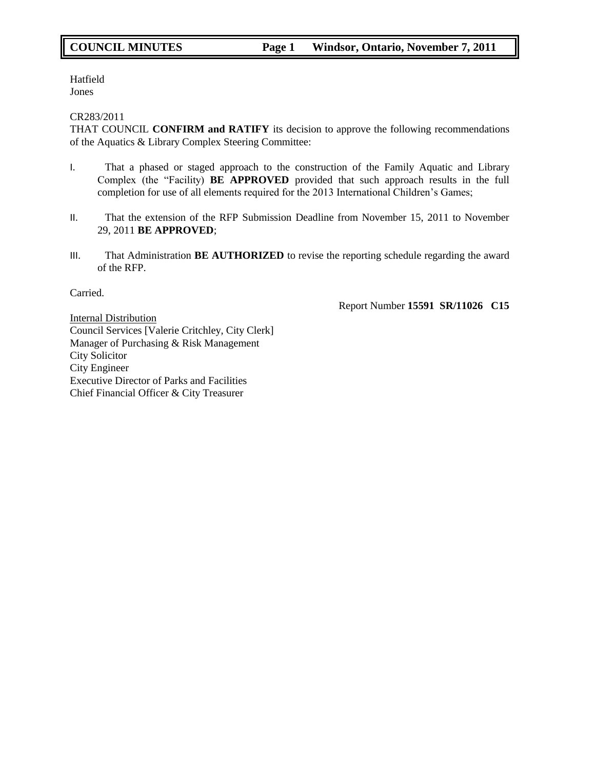Hatfield
Jones

CR283/2011
THAT COUNCIL **CONFIRM and RATIFY** its decision to approve the following recommendations of the Aquatics & Library Complex Steering Committee:

I. That a phased or staged approach to the construction of the Family Aquatic and Library Complex (the "Facility) **BE APPROVED** provided that such approach results in the full completion for use of all elements required for the 2013 International Children's Games;

II. That the extension of the RFP Submission Deadline from November 15, 2011 to November 29, 2011 **BE APPROVED**;

III. That Administration **BE AUTHORIZED** to revise the reporting schedule regarding the award of the RFP.

Carried.

Report Number **15591 SR/11026 C15**

Internal Distribution
Council Services [Valerie Critchley, City Clerk]
Manager of Purchasing & Risk Management
City Solicitor
City Engineer
Executive Director of Parks and Facilities
Chief Financial Officer & City Treasurer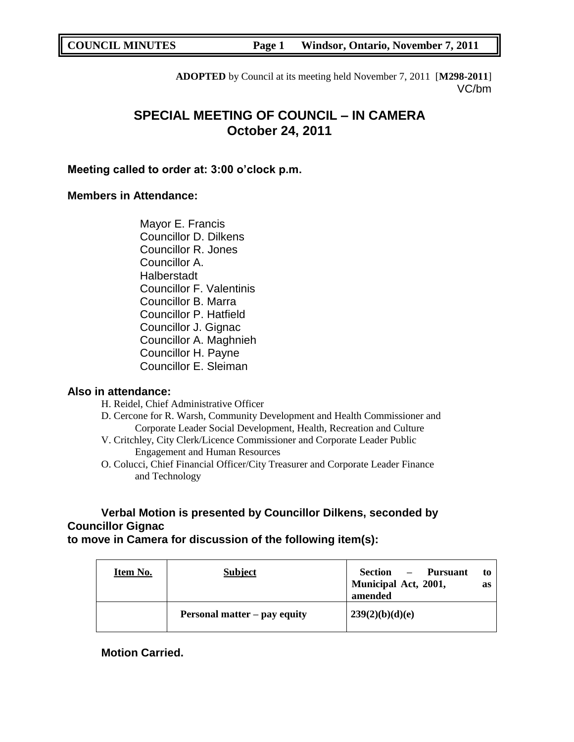**ADOPTED** by Council at its meeting held November 7, 2011 [**M298-2011**]
VC/bm

# SPECIAL MEETING OF COUNCIL – IN CAMERA
## October 24, 2011

**Meeting called to order at: 3:00 o'clock p.m.**

**Members in Attendance:**

Mayor E. Francis
Councillor D. Dilkens
Councillor R. Jones
Councillor A. Halberstadt
Councillor F. Valentinis
Councillor B. Marra
Councillor P. Hatfield
Councillor J. Gignac
Councillor A. Maghnieh
Councillor H. Payne
Councillor E. Sleiman

**Also in attendance:**

H. Reidel, Chief Administrative Officer
D. Cercone for R. Warsh, Community Development and Health Commissioner and Corporate Leader Social Development, Health, Recreation and Culture
V. Critchley, City Clerk/Licence Commissioner and Corporate Leader Public Engagement and Human Resources
O. Colucci, Chief Financial Officer/City Treasurer and Corporate Leader Finance and Technology

**Verbal Motion is presented by Councillor Dilkens, seconded by Councillor Gignac to move in Camera for discussion of the following item(s):**

| Item No. | Subject | Section – Pursuant to Municipal Act, 2001, as amended |
|---|---|---|
| | **Personal matter – pay equity** | **239(2)(b)(d)(e)** |

**Motion Carried.**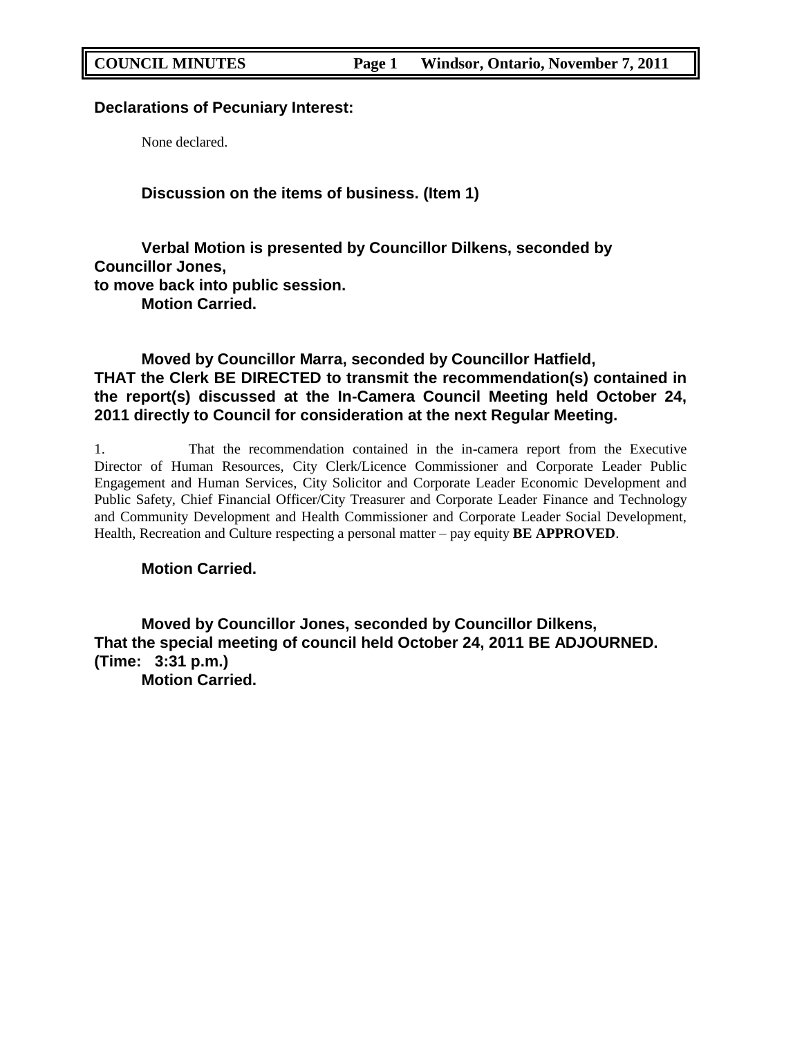**Declarations of Pecuniary Interest:**

None declared.

**Discussion on the items of business. (Item 1)**

**Verbal Motion is presented by Councillor Dilkens, seconded by Councillor Jones,**
**to move back into public session.**
**Motion Carried.**

**Moved by Councillor Marra, seconded by Councillor Hatfield,**
**THAT the Clerk BE DIRECTED to transmit the recommendation(s) contained in the report(s) discussed at the In-Camera Council Meeting held October 24, 2011 directly to Council for consideration at the next Regular Meeting.**

1. That the recommendation contained in the in-camera report from the Executive Director of Human Resources, City Clerk/Licence Commissioner and Corporate Leader Public Engagement and Human Services, City Solicitor and Corporate Leader Economic Development and Public Safety, Chief Financial Officer/City Treasurer and Corporate Leader Finance and Technology and Community Development and Health Commissioner and Corporate Leader Social Development, Health, Recreation and Culture respecting a personal matter – pay equity **BE APPROVED**.

**Motion Carried.**

**Moved by Councillor Jones, seconded by Councillor Dilkens,**
**That the special meeting of council held October 24, 2011 BE ADJOURNED.**
**(Time: 3:31 p.m.)**
**Motion Carried.**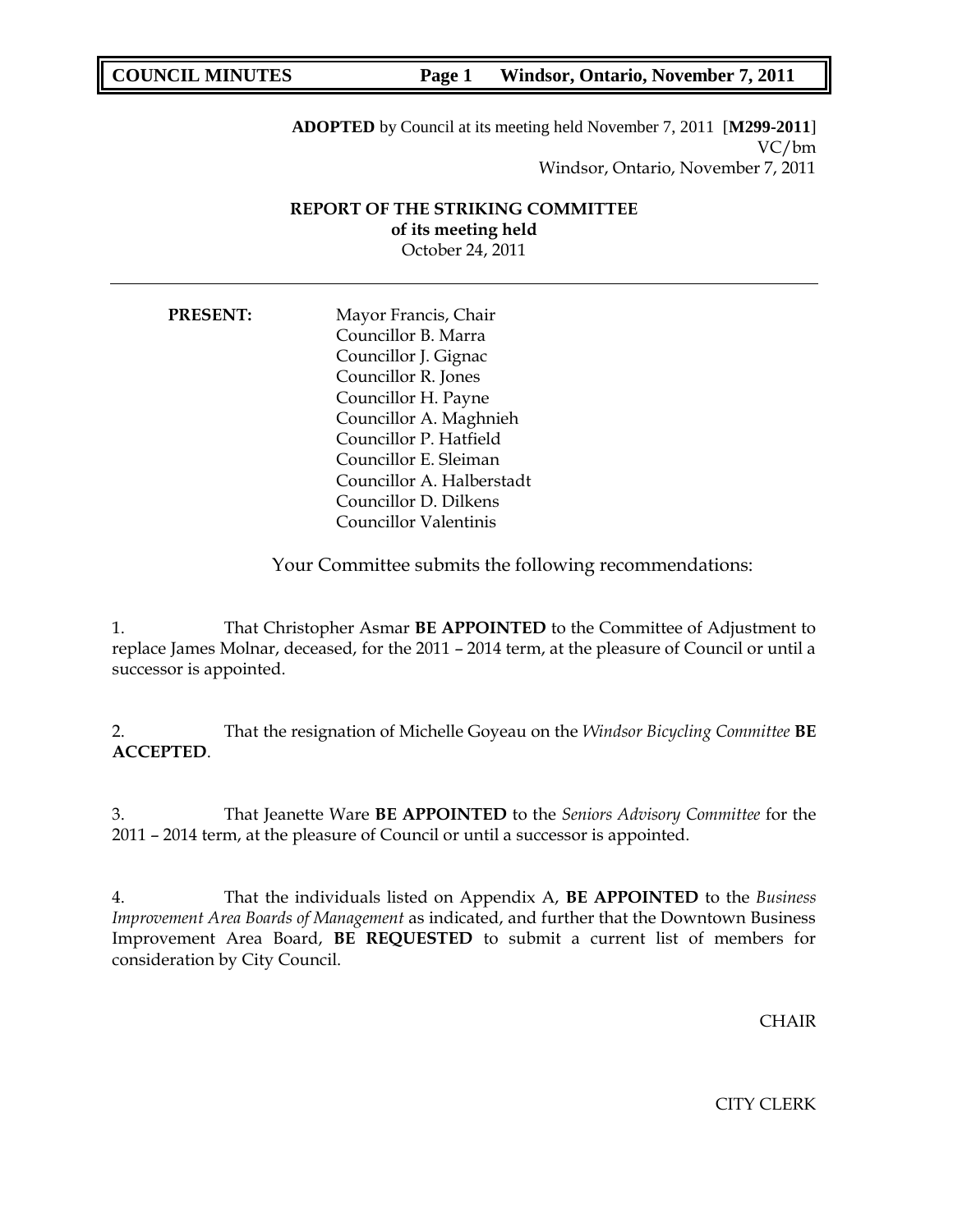**ADOPTED** by Council at its meeting held November 7, 2011 [**M299-2011**]
VC/bm
Windsor, Ontario, November 7, 2011

**REPORT OF THE STRIKING COMMITTEE**
**of its meeting held**
October 24, 2011

---

**PRESENT:**

Mayor Francis, Chair
Councillor B. Marra
Councillor J. Gignac
Councillor R. Jones
Councillor H. Payne
Councillor A. Maghnieh
Councillor P. Hatfield
Councillor E. Sleiman
Councillor A. Halberstadt
Councillor D. Dilkens
Councillor Valentinis

Your Committee submits the following recommendations:

1. That Christopher Asmar **BE APPOINTED** to the Committee of Adjustment to replace James Molnar, deceased, for the 2011 – 2014 term, at the pleasure of Council or until a successor is appointed.

2. That the resignation of Michelle Goyeau on the *Windsor Bicycling Committee* **BE ACCEPTED**.

3. That Jeanette Ware **BE APPOINTED** to the *Seniors Advisory Committee* for the 2011 – 2014 term, at the pleasure of Council or until a successor is appointed.

4. That the individuals listed on Appendix A, **BE APPOINTED** to the *Business Improvement Area Boards of Management* as indicated, and further that the Downtown Business Improvement Area Board, **BE REQUESTED** to submit a current list of members for consideration by City Council.

CHAIR

CITY CLERK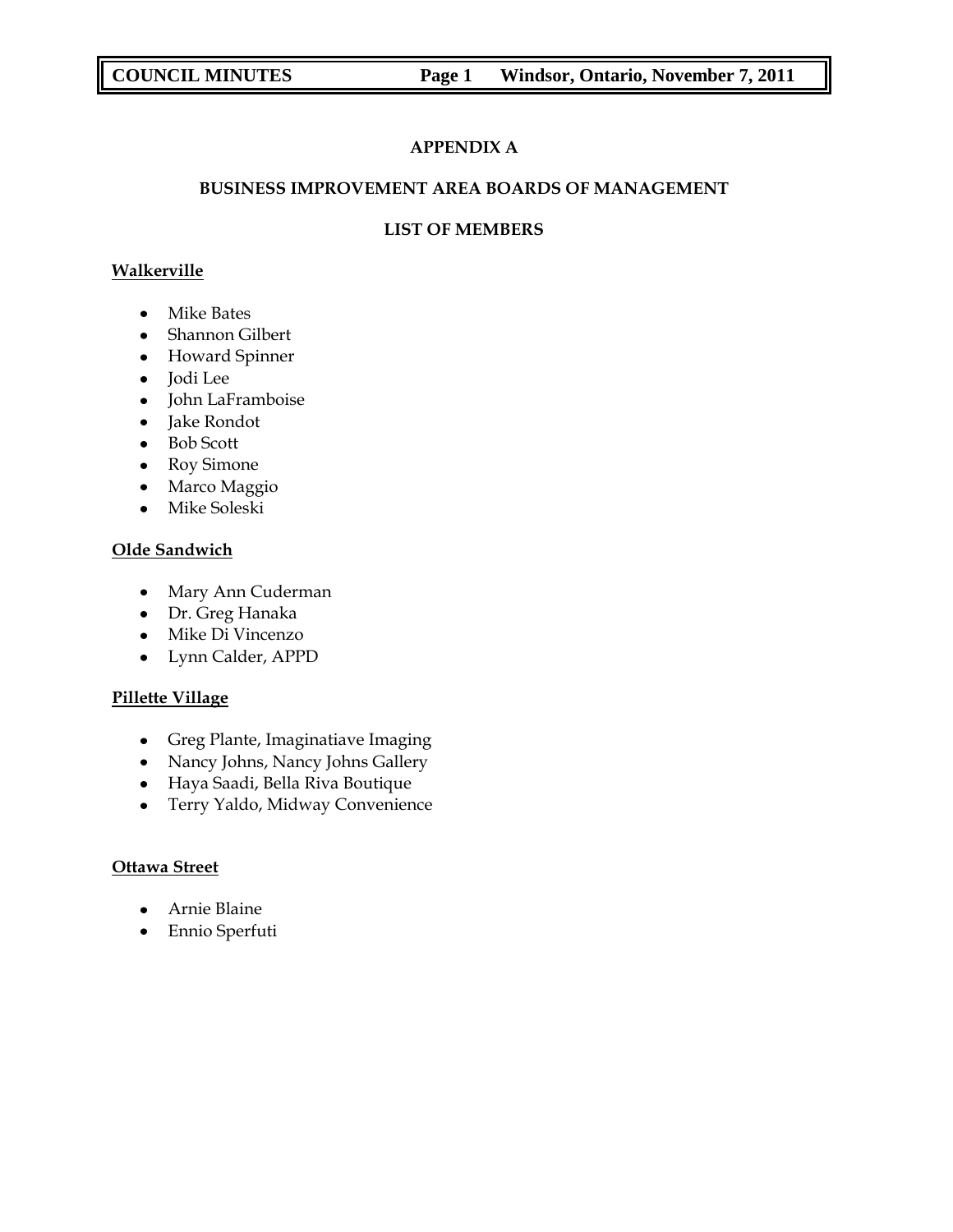## APPENDIX A

## BUSINESS IMPROVEMENT AREA BOARDS OF MANAGEMENT

## LIST OF MEMBERS

**Walkerville**

- Mike Bates
- Shannon Gilbert
- Howard Spinner
- Jodi Lee
- John LaFramboise
- Jake Rondot
- Bob Scott
- Roy Simone
- Marco Maggio
- Mike Soleski

**Olde Sandwich**

- Mary Ann Cuderman
- Dr. Greg Hanaka
- Mike Di Vincenzo
- Lynn Calder, APPD

**Pillette Village**

- Greg Plante, Imaginatiave Imaging
- Nancy Johns, Nancy Johns Gallery
- Haya Saadi, Bella Riva Boutique
- Terry Yaldo, Midway Convenience

**Ottawa Street**

- Arnie Blaine
- Ennio Sperfuti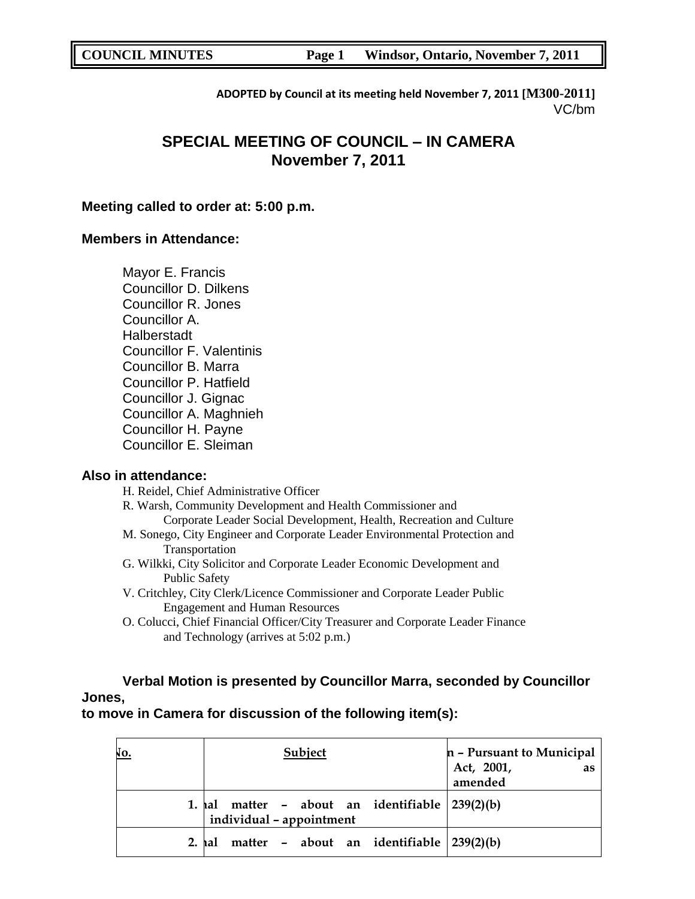ADOPTED by Council at its meeting held November 7, 2011 [M300-2011]
VC/bm

# SPECIAL MEETING OF COUNCIL – IN CAMERA
## November 7, 2011

**Meeting called to order at: 5:00 p.m.**

**Members in Attendance:**

Mayor E. Francis
Councillor D. Dilkens
Councillor R. Jones
Councillor A. Halberstadt
Councillor F. Valentinis
Councillor B. Marra
Councillor P. Hatfield
Councillor J. Gignac
Councillor A. Maghnieh
Councillor H. Payne
Councillor E. Sleiman

**Also in attendance:**

H. Reidel, Chief Administrative Officer
R. Warsh, Community Development and Health Commissioner and Corporate Leader Social Development, Health, Recreation and Culture
M. Sonego, City Engineer and Corporate Leader Environmental Protection and Transportation
G. Wilkki, City Solicitor and Corporate Leader Economic Development and Public Safety
V. Critchley, City Clerk/Licence Commissioner and Corporate Leader Public Engagement and Human Resources
O. Colucci, Chief Financial Officer/City Treasurer and Corporate Leader Finance and Technology (arrives at 5:02 p.m.)

**Verbal Motion is presented by Councillor Marra, seconded by Councillor Jones, to move in Camera for discussion of the following item(s):**

| No. | Subject | n – Pursuant to Municipal Act, 2001, as amended |
|---|---|---|
| 1. | nal matter – about an identifiable individual – appointment | 239(2)(b) |
| 2. | nal matter – about an identifiable | 239(2)(b) |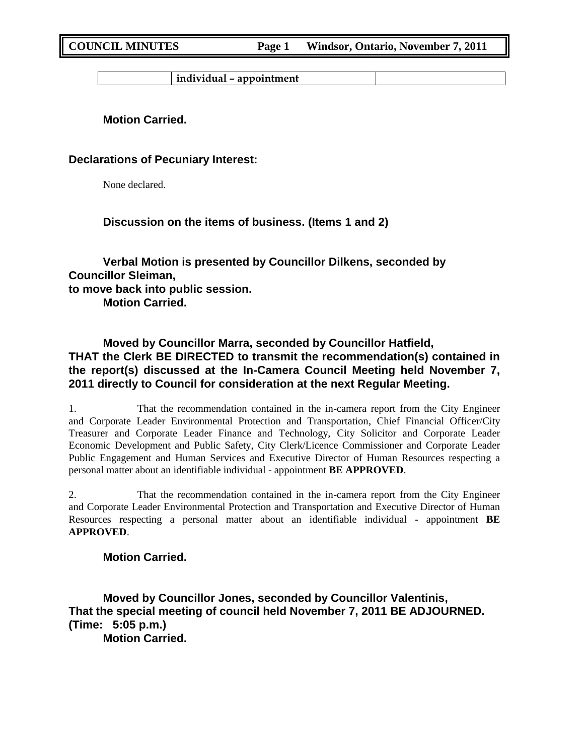|  | individual – appointment |  |
|---|---|---|

**Motion Carried.**

**Declarations of Pecuniary Interest:**

None declared.

**Discussion on the items of business. (Items 1 and 2)**

**Verbal Motion is presented by Councillor Dilkens, seconded by Councillor Sleiman,
to move back into public session.
Motion Carried.**

**Moved by Councillor Marra, seconded by Councillor Hatfield,
THAT the Clerk BE DIRECTED to transmit the recommendation(s) contained in the report(s) discussed at the In-Camera Council Meeting held November 7, 2011 directly to Council for consideration at the next Regular Meeting.**

1. That the recommendation contained in the in-camera report from the City Engineer and Corporate Leader Environmental Protection and Transportation, Chief Financial Officer/City Treasurer and Corporate Leader Finance and Technology, City Solicitor and Corporate Leader Economic Development and Public Safety, City Clerk/Licence Commissioner and Corporate Leader Public Engagement and Human Services and Executive Director of Human Resources respecting a personal matter about an identifiable individual - appointment **BE APPROVED**.

2. That the recommendation contained in the in-camera report from the City Engineer and Corporate Leader Environmental Protection and Transportation and Executive Director of Human Resources respecting a personal matter about an identifiable individual - appointment **BE APPROVED**.

**Motion Carried.**

**Moved by Councillor Jones, seconded by Councillor Valentinis,
That the special meeting of council held November 7, 2011 BE ADJOURNED.
(Time: 5:05 p.m.)
Motion Carried.**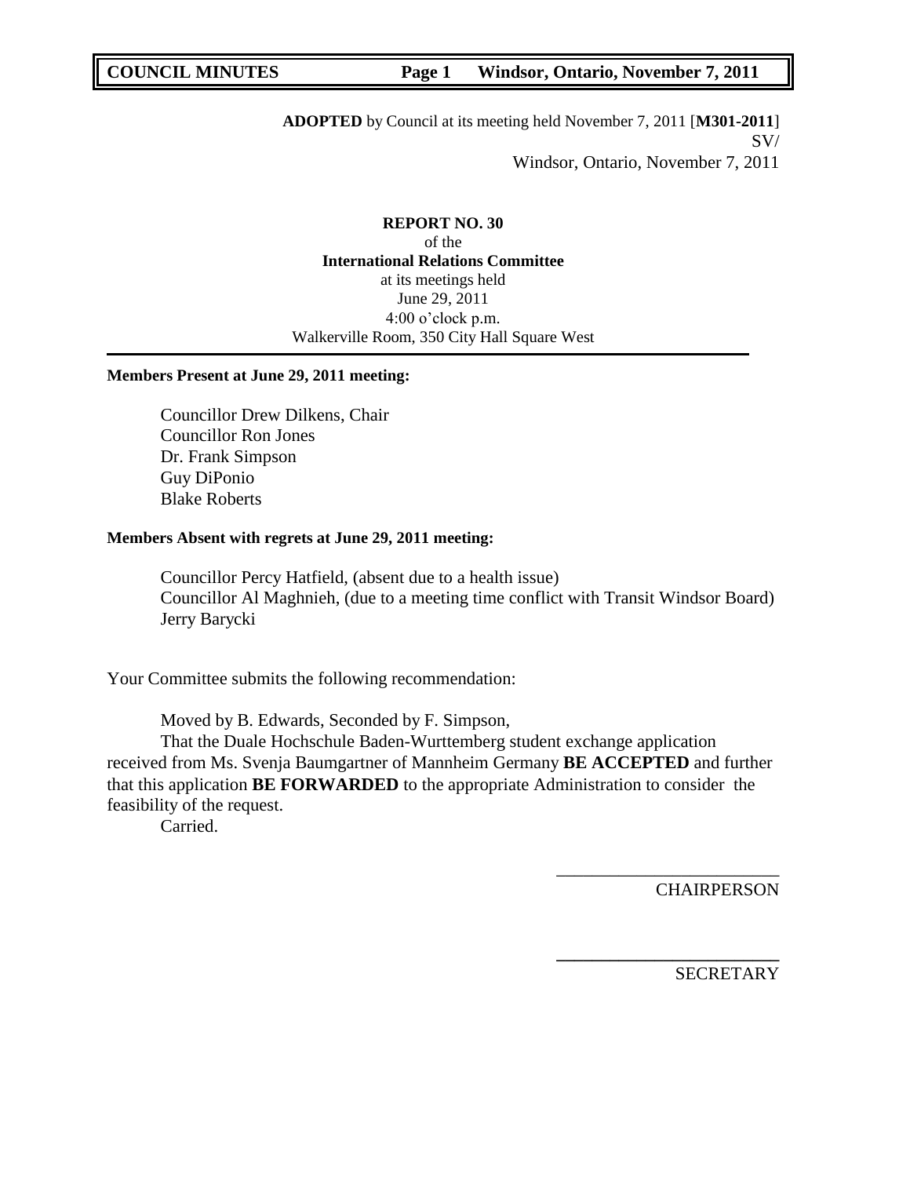**ADOPTED** by Council at its meeting held November 7, 2011 [**M301-2011**]
SV/
Windsor, Ontario, November 7, 2011

**REPORT NO. 30**
of the
**International Relations Committee**
at its meetings held
June 29, 2011
4:00 o'clock p.m.
Walkerville Room, 350 City Hall Square West

---

**Members Present at June 29, 2011 meeting:**

Councillor Drew Dilkens, Chair
Councillor Ron Jones
Dr. Frank Simpson
Guy DiPonio
Blake Roberts

**Members Absent with regrets at June 29, 2011 meeting:**

Councillor Percy Hatfield, (absent due to a health issue)
Councillor Al Maghnieh, (due to a meeting time conflict with Transit Windsor Board)
Jerry Barycki

Your Committee submits the following recommendation:

Moved by B. Edwards, Seconded by F. Simpson,

That the Duale Hochschule Baden-Wurttemberg student exchange application received from Ms. Svenja Baumgartner of Mannheim Germany **BE ACCEPTED** and further that this application **BE FORWARDED** to the appropriate Administration to consider the feasibility of the request.

Carried.

\_\_\_\_\_\_\_\_\_\_\_\_\_\_\_\_\_\_\_\_\_\_\_\_\_
CHAIRPERSON

\_\_\_\_\_\_\_\_\_\_\_\_\_\_\_\_\_\_\_\_\_\_\_\_\_
SECRETARY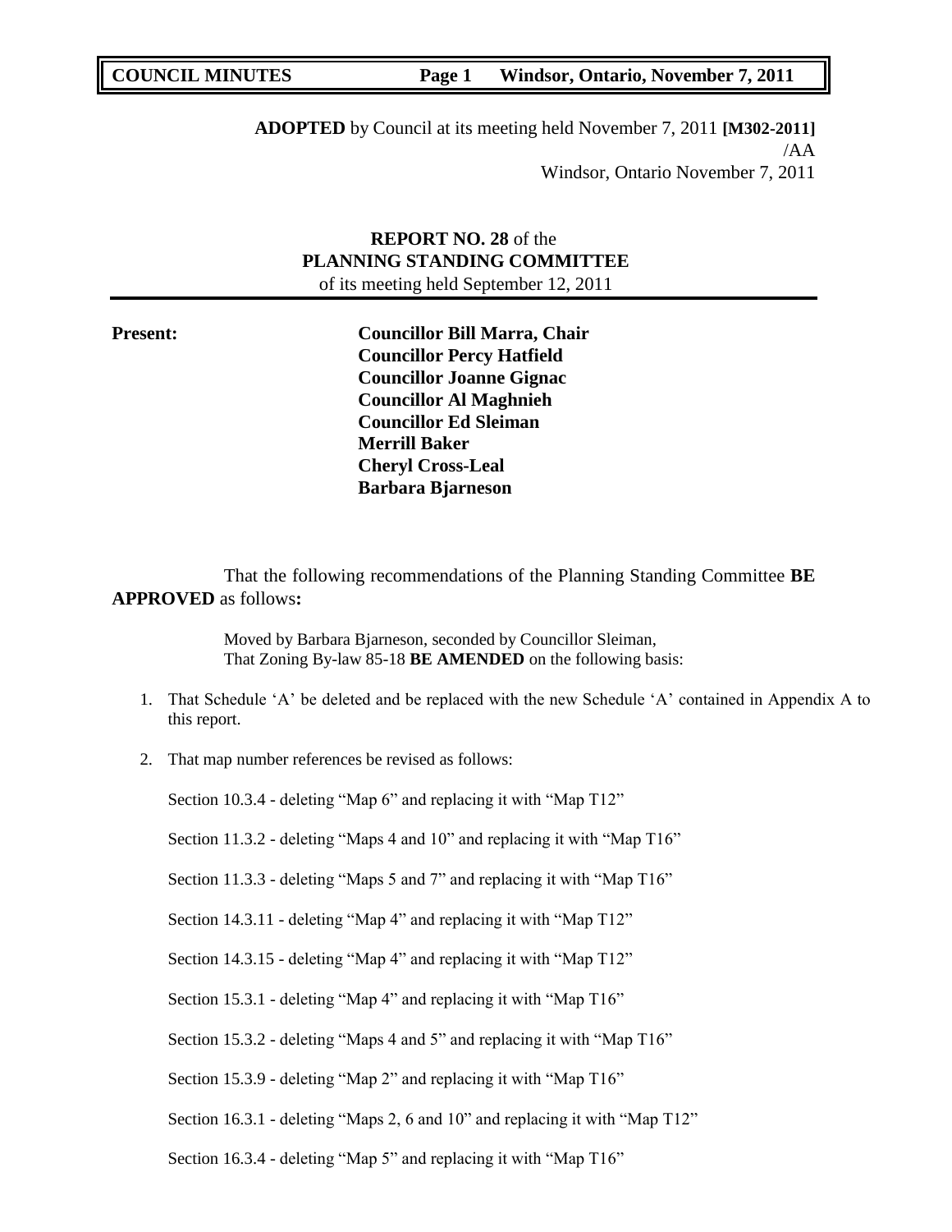**ADOPTED** by Council at its meeting held November 7, 2011 **[M302-2011]**
/AA
Windsor, Ontario November 7, 2011

**REPORT NO. 28** of the
**PLANNING STANDING COMMITTEE**
of its meeting held September 12, 2011

**Present:**

**Councillor Bill Marra, Chair**
**Councillor Percy Hatfield**
**Councillor Joanne Gignac**
**Councillor Al Maghnieh**
**Councillor Ed Sleiman**
**Merrill Baker**
**Cheryl Cross-Leal**
**Barbara Bjarneson**

That the following recommendations of the Planning Standing Committee **BE APPROVED** as follows**:**

Moved by Barbara Bjarneson, seconded by Councillor Sleiman,
That Zoning By-law 85-18 **BE AMENDED** on the following basis:

1. That Schedule 'A' be deleted and be replaced with the new Schedule 'A' contained in Appendix A to this report.
2. That map number references be revised as follows:

   Section 10.3.4 - deleting "Map 6" and replacing it with "Map T12"

   Section 11.3.2 - deleting "Maps 4 and 10" and replacing it with "Map T16"

   Section 11.3.3 - deleting "Maps 5 and 7" and replacing it with "Map T16"

   Section 14.3.11 - deleting "Map 4" and replacing it with "Map T12"

   Section 14.3.15 - deleting "Map 4" and replacing it with "Map T12"

   Section 15.3.1 - deleting "Map 4" and replacing it with "Map T16"

   Section 15.3.2 - deleting "Maps 4 and 5" and replacing it with "Map T16"

   Section 15.3.9 - deleting "Map 2" and replacing it with "Map T16"

   Section 16.3.1 - deleting "Maps 2, 6 and 10" and replacing it with "Map T12"

   Section 16.3.4 - deleting "Map 5" and replacing it with "Map T16"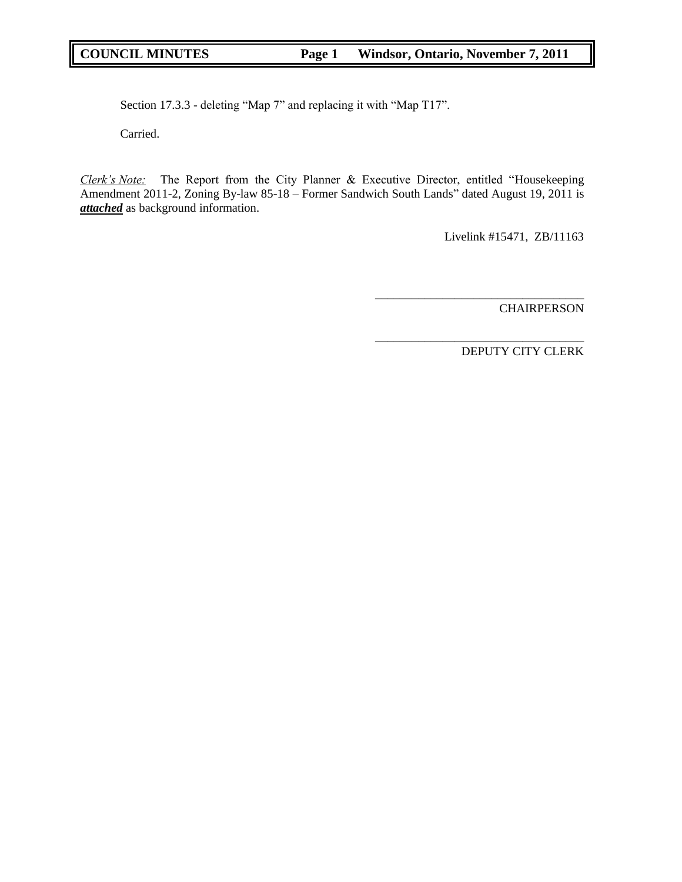Section 17.3.3 - deleting "Map 7" and replacing it with "Map T17".

Carried.

*Clerk's Note:* The Report from the City Planner & Executive Director, entitled "Housekeeping Amendment 2011-2, Zoning By-law 85-18 – Former Sandwich South Lands" dated August 19, 2011 is ***attached*** as background information.

Livelink #15471, ZB/11163

___________________________________
CHAIRPERSON

___________________________________
DEPUTY CITY CLERK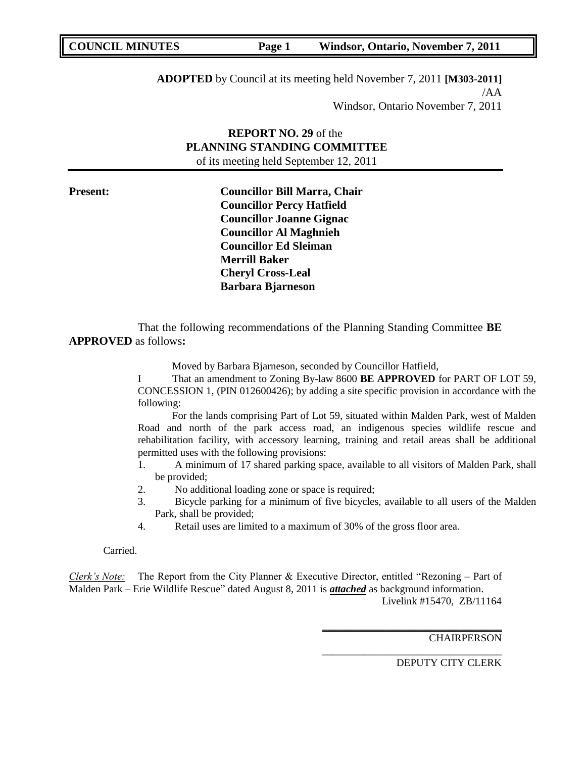**ADOPTED** by Council at its meeting held November 7, 2011 **[M303-2011]**
/AA
Windsor, Ontario November 7, 2011

**REPORT NO. 29** of the
**PLANNING STANDING COMMITTEE**
of its meeting held September 12, 2011

**Present:**

**Councillor Bill Marra, Chair**
**Councillor Percy Hatfield**
**Councillor Joanne Gignac**
**Councillor Al Maghnieh**
**Councillor Ed Sleiman**
**Merrill Baker**
**Cheryl Cross-Leal**
**Barbara Bjarneson**

That the following recommendations of the Planning Standing Committee **BE APPROVED** as follows**:**

Moved by Barbara Bjarneson, seconded by Councillor Hatfield,

I That an amendment to Zoning By-law 8600 **BE APPROVED** for PART OF LOT 59, CONCESSION 1, (PIN 012600426); by adding a site specific provision in accordance with the following:

For the lands comprising Part of Lot 59, situated within Malden Park, west of Malden Road and north of the park access road, an indigenous species wildlife rescue and rehabilitation facility, with accessory learning, training and retail areas shall be additional permitted uses with the following provisions:

1. A minimum of 17 shared parking space, available to all visitors of Malden Park, shall be provided;
2. No additional loading zone or space is required;
3. Bicycle parking for a minimum of five bicycles, available to all users of the Malden Park, shall be provided;
4. Retail uses are limited to a maximum of 30% of the gross floor area.

Carried.

*Clerk's Note:* The Report from the City Planner & Executive Director, entitled "Rezoning – Part of Malden Park – Erie Wildlife Rescue" dated August 8, 2011 is ***attached*** as background information.
Livelink #15470, ZB/11164

CHAIRPERSON

DEPUTY CITY CLERK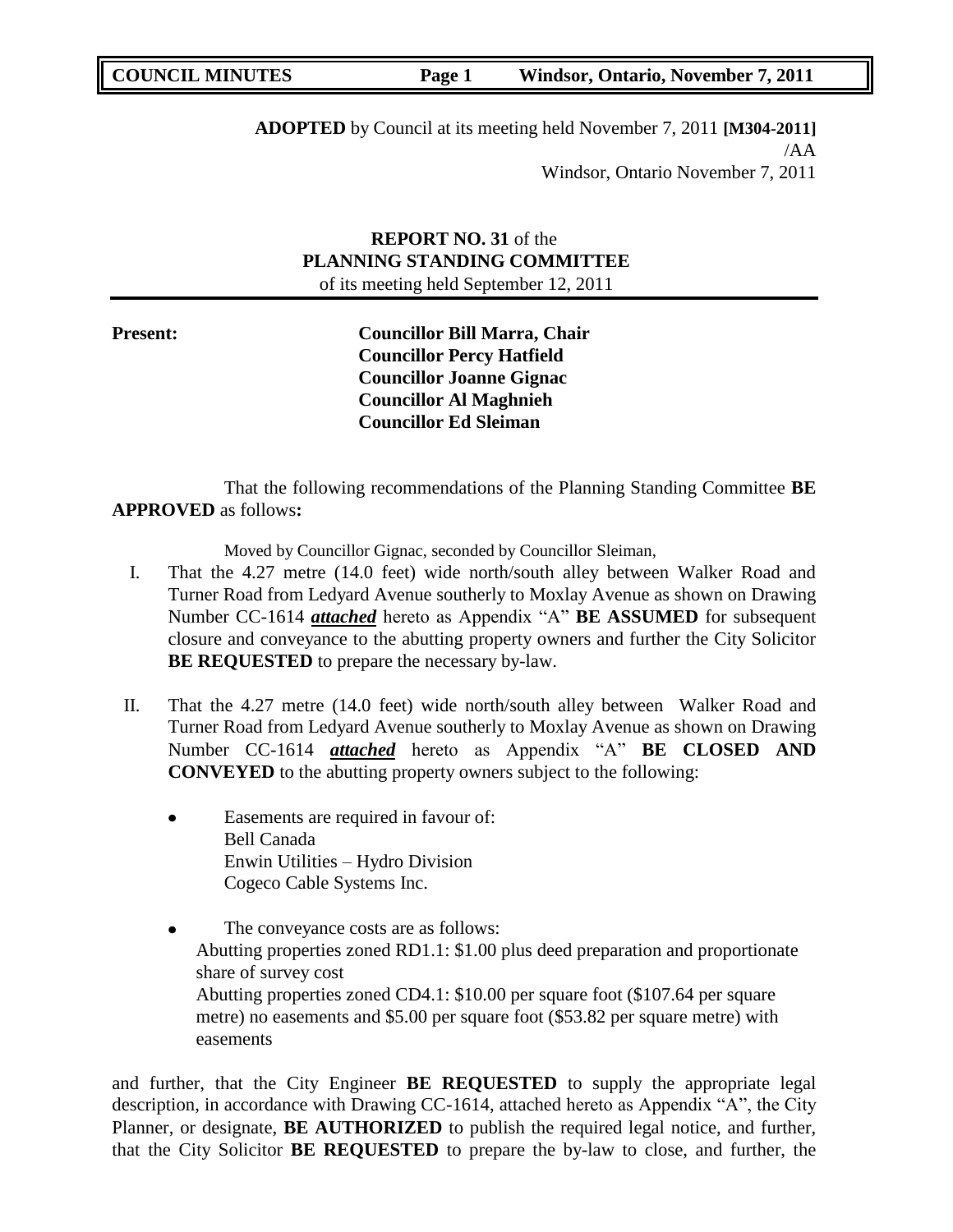**ADOPTED** by Council at its meeting held November 7, 2011 **[M304-2011]**
/AA
Windsor, Ontario November 7, 2011

**REPORT NO. 31** of the
**PLANNING STANDING COMMITTEE**
of its meeting held September 12, 2011

**Present:** **Councillor Bill Marra, Chair**
**Councillor Percy Hatfield**
**Councillor Joanne Gignac**
**Councillor Al Maghnieh**
**Councillor Ed Sleiman**

That the following recommendations of the Planning Standing Committee **BE APPROVED** as follows**:**

Moved by Councillor Gignac, seconded by Councillor Sleiman,

I. That the 4.27 metre (14.0 feet) wide north/south alley between Walker Road and Turner Road from Ledyard Avenue southerly to Moxlay Avenue as shown on Drawing Number CC-1614 ***attached*** hereto as Appendix "A" **BE ASSUMED** for subsequent closure and conveyance to the abutting property owners and further the City Solicitor **BE REQUESTED** to prepare the necessary by-law.

II. That the 4.27 metre (14.0 feet) wide north/south alley between Walker Road and Turner Road from Ledyard Avenue southerly to Moxlay Avenue as shown on Drawing Number CC-1614 ***attached*** hereto as Appendix "A" **BE CLOSED AND CONVEYED** to the abutting property owners subject to the following:

- Easements are required in favour of:
  Bell Canada
  Enwin Utilities – Hydro Division
  Cogeco Cable Systems Inc.

- The conveyance costs are as follows:
  Abutting properties zoned RD1.1: $1.00 plus deed preparation and proportionate share of survey cost
  Abutting properties zoned CD4.1: $10.00 per square foot ($107.64 per square metre) no easements and $5.00 per square foot ($53.82 per square metre) with easements

and further, that the City Engineer **BE REQUESTED** to supply the appropriate legal description, in accordance with Drawing CC-1614, attached hereto as Appendix "A", the City Planner, or designate, **BE AUTHORIZED** to publish the required legal notice, and further, that the City Solicitor **BE REQUESTED** to prepare the by-law to close, and further, the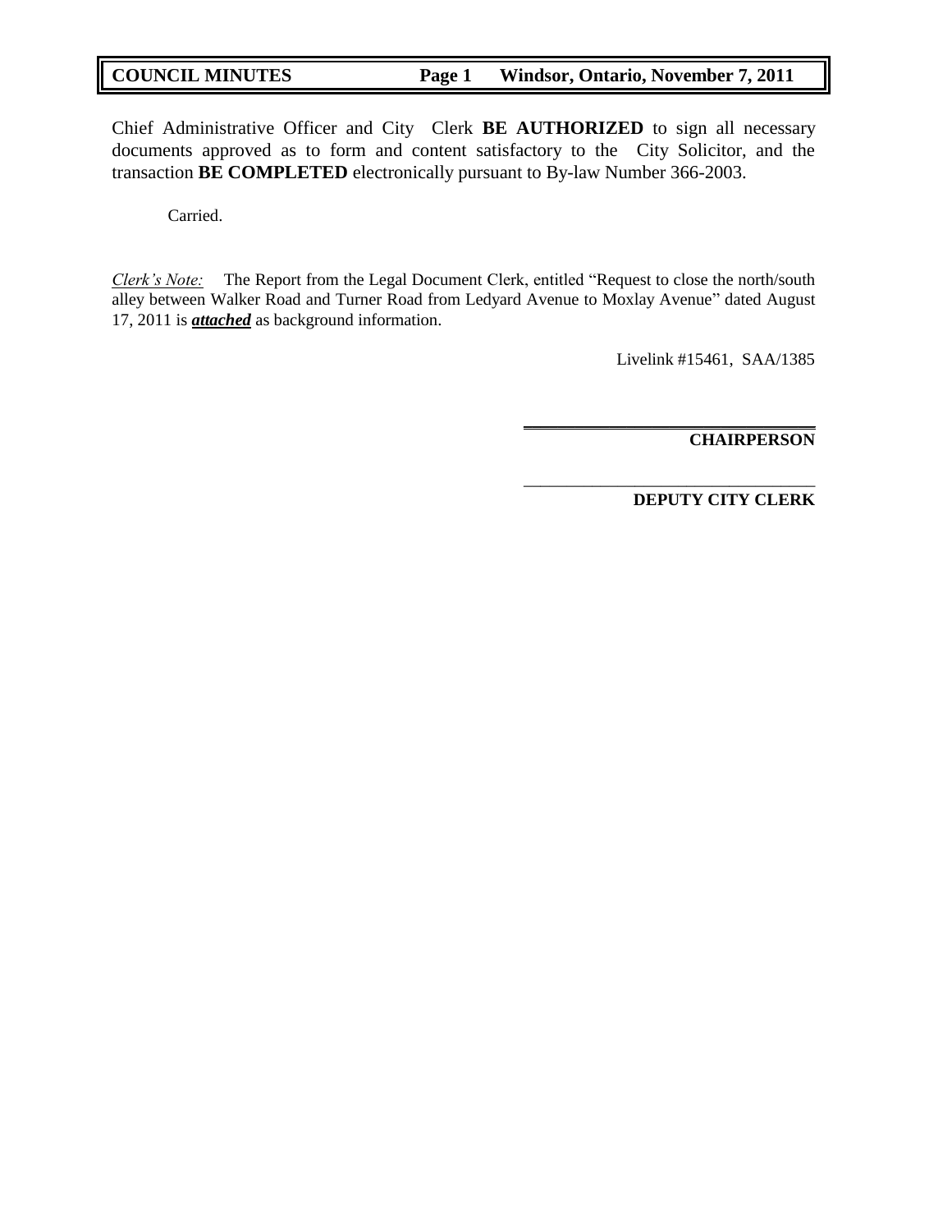Chief Administrative Officer and City Clerk **BE AUTHORIZED** to sign all necessary documents approved as to form and content satisfactory to the City Solicitor, and the transaction **BE COMPLETED** electronically pursuant to By-law Number 366-2003.

Carried.

*Clerk's Note:* The Report from the Legal Document Clerk, entitled "Request to close the north/south alley between Walker Road and Turner Road from Ledyard Avenue to Moxlay Avenue" dated August 17, 2011 is ***attached*** as background information.

Livelink #15461, SAA/1385

\_\_\_\_\_\_\_\_\_\_\_\_\_\_\_\_\_\_\_\_\_\_\_\_\_\_\_\_\_\_\_\_\_\_\_\_

**CHAIRPERSON**

\_\_\_\_\_\_\_\_\_\_\_\_\_\_\_\_\_\_\_\_\_\_\_\_\_\_\_\_\_\_\_\_\_\_\_\_

**DEPUTY CITY CLERK**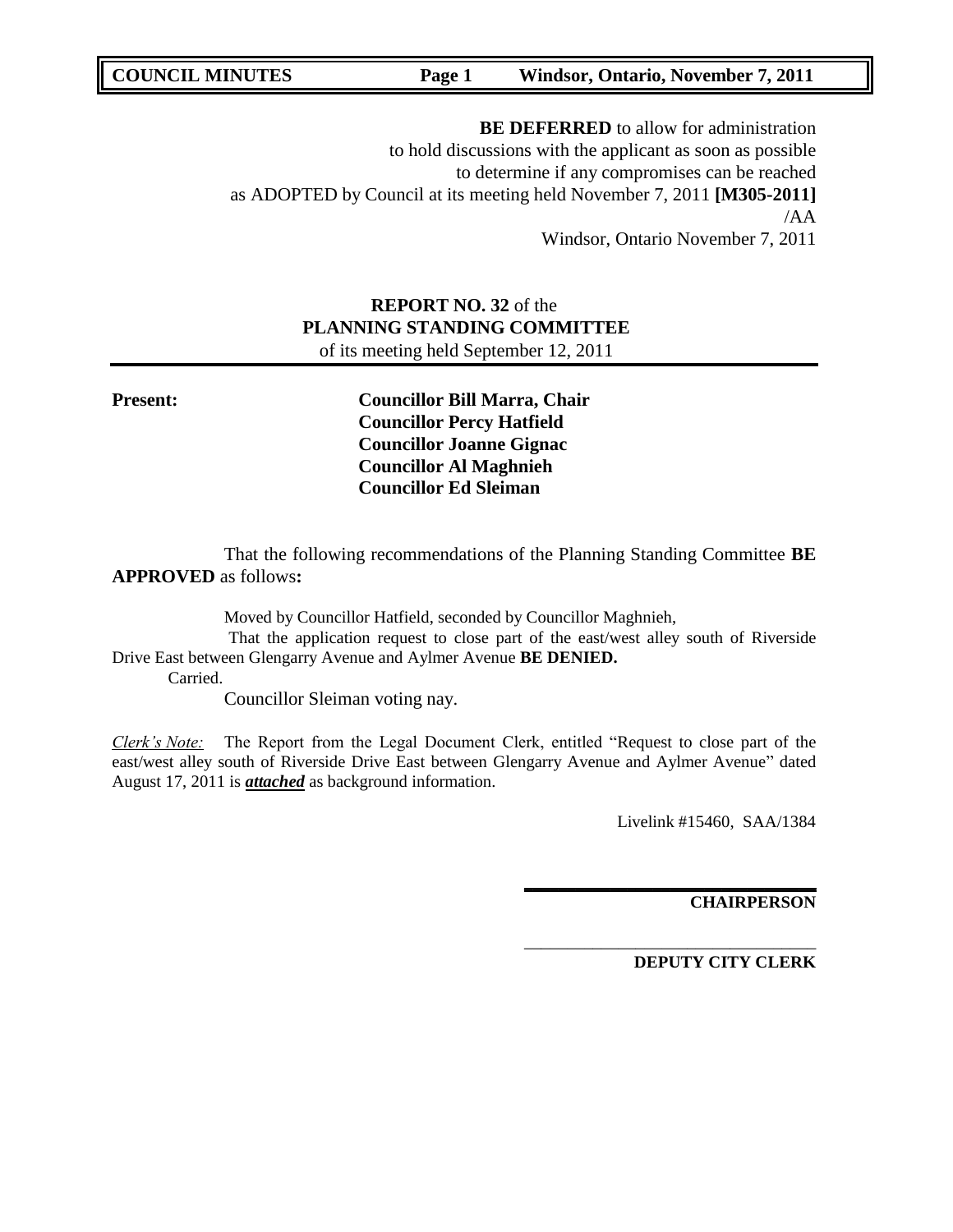**BE DEFERRED** to allow for administration
to hold discussions with the applicant as soon as possible
to determine if any compromises can be reached
as ADOPTED by Council at its meeting held November 7, 2011 **[M305-2011]**
/AA
Windsor, Ontario November 7, 2011

**REPORT NO. 32** of the
**PLANNING STANDING COMMITTEE**
of its meeting held September 12, 2011

**Present:**

**Councillor Bill Marra, Chair**
**Councillor Percy Hatfield**
**Councillor Joanne Gignac**
**Councillor Al Maghnieh**
**Councillor Ed Sleiman**

That the following recommendations of the Planning Standing Committee **BE APPROVED** as follows**:**

Moved by Councillor Hatfield, seconded by Councillor Maghnieh,

That the application request to close part of the east/west alley south of Riverside Drive East between Glengarry Avenue and Aylmer Avenue **BE DENIED.**

Carried.

Councillor Sleiman voting nay.

*Clerk's Note:* The Report from the Legal Document Clerk, entitled "Request to close part of the east/west alley south of Riverside Drive East between Glengarry Avenue and Aylmer Avenue" dated August 17, 2011 is ***attached*** as background information.

Livelink #15460, SAA/1384

**CHAIRPERSON**

**DEPUTY CITY CLERK**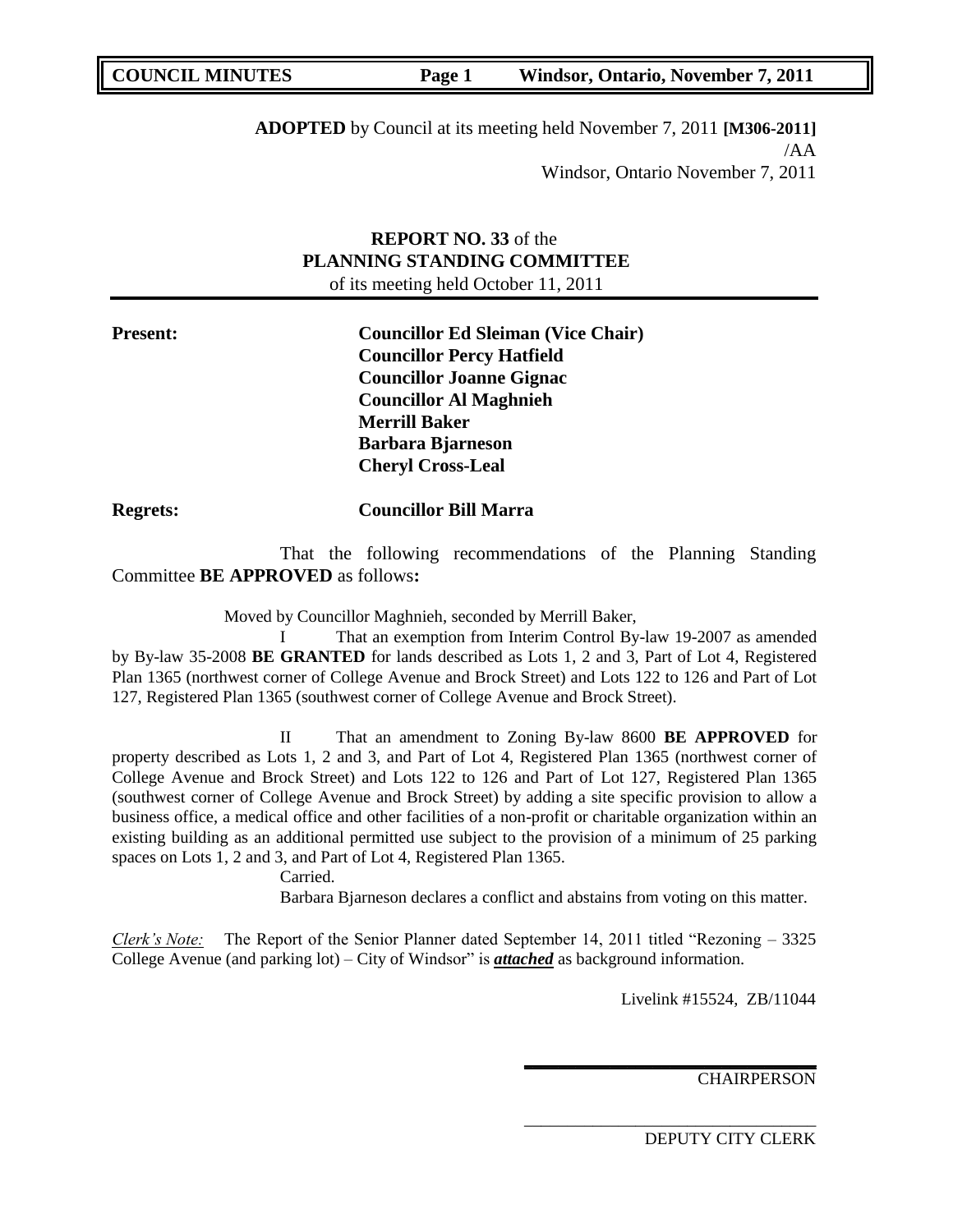**ADOPTED** by Council at its meeting held November 7, 2011 **[M306-2011]**
/AA
Windsor, Ontario November 7, 2011

**REPORT NO. 33** of the
**PLANNING STANDING COMMITTEE**
of its meeting held October 11, 2011

**Present:**
**Councillor Ed Sleiman (Vice Chair)**
**Councillor Percy Hatfield**
**Councillor Joanne Gignac**
**Councillor Al Maghnieh**
**Merrill Baker**
**Barbara Bjarneson**
**Cheryl Cross-Leal**

**Regrets:** **Councillor Bill Marra**

That the following recommendations of the Planning Standing Committee **BE APPROVED** as follows**:**

Moved by Councillor Maghnieh, seconded by Merrill Baker,

I That an exemption from Interim Control By-law 19-2007 as amended by By-law 35-2008 **BE GRANTED** for lands described as Lots 1, 2 and 3, Part of Lot 4, Registered Plan 1365 (northwest corner of College Avenue and Brock Street) and Lots 122 to 126 and Part of Lot 127, Registered Plan 1365 (southwest corner of College Avenue and Brock Street).

II That an amendment to Zoning By-law 8600 **BE APPROVED** for property described as Lots 1, 2 and 3, and Part of Lot 4, Registered Plan 1365 (northwest corner of College Avenue and Brock Street) and Lots 122 to 126 and Part of Lot 127, Registered Plan 1365 (southwest corner of College Avenue and Brock Street) by adding a site specific provision to allow a business office, a medical office and other facilities of a non-profit or charitable organization within an existing building as an additional permitted use subject to the provision of a minimum of 25 parking spaces on Lots 1, 2 and 3, and Part of Lot 4, Registered Plan 1365.

Carried.

Barbara Bjarneson declares a conflict and abstains from voting on this matter.

*Clerk's Note:* The Report of the Senior Planner dated September 14, 2011 titled "Rezoning – 3325 College Avenue (and parking lot) – City of Windsor" is ***attached*** as background information.

Livelink #15524, ZB/11044

CHAIRPERSON

DEPUTY CITY CLERK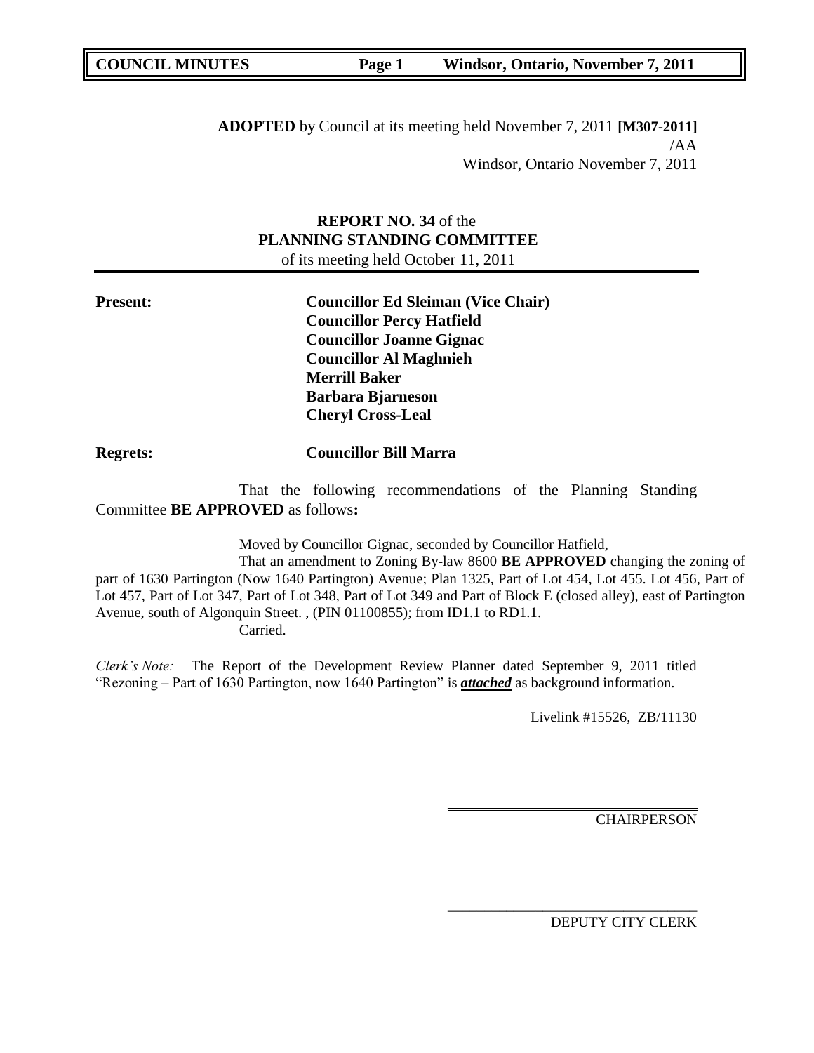**ADOPTED** by Council at its meeting held November 7, 2011 **[M307-2011]**
/AA
Windsor, Ontario November 7, 2011

**REPORT NO. 34** of the
**PLANNING STANDING COMMITTEE**
of its meeting held October 11, 2011

**Present:** **Councillor Ed Sleiman (Vice Chair)**
**Councillor Percy Hatfield**
**Councillor Joanne Gignac**
**Councillor Al Maghnieh**
**Merrill Baker**
**Barbara Bjarneson**
**Cheryl Cross-Leal**

**Regrets:** **Councillor Bill Marra**

That the following recommendations of the Planning Standing Committee **BE APPROVED** as follows**:**

Moved by Councillor Gignac, seconded by Councillor Hatfield,

That an amendment to Zoning By-law 8600 **BE APPROVED** changing the zoning of part of 1630 Partington (Now 1640 Partington) Avenue; Plan 1325, Part of Lot 454, Lot 455. Lot 456, Part of Lot 457, Part of Lot 347, Part of Lot 348, Part of Lot 349 and Part of Block E (closed alley), east of Partington Avenue, south of Algonquin Street. , (PIN 01100855); from ID1.1 to RD1.1.

Carried.

*Clerk's Note:* The Report of the Development Review Planner dated September 9, 2011 titled "Rezoning – Part of 1630 Partington, now 1640 Partington" is ***attached*** as background information.

Livelink #15526, ZB/11130

CHAIRPERSON

DEPUTY CITY CLERK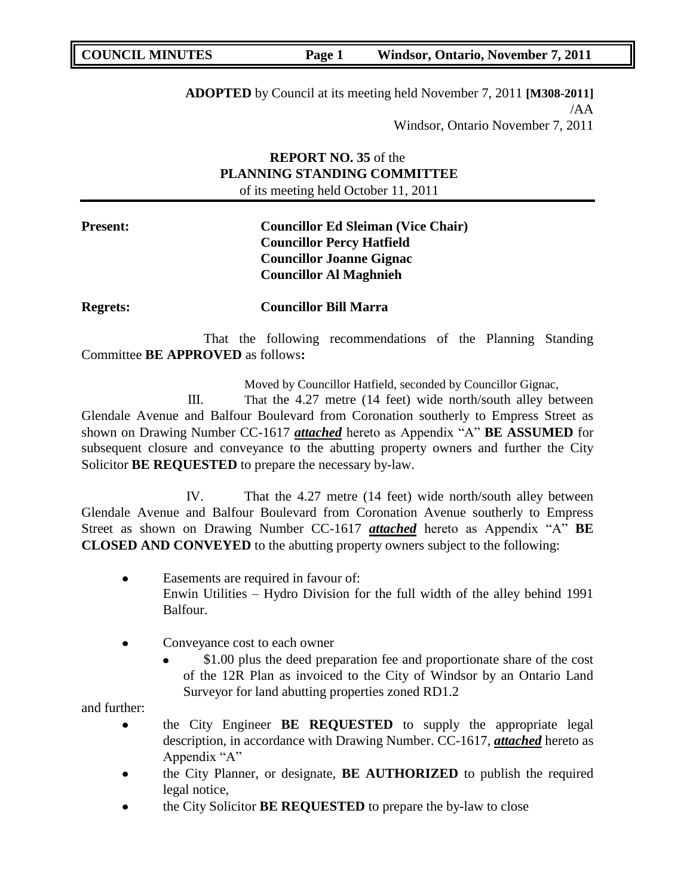**ADOPTED** by Council at its meeting held November 7, 2011 **[M308-2011]**
/AA
Windsor, Ontario November 7, 2011

**REPORT NO. 35** of the
**PLANNING STANDING COMMITTEE**
of its meeting held October 11, 2011

**Present:** **Councillor Ed Sleiman (Vice Chair)**
**Councillor Percy Hatfield**
**Councillor Joanne Gignac**
**Councillor Al Maghnieh**

**Regrets:** **Councillor Bill Marra**

That the following recommendations of the Planning Standing Committee **BE APPROVED** as follows**:**

Moved by Councillor Hatfield, seconded by Councillor Gignac,

III. That the 4.27 metre (14 feet) wide north/south alley between Glendale Avenue and Balfour Boulevard from Coronation southerly to Empress Street as shown on Drawing Number CC-1617 ***attached*** hereto as Appendix "A" **BE ASSUMED** for subsequent closure and conveyance to the abutting property owners and further the City Solicitor **BE REQUESTED** to prepare the necessary by-law.

IV. That the 4.27 metre (14 feet) wide north/south alley between Glendale Avenue and Balfour Boulevard from Coronation Avenue southerly to Empress Street as shown on Drawing Number CC-1617 ***attached*** hereto as Appendix "A" **BE CLOSED AND CONVEYED** to the abutting property owners subject to the following:

- Easements are required in favour of:
  Enwin Utilities – Hydro Division for the full width of the alley behind 1991 Balfour.
- Conveyance cost to each owner
  - $1.00 plus the deed preparation fee and proportionate share of the cost of the 12R Plan as invoiced to the City of Windsor by an Ontario Land Surveyor for land abutting properties zoned RD1.2

and further:

- the City Engineer **BE REQUESTED** to supply the appropriate legal description, in accordance with Drawing Number. CC-1617, ***attached*** hereto as Appendix "A"
- the City Planner, or designate, **BE AUTHORIZED** to publish the required legal notice,
- the City Solicitor **BE REQUESTED** to prepare the by-law to close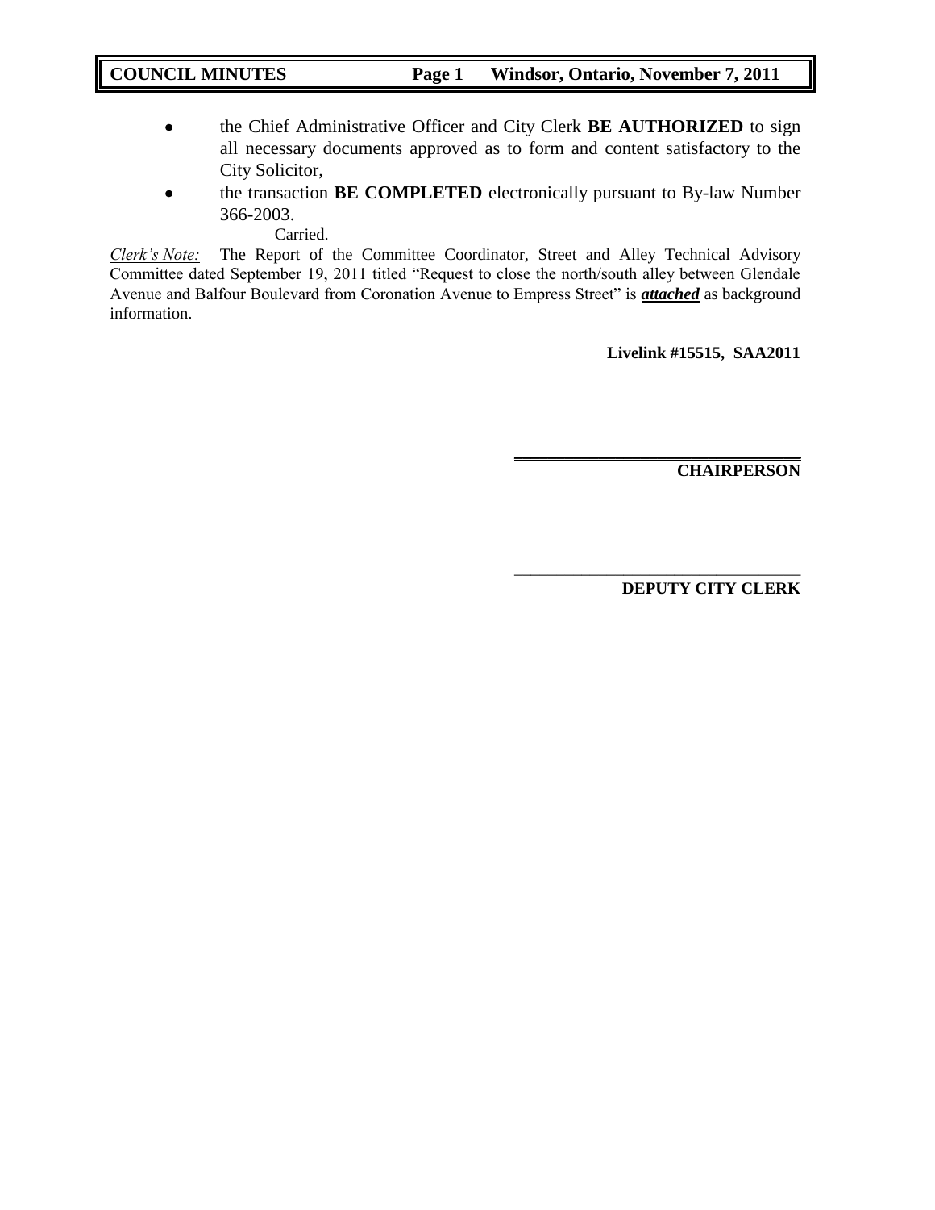- the Chief Administrative Officer and City Clerk **BE AUTHORIZED** to sign all necessary documents approved as to form and content satisfactory to the City Solicitor,
- the transaction **BE COMPLETED** electronically pursuant to By-law Number 366-2003.

Carried.

*Clerk's Note:* The Report of the Committee Coordinator, Street and Alley Technical Advisory Committee dated September 19, 2011 titled "Request to close the north/south alley between Glendale Avenue and Balfour Boulevard from Coronation Avenue to Empress Street" is ***attached*** as background information.

**Livelink #15515, SAA2011**

---

**CHAIRPERSON**

---

**DEPUTY CITY CLERK**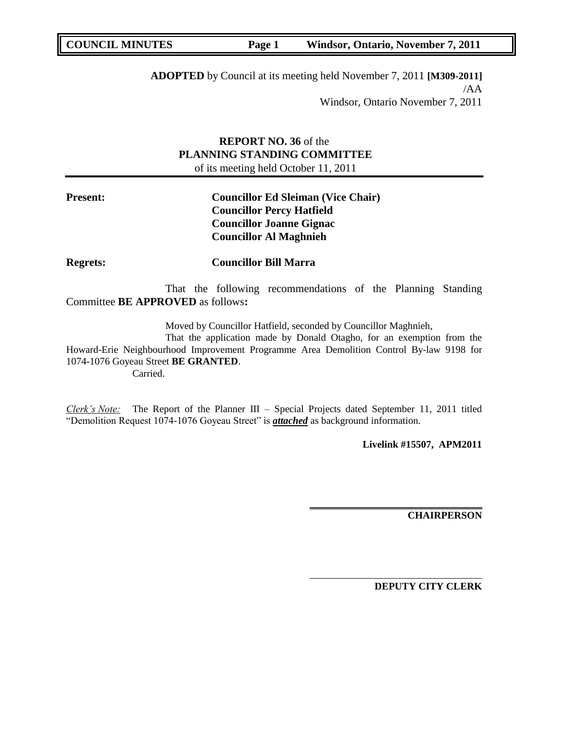**ADOPTED** by Council at its meeting held November 7, 2011 **[M309-2011]**
/AA
Windsor, Ontario November 7, 2011

**REPORT NO. 36** of the
**PLANNING STANDING COMMITTEE**
of its meeting held October 11, 2011

**Present:** **Councillor Ed Sleiman (Vice Chair)**
**Councillor Percy Hatfield**
**Councillor Joanne Gignac**
**Councillor Al Maghnieh**

**Regrets:** **Councillor Bill Marra**

That the following recommendations of the Planning Standing Committee **BE APPROVED** as follows**:**

Moved by Councillor Hatfield, seconded by Councillor Maghnieh,
That the application made by Donald Otagho, for an exemption from the Howard-Erie Neighbourhood Improvement Programme Area Demolition Control By-law 9198 for 1074-1076 Goyeau Street **BE GRANTED**.
Carried.

*Clerk's Note:* The Report of the Planner III – Special Projects dated September 11, 2011 titled "Demolition Request 1074-1076 Goyeau Street" is ***attached*** as background information.

**Livelink #15507, APM2011**

**CHAIRPERSON**

**DEPUTY CITY CLERK**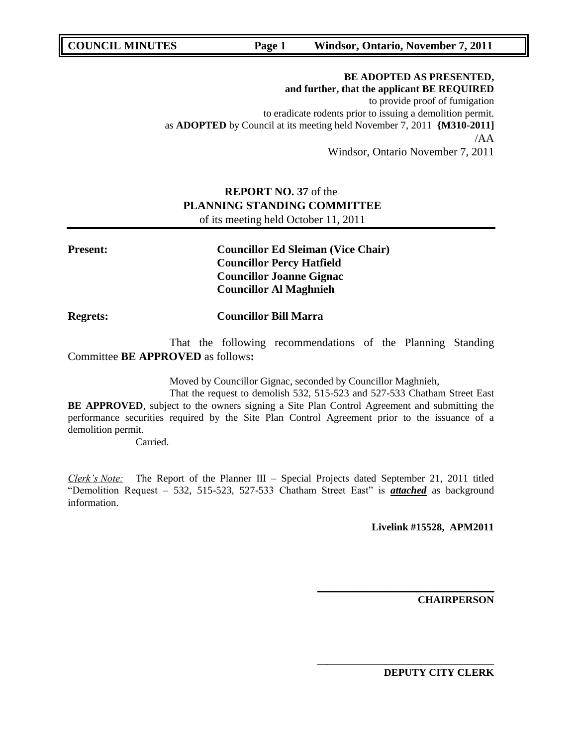**BE ADOPTED AS PRESENTED,**
**and further, that the applicant BE REQUIRED**
to provide proof of fumigation
to eradicate rodents prior to issuing a demolition permit.
as **ADOPTED** by Council at its meeting held November 7, 2011 **{M310-2011]**
/AA
Windsor, Ontario November 7, 2011

**REPORT NO. 37** of the
**PLANNING STANDING COMMITTEE**
of its meeting held October 11, 2011

**Present:** **Councillor Ed Sleiman (Vice Chair)**
**Councillor Percy Hatfield**
**Councillor Joanne Gignac**
**Councillor Al Maghnieh**

**Regrets:** **Councillor Bill Marra**

That the following recommendations of the Planning Standing Committee **BE APPROVED** as follows**:**

Moved by Councillor Gignac, seconded by Councillor Maghnieh,

That the request to demolish 532, 515-523 and 527-533 Chatham Street East **BE APPROVED**, subject to the owners signing a Site Plan Control Agreement and submitting the performance securities required by the Site Plan Control Agreement prior to the issuance of a demolition permit.

Carried.

*Clerk's Note:* The Report of the Planner III – Special Projects dated September 21, 2011 titled "Demolition Request – 532, 515-523, 527-533 Chatham Street East" is ***attached*** as background information.

**Livelink #15528, APM2011**

**CHAIRPERSON**

**DEPUTY CITY CLERK**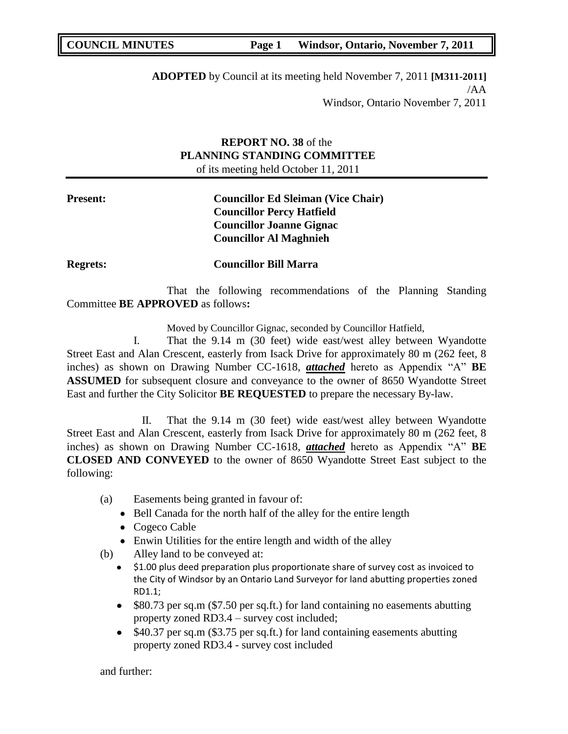**ADOPTED** by Council at its meeting held November 7, 2011 **[M311-2011]**
/AA
Windsor, Ontario November 7, 2011

**REPORT NO. 38** of the
**PLANNING STANDING COMMITTEE**
of its meeting held October 11, 2011

**Present:** **Councillor Ed Sleiman (Vice Chair)**
**Councillor Percy Hatfield**
**Councillor Joanne Gignac**
**Councillor Al Maghnieh**

**Regrets:** **Councillor Bill Marra**

That the following recommendations of the Planning Standing Committee **BE APPROVED** as follows**:**

Moved by Councillor Gignac, seconded by Councillor Hatfield,

I. That the 9.14 m (30 feet) wide east/west alley between Wyandotte Street East and Alan Crescent, easterly from Isack Drive for approximately 80 m (262 feet, 8 inches) as shown on Drawing Number CC-1618, ***attached*** hereto as Appendix "A" **BE ASSUMED** for subsequent closure and conveyance to the owner of 8650 Wyandotte Street East and further the City Solicitor **BE REQUESTED** to prepare the necessary By-law.

II. That the 9.14 m (30 feet) wide east/west alley between Wyandotte Street East and Alan Crescent, easterly from Isack Drive for approximately 80 m (262 feet, 8 inches) as shown on Drawing Number CC-1618, ***attached*** hereto as Appendix "A" **BE CLOSED AND CONVEYED** to the owner of 8650 Wyandotte Street East subject to the following:

(a) Easements being granted in favour of:
- Bell Canada for the north half of the alley for the entire length
- Cogeco Cable
- Enwin Utilities for the entire length and width of the alley

(b) Alley land to be conveyed at:
- $1.00 plus deed preparation plus proportionate share of survey cost as invoiced to the City of Windsor by an Ontario Land Surveyor for land abutting properties zoned RD1.1;
- $80.73 per sq.m ($7.50 per sq.ft.) for land containing no easements abutting property zoned RD3.4 – survey cost included;
- $40.37 per sq.m ($3.75 per sq.ft.) for land containing easements abutting property zoned RD3.4 - survey cost included

and further: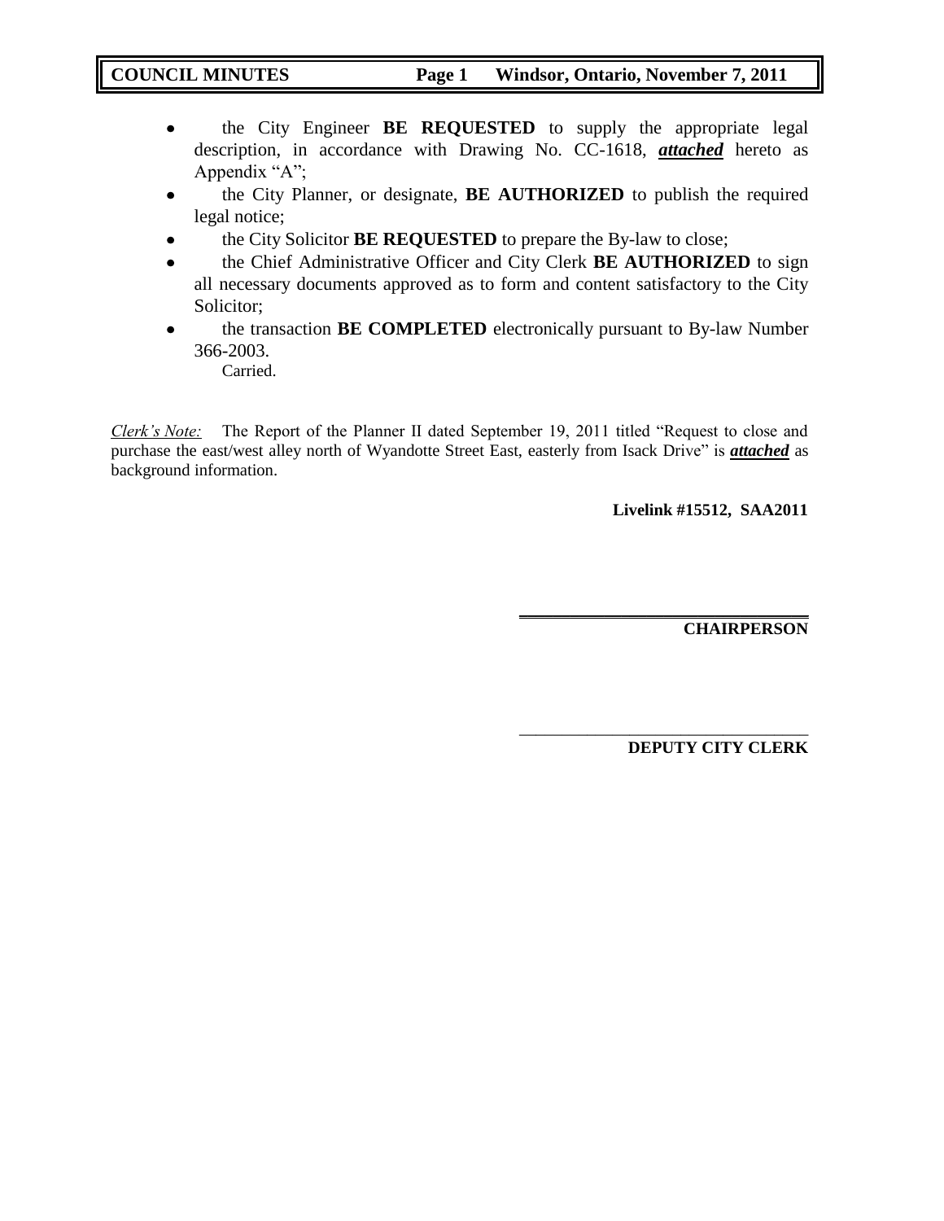- the City Engineer **BE REQUESTED** to supply the appropriate legal description, in accordance with Drawing No. CC-1618, ***attached*** hereto as Appendix "A";
- the City Planner, or designate, **BE AUTHORIZED** to publish the required legal notice;
- the City Solicitor **BE REQUESTED** to prepare the By-law to close;
- the Chief Administrative Officer and City Clerk **BE AUTHORIZED** to sign all necessary documents approved as to form and content satisfactory to the City Solicitor;
- the transaction **BE COMPLETED** electronically pursuant to By-law Number 366-2003.

Carried.

*Clerk's Note:* The Report of the Planner II dated September 19, 2011 titled "Request to close and purchase the east/west alley north of Wyandotte Street East, easterly from Isack Drive" is ***attached*** as background information.

**Livelink #15512, SAA2011**

**CHAIRPERSON**

**DEPUTY CITY CLERK**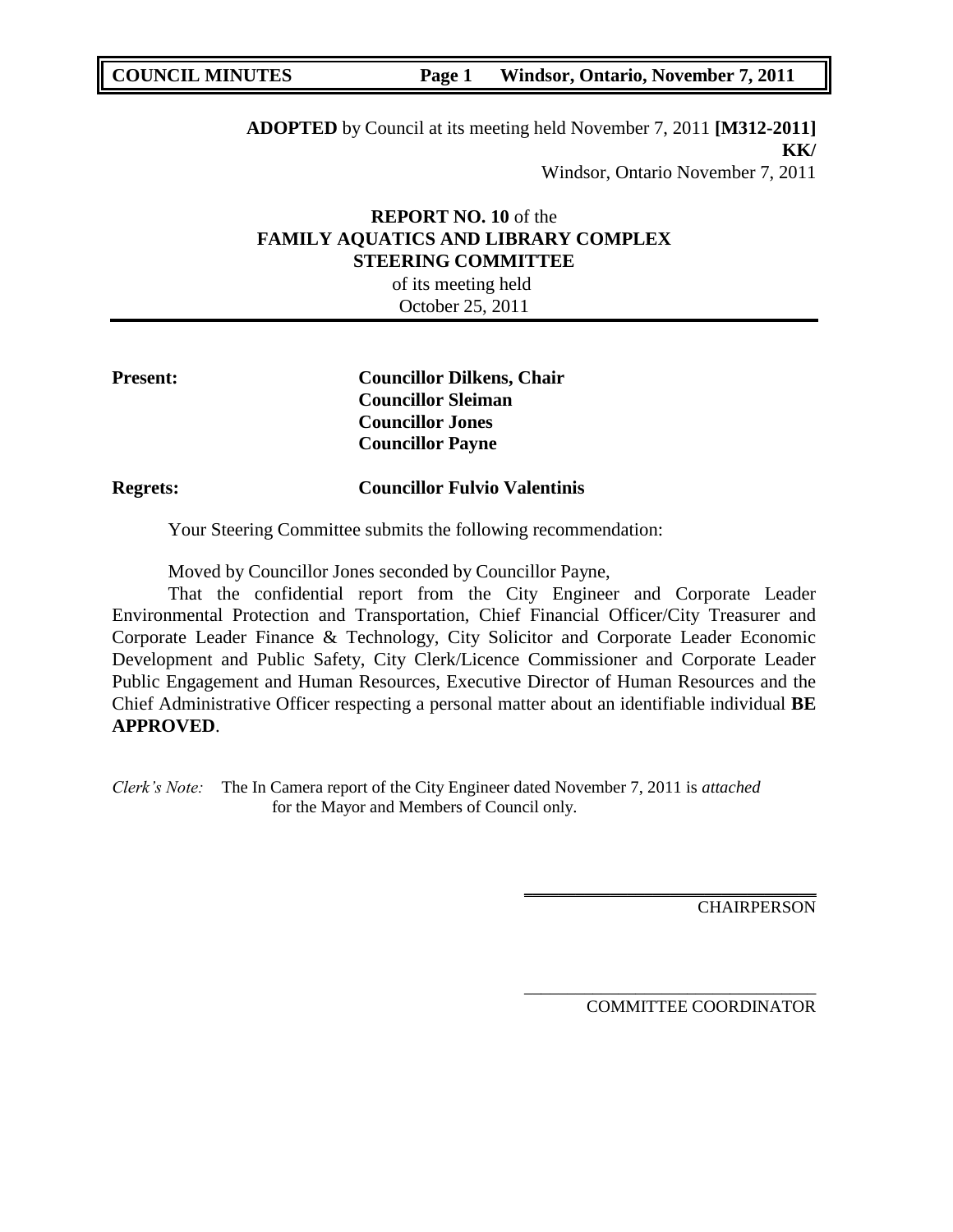**ADOPTED** by Council at its meeting held November 7, 2011 **[M312-2011]**
**KK/**
Windsor, Ontario November 7, 2011

**REPORT NO. 10** of the
**FAMILY AQUATICS AND LIBRARY COMPLEX STEERING COMMITTEE**
of its meeting held
October 25, 2011

**Present:** **Councillor Dilkens, Chair**
**Councillor Sleiman**
**Councillor Jones**
**Councillor Payne**

**Regrets:** **Councillor Fulvio Valentinis**

Your Steering Committee submits the following recommendation:

Moved by Councillor Jones seconded by Councillor Payne,

That the confidential report from the City Engineer and Corporate Leader Environmental Protection and Transportation, Chief Financial Officer/City Treasurer and Corporate Leader Finance & Technology, City Solicitor and Corporate Leader Economic Development and Public Safety, City Clerk/Licence Commissioner and Corporate Leader Public Engagement and Human Resources, Executive Director of Human Resources and the Chief Administrative Officer respecting a personal matter about an identifiable individual **BE APPROVED**.

*Clerk's Note:* The In Camera report of the City Engineer dated November 7, 2011 is *attached* for the Mayor and Members of Council only.

CHAIRPERSON

COMMITTEE COORDINATOR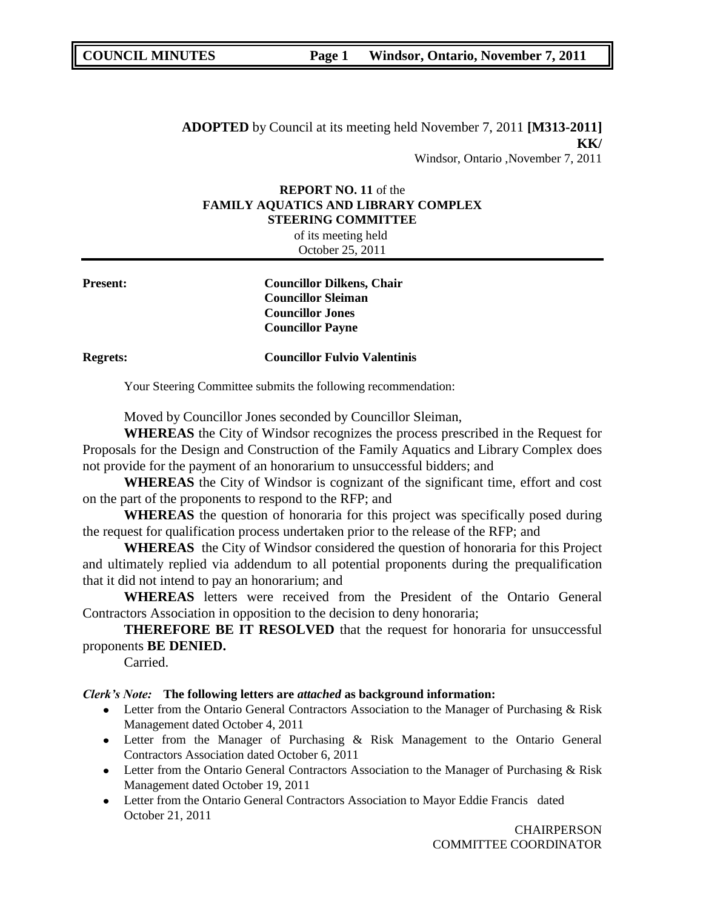**ADOPTED** by Council at its meeting held November 7, 2011 **[M313-2011]**
**KK/**
Windsor, Ontario ,November 7, 2011

**REPORT NO. 11** of the
**FAMILY AQUATICS AND LIBRARY COMPLEX**
**STEERING COMMITTEE**
of its meeting held
October 25, 2011

**Present:** **Councillor Dilkens, Chair**
**Councillor Sleiman**
**Councillor Jones**
**Councillor Payne**

**Regrets:** **Councillor Fulvio Valentinis**

Your Steering Committee submits the following recommendation:

Moved by Councillor Jones seconded by Councillor Sleiman,

**WHEREAS** the City of Windsor recognizes the process prescribed in the Request for Proposals for the Design and Construction of the Family Aquatics and Library Complex does not provide for the payment of an honorarium to unsuccessful bidders; and

**WHEREAS** the City of Windsor is cognizant of the significant time, effort and cost on the part of the proponents to respond to the RFP; and

**WHEREAS** the question of honoraria for this project was specifically posed during the request for qualification process undertaken prior to the release of the RFP; and

**WHEREAS** the City of Windsor considered the question of honoraria for this Project and ultimately replied via addendum to all potential proponents during the prequalification that it did not intend to pay an honorarium; and

**WHEREAS** letters were received from the President of the Ontario General Contractors Association in opposition to the decision to deny honoraria;

**THEREFORE BE IT RESOLVED** that the request for honoraria for unsuccessful proponents **BE DENIED.**

Carried.

***Clerk's Note:*** **The following letters are *attached* as background information:**

- Letter from the Ontario General Contractors Association to the Manager of Purchasing & Risk Management dated October 4, 2011
- Letter from the Manager of Purchasing & Risk Management to the Ontario General Contractors Association dated October 6, 2011
- Letter from the Ontario General Contractors Association to the Manager of Purchasing & Risk Management dated October 19, 2011
- Letter from the Ontario General Contractors Association to Mayor Eddie Francis dated October 21, 2011

CHAIRPERSON
COMMITTEE COORDINATOR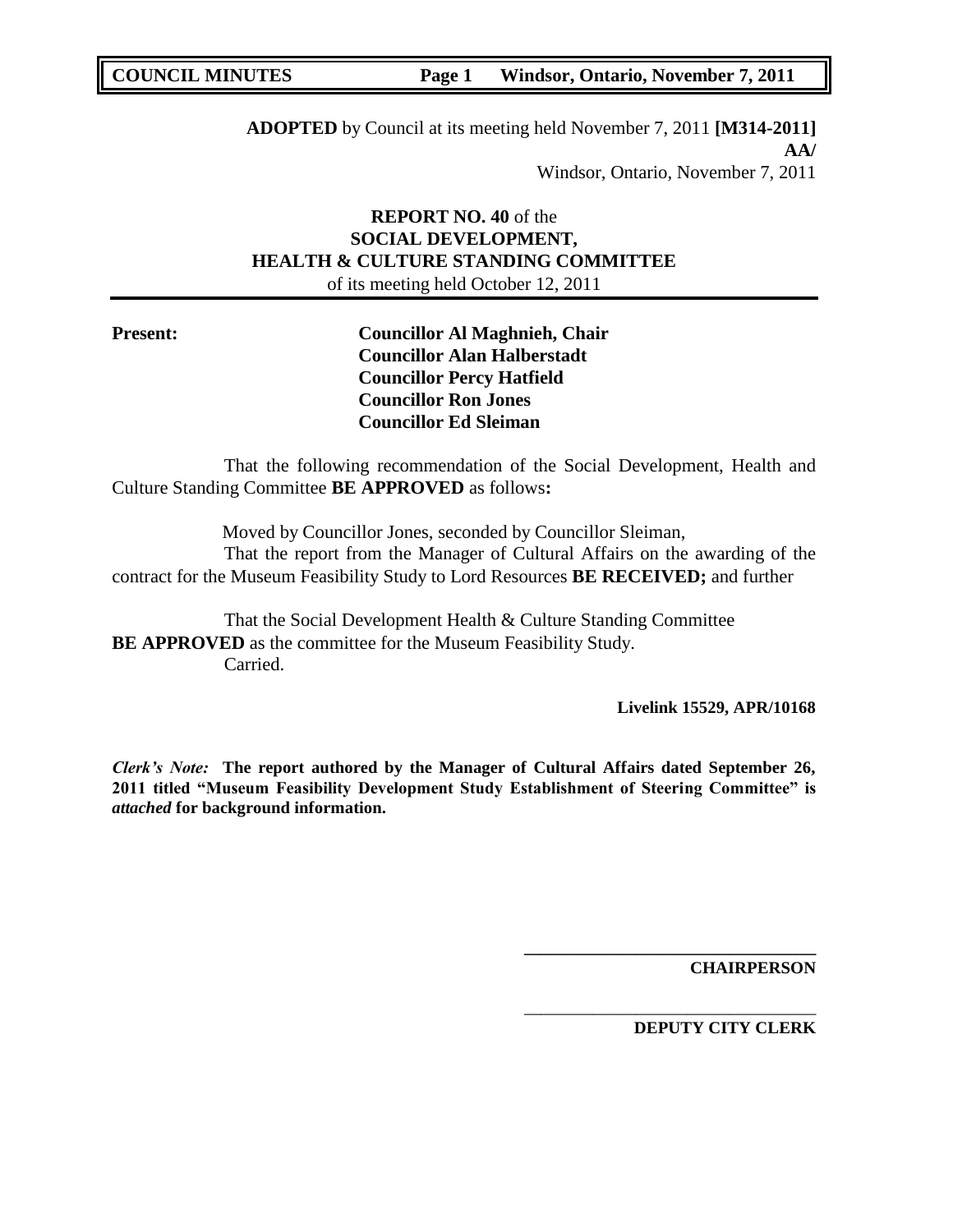**ADOPTED** by Council at its meeting held November 7, 2011 **[M314-2011]**
**AA/**
Windsor, Ontario, November 7, 2011

## REPORT NO. 40 of the SOCIAL DEVELOPMENT, HEALTH & CULTURE STANDING COMMITTEE

of its meeting held October 12, 2011

**Present:**

**Councillor Al Maghnieh, Chair**
**Councillor Alan Halberstadt**
**Councillor Percy Hatfield**
**Councillor Ron Jones**
**Councillor Ed Sleiman**

That the following recommendation of the Social Development, Health and Culture Standing Committee **BE APPROVED** as follows**:**

Moved by Councillor Jones, seconded by Councillor Sleiman,

That the report from the Manager of Cultural Affairs on the awarding of the contract for the Museum Feasibility Study to Lord Resources **BE RECEIVED;** and further

That the Social Development Health & Culture Standing Committee **BE APPROVED** as the committee for the Museum Feasibility Study.

Carried.

**Livelink 15529, APR/10168**

***Clerk's Note:*** **The report authored by the Manager of Cultural Affairs dated September 26, 2011 titled "Museum Feasibility Development Study Establishment of Steering Committee" is *attached* for background information.**

\_\_\_\_\_\_\_\_\_\_\_\_\_\_\_\_\_\_\_\_\_\_\_\_\_\_\_\_\_\_\_\_

**CHAIRPERSON**

\_\_\_\_\_\_\_\_\_\_\_\_\_\_\_\_\_\_\_\_\_\_\_\_\_\_\_\_\_\_\_\_

**DEPUTY CITY CLERK**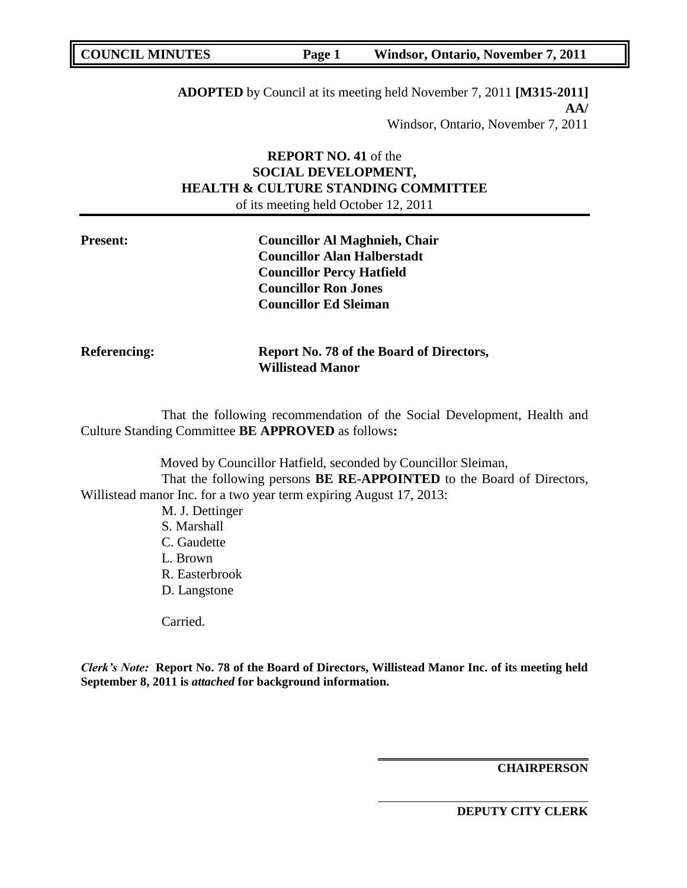**ADOPTED** by Council at its meeting held November 7, 2011 **[M315-2011]**
**AA/**
Windsor, Ontario, November 7, 2011

**REPORT NO. 41** of the
**SOCIAL DEVELOPMENT,**
**HEALTH & CULTURE STANDING COMMITTEE**
of its meeting held October 12, 2011

**Present:** **Councillor Al Maghnieh, Chair**
**Councillor Alan Halberstadt**
**Councillor Percy Hatfield**
**Councillor Ron Jones**
**Councillor Ed Sleiman**

**Referencing:** **Report No. 78 of the Board of Directors, Willistead Manor**

That the following recommendation of the Social Development, Health and Culture Standing Committee **BE APPROVED** as follows**:**

Moved by Councillor Hatfield, seconded by Councillor Sleiman,

That the following persons **BE RE-APPOINTED** to the Board of Directors, Willistead manor Inc. for a two year term expiring August 17, 2013:

M. J. Dettinger
S. Marshall
C. Gaudette
L. Brown
R. Easterbrook
D. Langstone

Carried.

***Clerk's Note:*** **Report No. 78 of the Board of Directors, Willistead Manor Inc. of its meeting held September 8, 2011 is *attached* for background information.**

**CHAIRPERSON**

**DEPUTY CITY CLERK**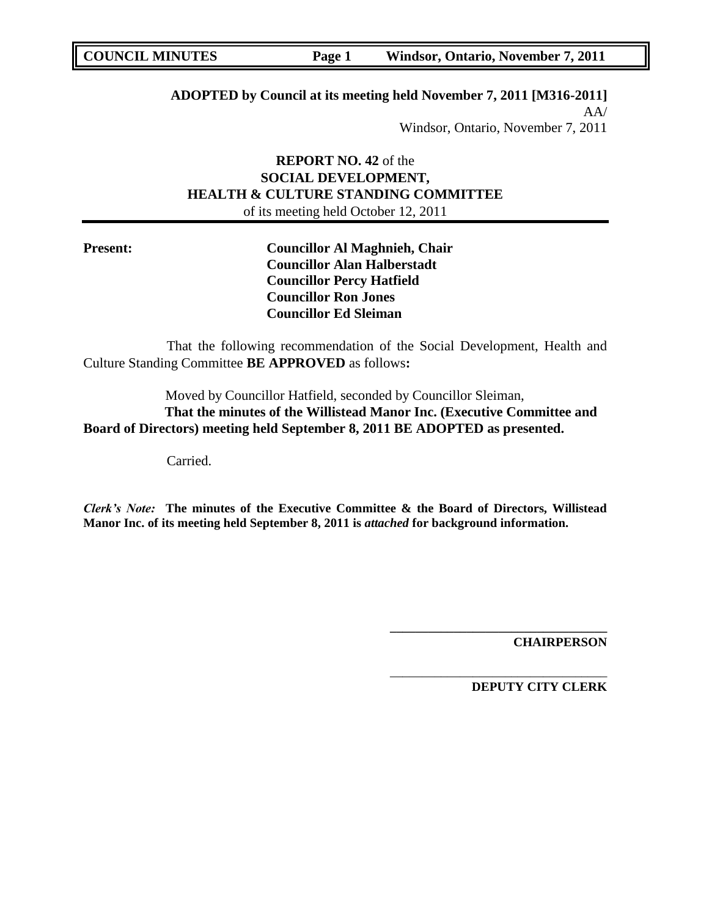**ADOPTED by Council at its meeting held November 7, 2011 [M316-2011]**
AA/
Windsor, Ontario, November 7, 2011

**REPORT NO. 42** of the
**SOCIAL DEVELOPMENT,**
**HEALTH & CULTURE STANDING COMMITTEE**
of its meeting held October 12, 2011

**Present:**
**Councillor Al Maghnieh, Chair**
**Councillor Alan Halberstadt**
**Councillor Percy Hatfield**
**Councillor Ron Jones**
**Councillor Ed Sleiman**

That the following recommendation of the Social Development, Health and Culture Standing Committee **BE APPROVED** as follows**:**

Moved by Councillor Hatfield, seconded by Councillor Sleiman,
**That the minutes of the Willistead Manor Inc. (Executive Committee and Board of Directors) meeting held September 8, 2011 BE ADOPTED as presented.**

Carried.

***Clerk's Note:*** **The minutes of the Executive Committee & the Board of Directors, Willistead Manor Inc. of its meeting held September 8, 2011 is *attached* for background information.**

\_\_\_\_\_\_\_\_\_\_\_\_\_\_\_\_\_\_\_\_\_\_\_\_\_\_\_\_\_\_\_\_
**CHAIRPERSON**

\_\_\_\_\_\_\_\_\_\_\_\_\_\_\_\_\_\_\_\_\_\_\_\_\_\_\_\_\_\_\_\_
**DEPUTY CITY CLERK**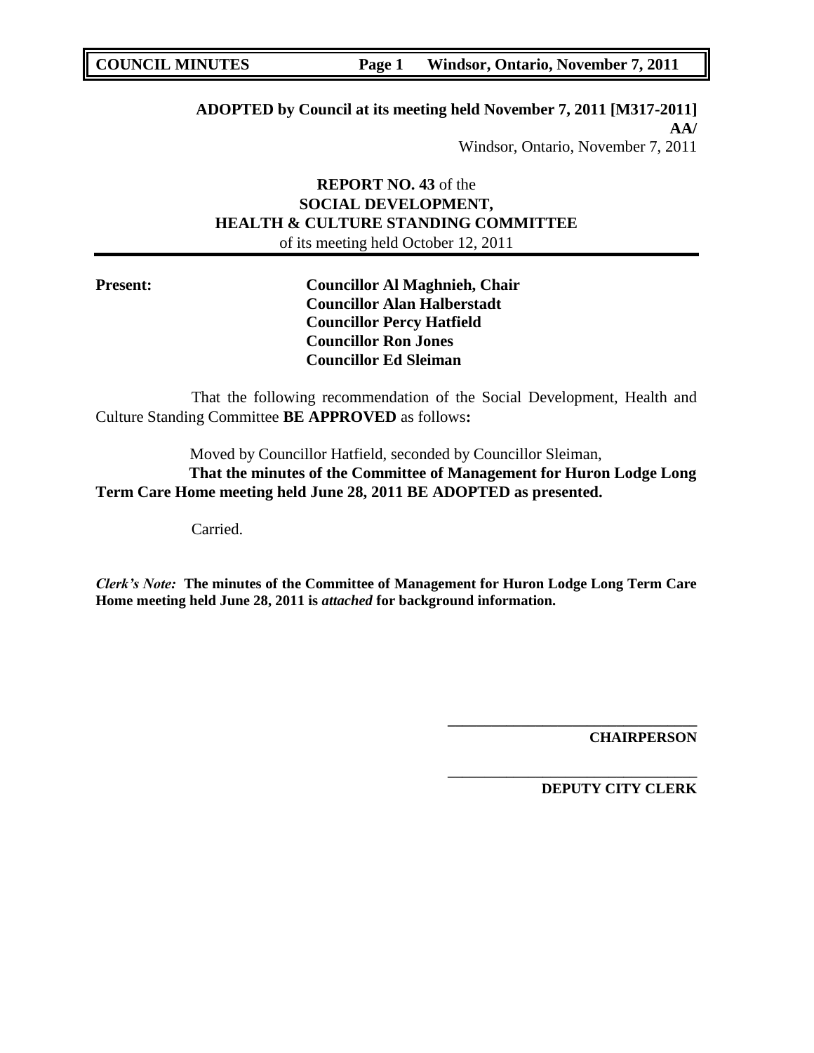**ADOPTED by Council at its meeting held November 7, 2011 [M317-2011]**
**AA/**
Windsor, Ontario, November 7, 2011

**REPORT NO. 43** of the
**SOCIAL DEVELOPMENT,**
**HEALTH & CULTURE STANDING COMMITTEE**
of its meeting held October 12, 2011

**Present:** **Councillor Al Maghnieh, Chair**
**Councillor Alan Halberstadt**
**Councillor Percy Hatfield**
**Councillor Ron Jones**
**Councillor Ed Sleiman**

That the following recommendation of the Social Development, Health and Culture Standing Committee **BE APPROVED** as follows**:**

Moved by Councillor Hatfield, seconded by Councillor Sleiman,

**That the minutes of the Committee of Management for Huron Lodge Long Term Care Home meeting held June 28, 2011 BE ADOPTED as presented.**

Carried.

***Clerk's Note:*** **The minutes of the Committee of Management for Huron Lodge Long Term Care Home meeting held June 28, 2011 is *attached* for background information.**

\_\_\_\_\_\_\_\_\_\_\_\_\_\_\_\_\_\_\_\_\_\_\_\_\_\_\_\_\_\_\_\_
**CHAIRPERSON**

\_\_\_\_\_\_\_\_\_\_\_\_\_\_\_\_\_\_\_\_\_\_\_\_\_\_\_\_\_\_\_\_
**DEPUTY CITY CLERK**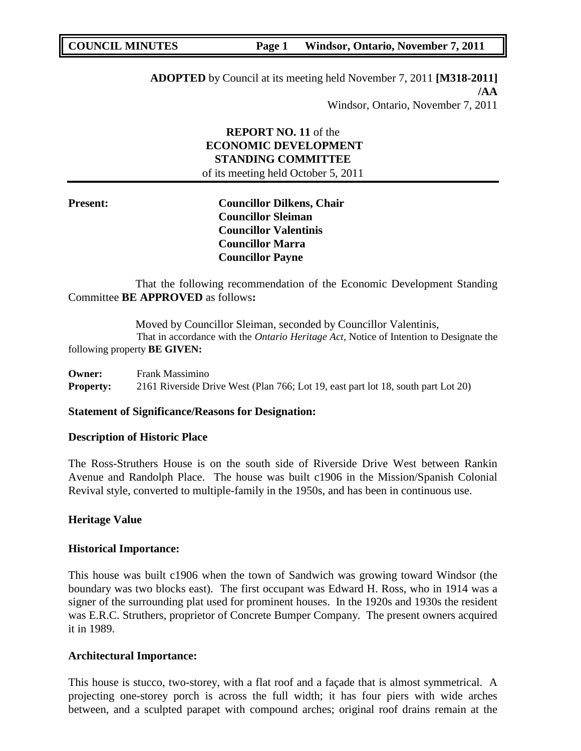**ADOPTED** by Council at its meeting held November 7, 2011 **[M318-2011] /AA**

Windsor, Ontario, November 7, 2011

**REPORT NO. 11** of the
**ECONOMIC DEVELOPMENT STANDING COMMITTEE**
of its meeting held October 5, 2011

**Present:**

**Councillor Dilkens, Chair**
**Councillor Sleiman**
**Councillor Valentinis**
**Councillor Marra**
**Councillor Payne**

That the following recommendation of the Economic Development Standing Committee **BE APPROVED** as follows**:**

Moved by Councillor Sleiman, seconded by Councillor Valentinis,

That in accordance with the *Ontario Heritage Act*, Notice of Intention to Designate the following property **BE GIVEN:**

**Owner:** Frank Massimino
**Property:** 2161 Riverside Drive West (Plan 766; Lot 19, east part lot 18, south part Lot 20)

**Statement of Significance/Reasons for Designation:**

**Description of Historic Place**

The Ross-Struthers House is on the south side of Riverside Drive West between Rankin Avenue and Randolph Place. The house was built c1906 in the Mission/Spanish Colonial Revival style, converted to multiple-family in the 1950s, and has been in continuous use.

**Heritage Value**

**Historical Importance:**

This house was built c1906 when the town of Sandwich was growing toward Windsor (the boundary was two blocks east). The first occupant was Edward H. Ross, who in 1914 was a signer of the surrounding plat used for prominent houses. In the 1920s and 1930s the resident was E.R.C. Struthers, proprietor of Concrete Bumper Company. The present owners acquired it in 1989.

**Architectural Importance:**

This house is stucco, two-storey, with a flat roof and a façade that is almost symmetrical. A projecting one-storey porch is across the full width; it has four piers with wide arches between, and a sculpted parapet with compound arches; original roof drains remain at the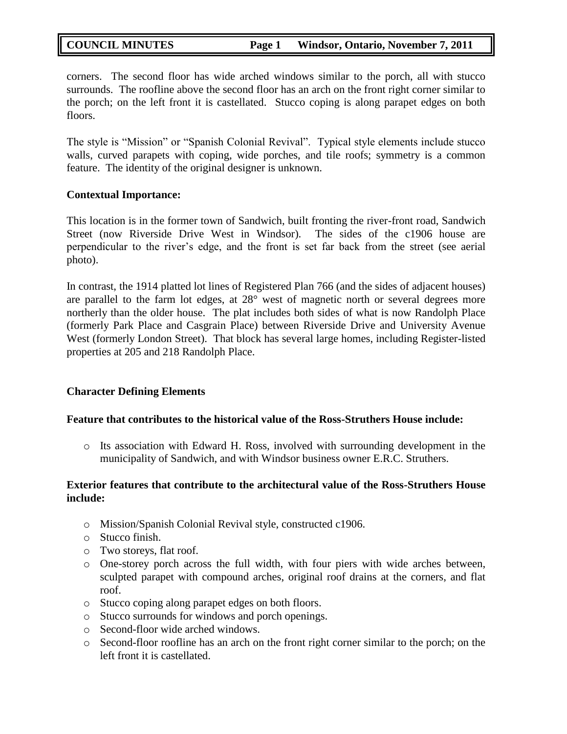corners. The second floor has wide arched windows similar to the porch, all with stucco surrounds. The roofline above the second floor has an arch on the front right corner similar to the porch; on the left front it is castellated. Stucco coping is along parapet edges on both floors.

The style is "Mission" or "Spanish Colonial Revival". Typical style elements include stucco walls, curved parapets with coping, wide porches, and tile roofs; symmetry is a common feature. The identity of the original designer is unknown.

**Contextual Importance:**

This location is in the former town of Sandwich, built fronting the river-front road, Sandwich Street (now Riverside Drive West in Windsor). The sides of the c1906 house are perpendicular to the river's edge, and the front is set far back from the street (see aerial photo).

In contrast, the 1914 platted lot lines of Registered Plan 766 (and the sides of adjacent houses) are parallel to the farm lot edges, at 28° west of magnetic north or several degrees more northerly than the older house. The plat includes both sides of what is now Randolph Place (formerly Park Place and Casgrain Place) between Riverside Drive and University Avenue West (formerly London Street). That block has several large homes, including Register-listed properties at 205 and 218 Randolph Place.

**Character Defining Elements**

**Feature that contributes to the historical value of the Ross-Struthers House include:**

- Its association with Edward H. Ross, involved with surrounding development in the municipality of Sandwich, and with Windsor business owner E.R.C. Struthers.

**Exterior features that contribute to the architectural value of the Ross-Struthers House include:**

- Mission/Spanish Colonial Revival style, constructed c1906.
- Stucco finish.
- Two storeys, flat roof.
- One-storey porch across the full width, with four piers with wide arches between, sculpted parapet with compound arches, original roof drains at the corners, and flat roof.
- Stucco coping along parapet edges on both floors.
- Stucco surrounds for windows and porch openings.
- Second-floor wide arched windows.
- Second-floor roofline has an arch on the front right corner similar to the porch; on the left front it is castellated.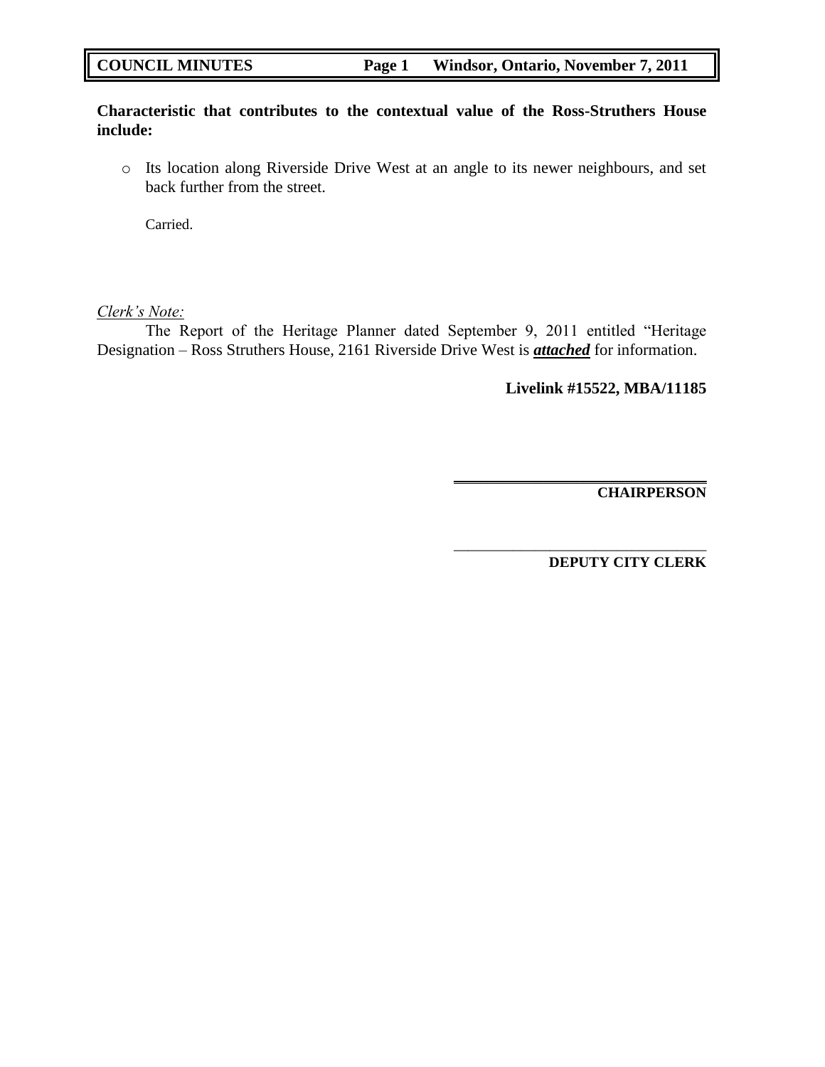**Characteristic that contributes to the contextual value of the Ross-Struthers House include:**

- Its location along Riverside Drive West at an angle to its newer neighbours, and set back further from the street.

Carried.

*Clerk's Note:*

The Report of the Heritage Planner dated September 9, 2011 entitled "Heritage Designation – Ross Struthers House, 2161 Riverside Drive West is ***attached*** for information.

**Livelink #15522, MBA/11185**

**CHAIRPERSON**

**DEPUTY CITY CLERK**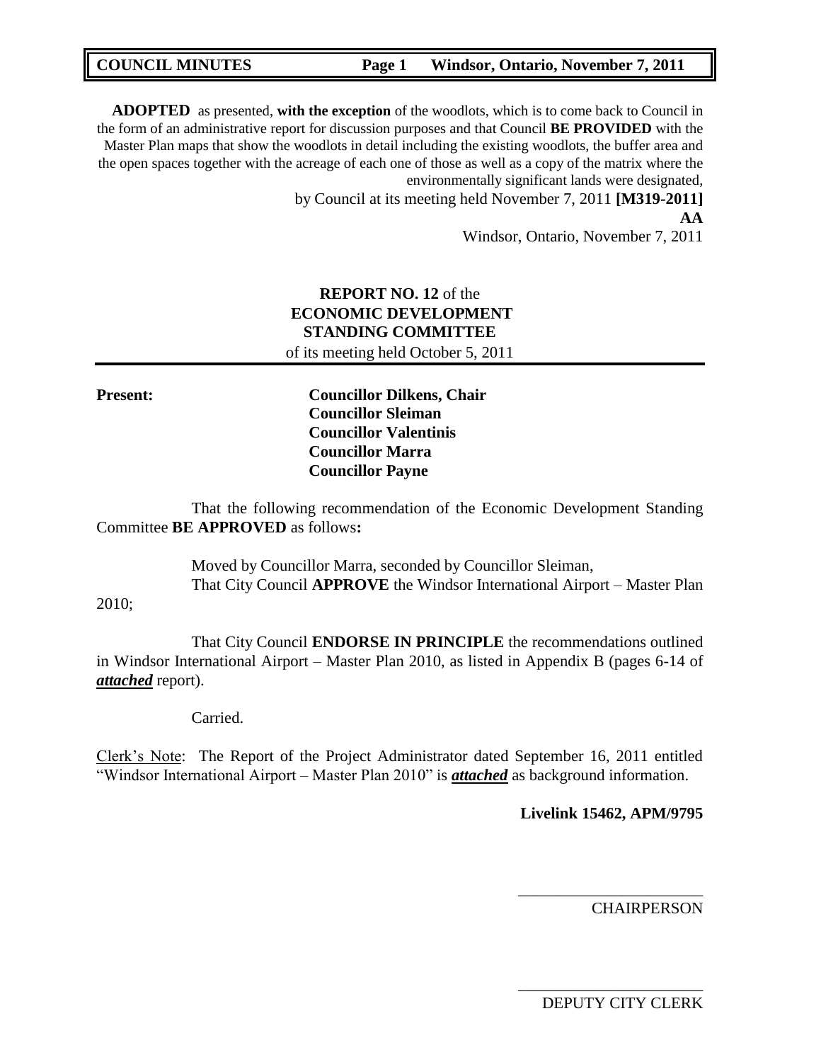**ADOPTED** as presented, **with the exception** of the woodlots, which is to come back to Council in the form of an administrative report for discussion purposes and that Council **BE PROVIDED** with the Master Plan maps that show the woodlots in detail including the existing woodlots, the buffer area and the open spaces together with the acreage of each one of those as well as a copy of the matrix where the environmentally significant lands were designated,

by Council at its meeting held November 7, 2011 **[M319-2011]**

**AA**

Windsor, Ontario, November 7, 2011

**REPORT NO. 12** of the
**ECONOMIC DEVELOPMENT STANDING COMMITTEE**
of its meeting held October 5, 2011

**Present:**

**Councillor Dilkens, Chair**
**Councillor Sleiman**
**Councillor Valentinis**
**Councillor Marra**
**Councillor Payne**

That the following recommendation of the Economic Development Standing Committee **BE APPROVED** as follows**:**

Moved by Councillor Marra, seconded by Councillor Sleiman,
That City Council **APPROVE** the Windsor International Airport – Master Plan 2010;

That City Council **ENDORSE IN PRINCIPLE** the recommendations outlined in Windsor International Airport – Master Plan 2010, as listed in Appendix B (pages 6-14 of ***attached*** report).

Carried.

Clerk's Note: The Report of the Project Administrator dated September 16, 2011 entitled "Windsor International Airport – Master Plan 2010" is ***attached*** as background information.

**Livelink 15462, APM/9795**

\_\_\_\_\_\_\_\_\_\_\_\_\_\_\_\_\_\_\_\_\_\_\_\_
CHAIRPERSON

\_\_\_\_\_\_\_\_\_\_\_\_\_\_\_\_\_\_\_\_\_\_\_\_
DEPUTY CITY CLERK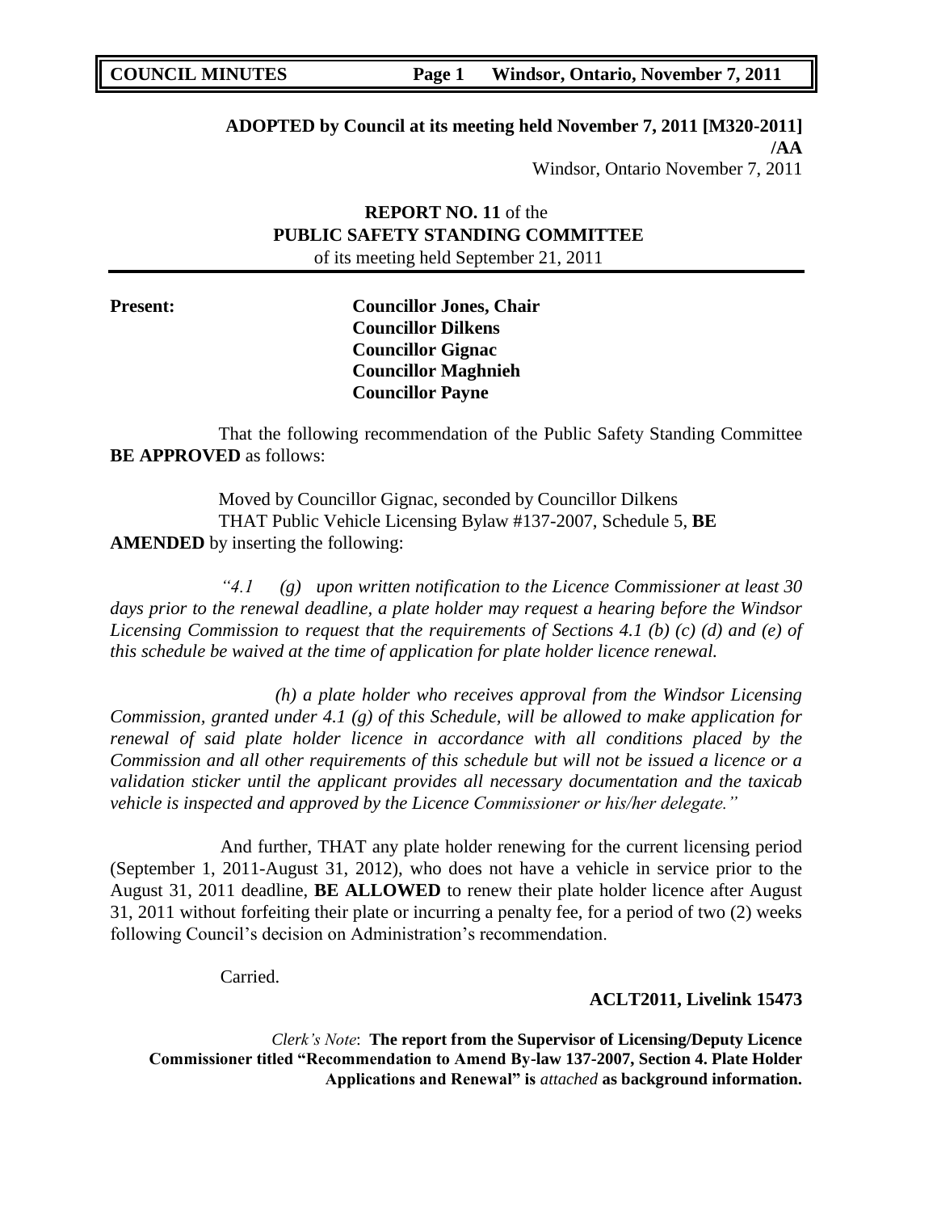**ADOPTED by Council at its meeting held November 7, 2011 [M320-2011]**
**/AA**
Windsor, Ontario November 7, 2011

**REPORT NO. 11** of the
**PUBLIC SAFETY STANDING COMMITTEE**
of its meeting held September 21, 2011

**Present:**
**Councillor Jones, Chair**
**Councillor Dilkens**
**Councillor Gignac**
**Councillor Maghnieh**
**Councillor Payne**

That the following recommendation of the Public Safety Standing Committee **BE APPROVED** as follows:

Moved by Councillor Gignac, seconded by Councillor Dilkens
THAT Public Vehicle Licensing Bylaw #137-2007, Schedule 5, **BE AMENDED** by inserting the following:

*"4.1 (g) upon written notification to the Licence Commissioner at least 30 days prior to the renewal deadline, a plate holder may request a hearing before the Windsor Licensing Commission to request that the requirements of Sections 4.1 (b) (c) (d) and (e) of this schedule be waived at the time of application for plate holder licence renewal.*

*(h) a plate holder who receives approval from the Windsor Licensing Commission, granted under 4.1 (g) of this Schedule, will be allowed to make application for renewal of said plate holder licence in accordance with all conditions placed by the Commission and all other requirements of this schedule but will not be issued a licence or a validation sticker until the applicant provides all necessary documentation and the taxicab vehicle is inspected and approved by the Licence Commissioner or his/her delegate."*

And further, THAT any plate holder renewing for the current licensing period (September 1, 2011-August 31, 2012), who does not have a vehicle in service prior to the August 31, 2011 deadline, **BE ALLOWED** to renew their plate holder licence after August 31, 2011 without forfeiting their plate or incurring a penalty fee, for a period of two (2) weeks following Council's decision on Administration's recommendation.

Carried.

**ACLT2011, Livelink 15473**

*Clerk's Note*: **The report from the Supervisor of Licensing/Deputy Licence Commissioner titled "Recommendation to Amend By-law 137-2007, Section 4. Plate Holder Applications and Renewal" is** ***attached*** **as background information.**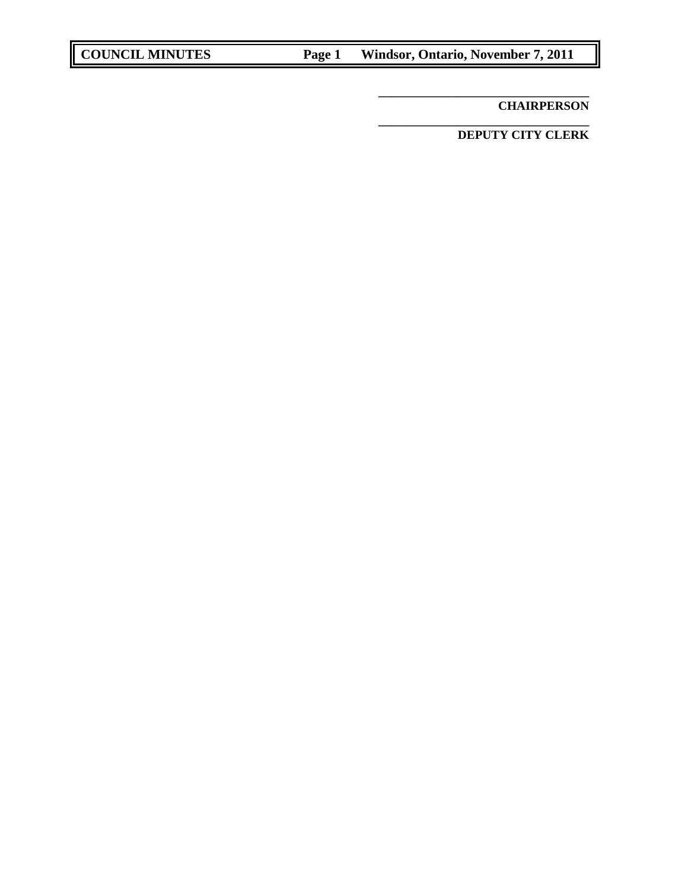\_\_\_\_\_\_\_\_\_\_\_\_\_\_\_\_\_\_\_\_\_\_\_\_\_\_\_\_\_\_\_\_\_\_\_

**CHAIRPERSON**

\_\_\_\_\_\_\_\_\_\_\_\_\_\_\_\_\_\_\_\_\_\_\_\_\_\_\_\_\_\_\_\_\_\_\_

**DEPUTY CITY CLERK**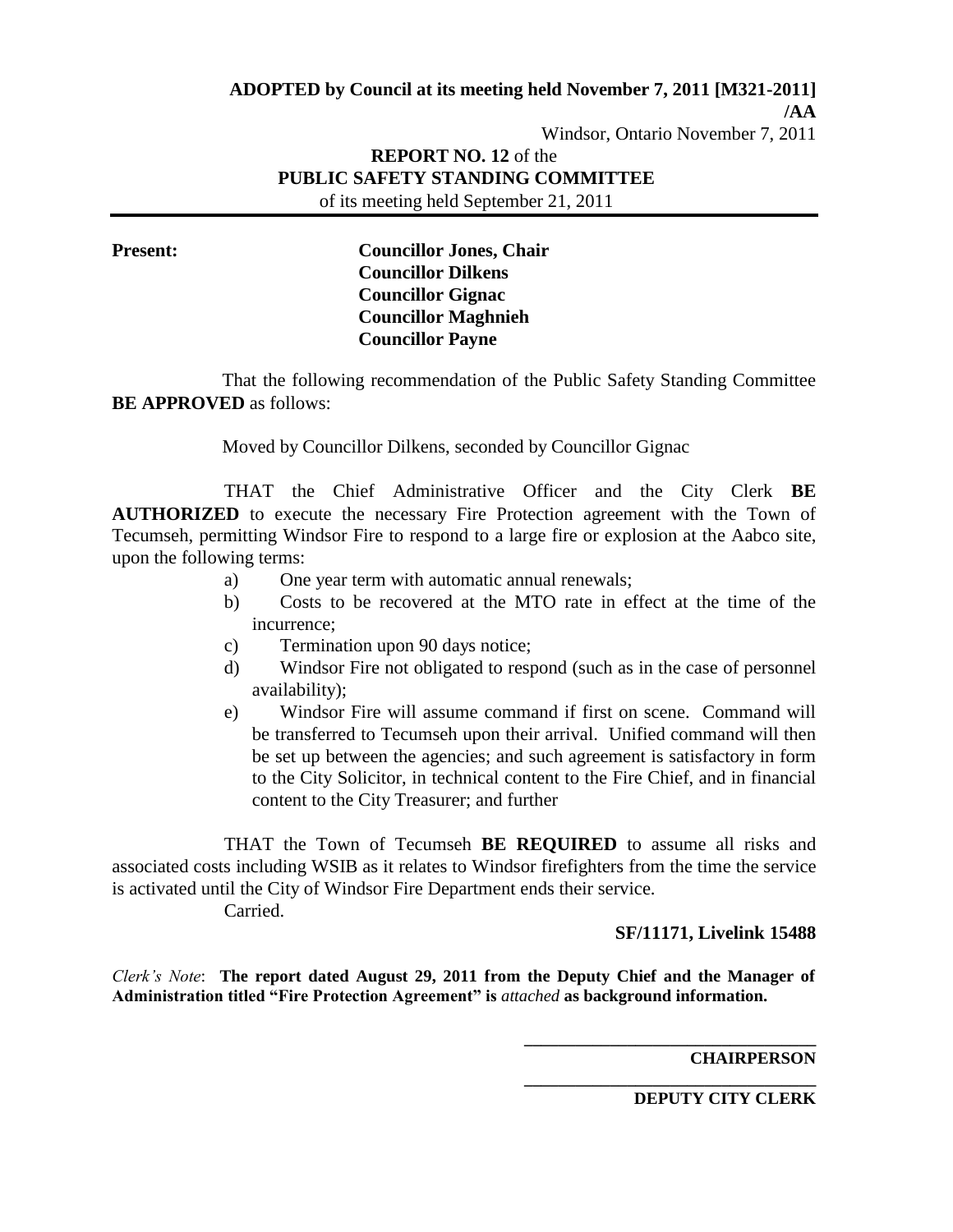**ADOPTED by Council at its meeting held November 7, 2011 [M321-2011] /AA**

Windsor, Ontario November 7, 2011

**REPORT NO. 12** of the
**PUBLIC SAFETY STANDING COMMITTEE**
of its meeting held September 21, 2011

---

**Present:**

**Councillor Jones, Chair**
**Councillor Dilkens**
**Councillor Gignac**
**Councillor Maghnieh**
**Councillor Payne**

That the following recommendation of the Public Safety Standing Committee **BE APPROVED** as follows:

Moved by Councillor Dilkens, seconded by Councillor Gignac

THAT the Chief Administrative Officer and the City Clerk **BE AUTHORIZED** to execute the necessary Fire Protection agreement with the Town of Tecumseh, permitting Windsor Fire to respond to a large fire or explosion at the Aabco site, upon the following terms:

a) One year term with automatic annual renewals;
b) Costs to be recovered at the MTO rate in effect at the time of the incurrence;
c) Termination upon 90 days notice;
d) Windsor Fire not obligated to respond (such as in the case of personnel availability);
e) Windsor Fire will assume command if first on scene. Command will be transferred to Tecumseh upon their arrival. Unified command will then be set up between the agencies; and such agreement is satisfactory in form to the City Solicitor, in technical content to the Fire Chief, and in financial content to the City Treasurer; and further

THAT the Town of Tecumseh **BE REQUIRED** to assume all risks and associated costs including WSIB as it relates to Windsor firefighters from the time the service is activated until the City of Windsor Fire Department ends their service.
Carried.

**SF/11171, Livelink 15488**

*Clerk's Note*: **The report dated August 29, 2011 from the Deputy Chief and the Manager of Administration titled "Fire Protection Agreement" is** *attached* **as background information.**

\_\_\_\_\_\_\_\_\_\_\_\_\_\_\_\_\_\_\_\_\_\_\_\_\_\_\_\_\_\_\_\_
**CHAIRPERSON**

\_\_\_\_\_\_\_\_\_\_\_\_\_\_\_\_\_\_\_\_\_\_\_\_\_\_\_\_\_\_\_\_
**DEPUTY CITY CLERK**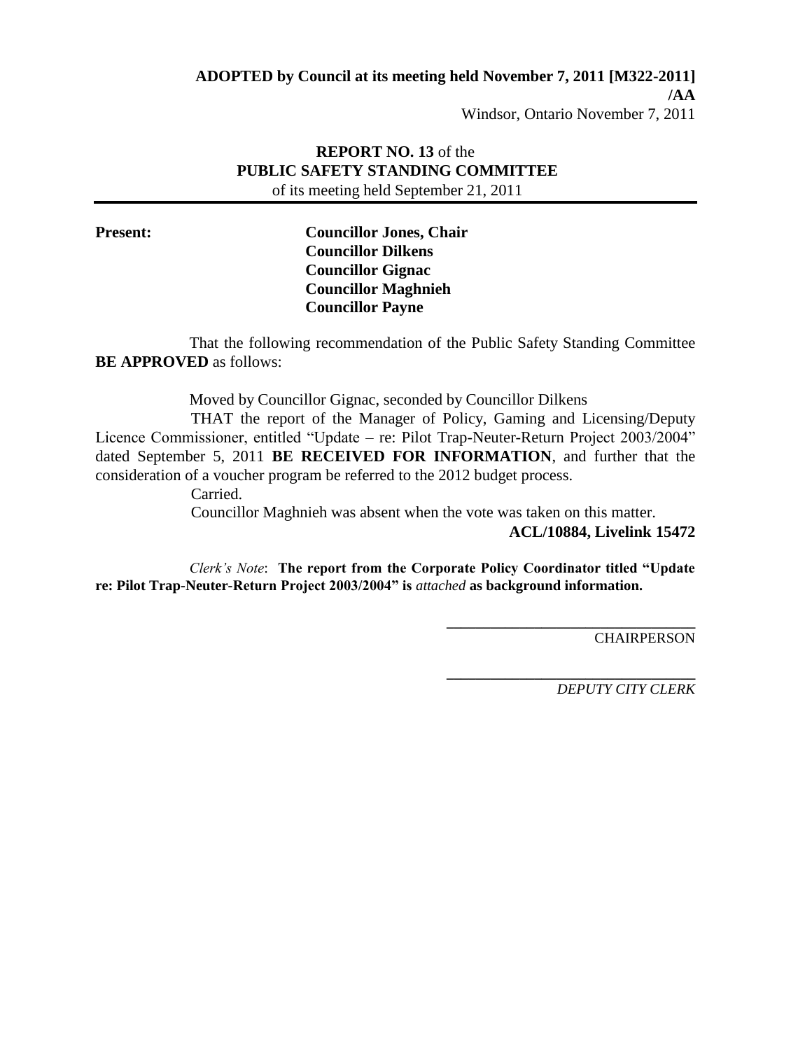**ADOPTED by Council at its meeting held November 7, 2011 [M322-2011] /AA**

Windsor, Ontario November 7, 2011

**REPORT NO. 13** of the
**PUBLIC SAFETY STANDING COMMITTEE**
of its meeting held September 21, 2011

**Present:** **Councillor Jones, Chair**
**Councillor Dilkens**
**Councillor Gignac**
**Councillor Maghnieh**
**Councillor Payne**

That the following recommendation of the Public Safety Standing Committee **BE APPROVED** as follows:

Moved by Councillor Gignac, seconded by Councillor Dilkens

THAT the report of the Manager of Policy, Gaming and Licensing/Deputy Licence Commissioner, entitled "Update – re: Pilot Trap-Neuter-Return Project 2003/2004" dated September 5, 2011 **BE RECEIVED FOR INFORMATION**, and further that the consideration of a voucher program be referred to the 2012 budget process.

Carried.

Councillor Maghnieh was absent when the vote was taken on this matter.

**ACL/10884, Livelink 15472**

*Clerk's Note*: **The report from the Corporate Policy Coordinator titled "Update re: Pilot Trap-Neuter-Return Project 2003/2004" is** *attached* **as background information.**

\_\_\_\_\_\_\_\_\_\_\_\_\_\_\_\_\_\_\_\_\_\_\_\_\_\_\_\_\_\_\_\_
CHAIRPERSON

\_\_\_\_\_\_\_\_\_\_\_\_\_\_\_\_\_\_\_\_\_\_\_\_\_\_\_\_\_\_\_\_
*DEPUTY CITY CLERK*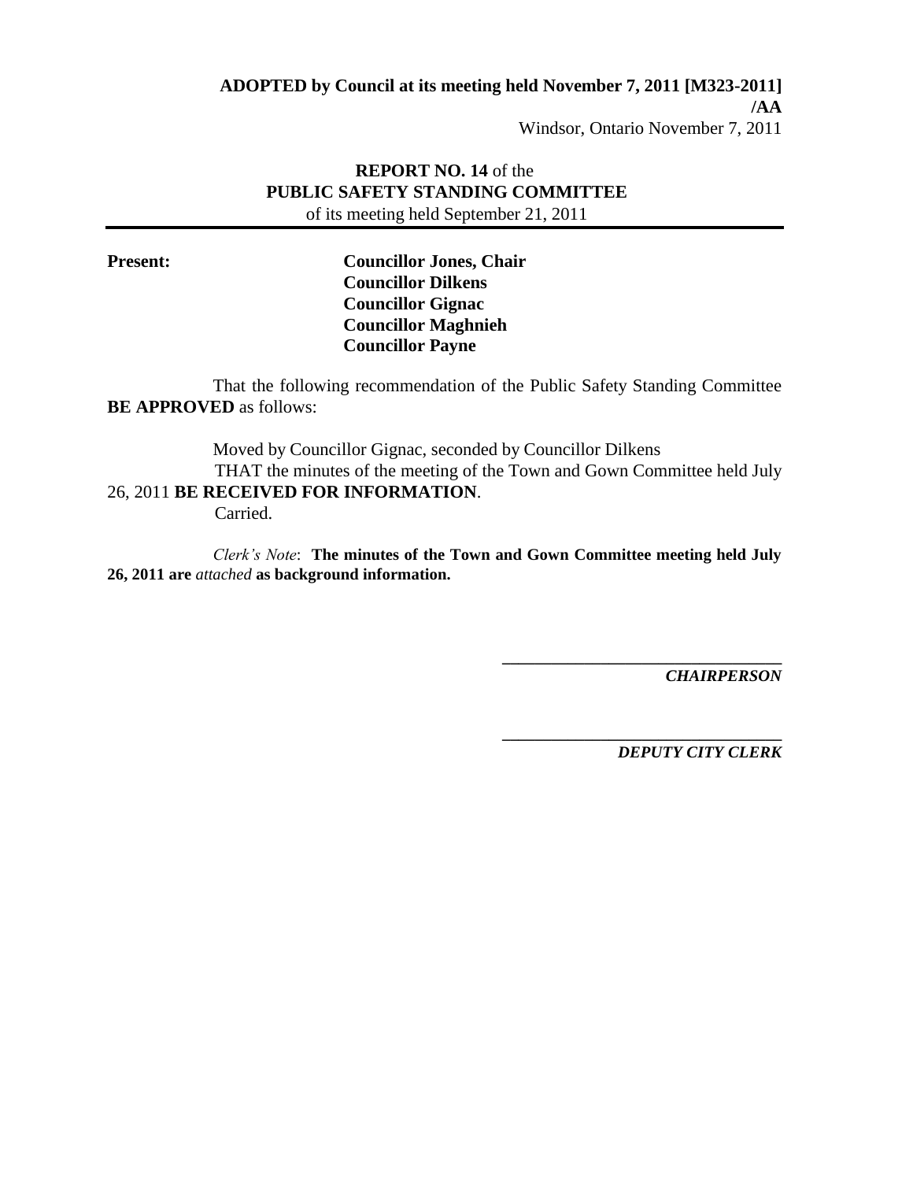**ADOPTED by Council at its meeting held November 7, 2011 [M323-2011] /AA**

Windsor, Ontario November 7, 2011

**REPORT NO. 14** of the
**PUBLIC SAFETY STANDING COMMITTEE**
of its meeting held September 21, 2011

**Present:** **Councillor Jones, Chair**
**Councillor Dilkens**
**Councillor Gignac**
**Councillor Maghnieh**
**Councillor Payne**

That the following recommendation of the Public Safety Standing Committee **BE APPROVED** as follows:

Moved by Councillor Gignac, seconded by Councillor Dilkens
THAT the minutes of the meeting of the Town and Gown Committee held July 26, 2011 **BE RECEIVED FOR INFORMATION**.
Carried.

*Clerk's Note*: **The minutes of the Town and Gown Committee meeting held July 26, 2011 are** *attached* **as background information.**

\_\_\_\_\_\_\_\_\_\_\_\_\_\_\_\_\_\_\_\_\_\_\_\_\_\_\_\_\_\_\_\_\_\_
***CHAIRPERSON***

\_\_\_\_\_\_\_\_\_\_\_\_\_\_\_\_\_\_\_\_\_\_\_\_\_\_\_\_\_\_\_\_\_\_
***DEPUTY CITY CLERK***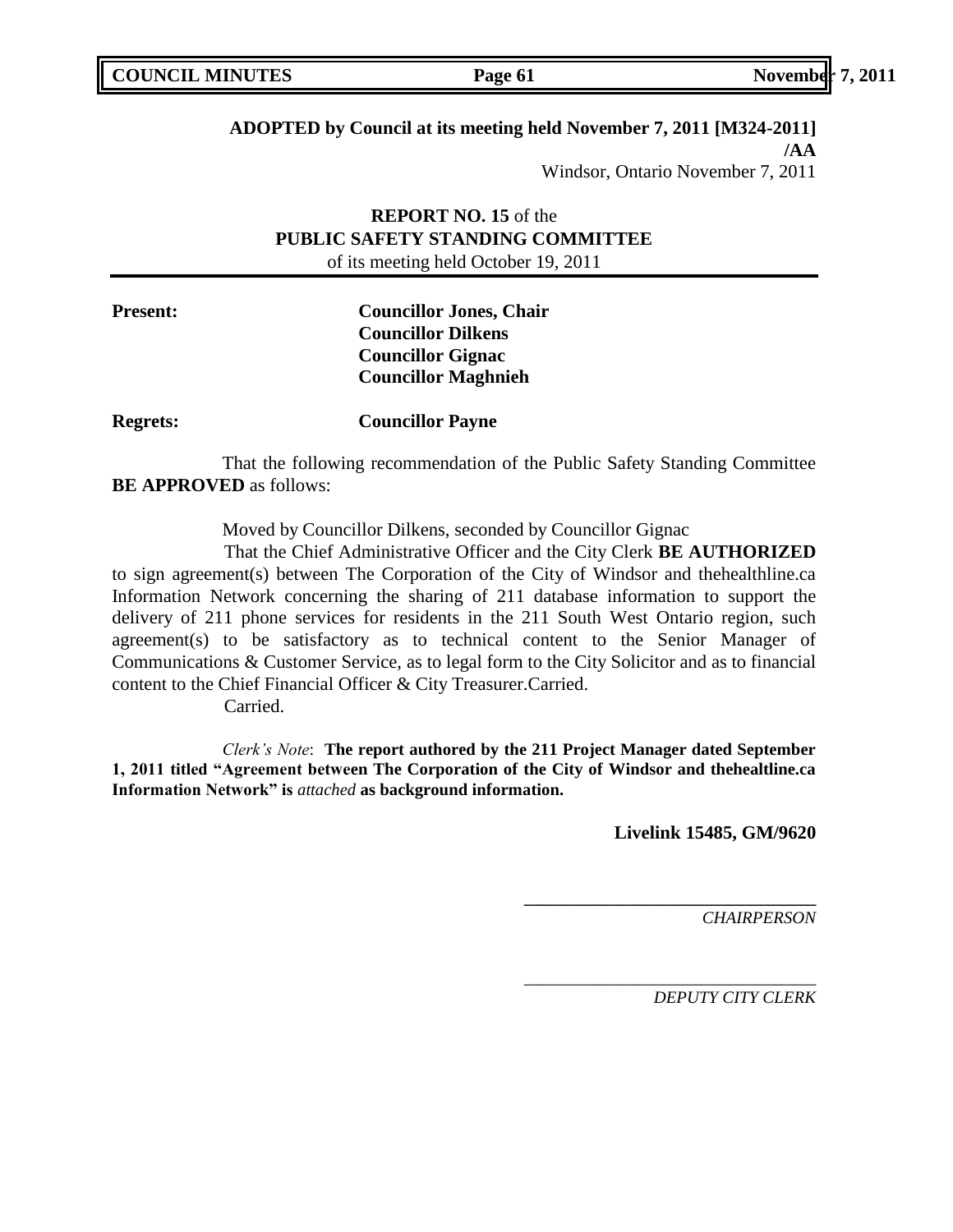**ADOPTED by Council at its meeting held November 7, 2011 [M324-2011] /AA**

Windsor, Ontario November 7, 2011

**REPORT NO. 15** of the
**PUBLIC SAFETY STANDING COMMITTEE**
of its meeting held October 19, 2011

**Present:** **Councillor Jones, Chair**
**Councillor Dilkens**
**Councillor Gignac**
**Councillor Maghnieh**

**Regrets:** **Councillor Payne**

That the following recommendation of the Public Safety Standing Committee **BE APPROVED** as follows:

Moved by Councillor Dilkens, seconded by Councillor Gignac

That the Chief Administrative Officer and the City Clerk **BE AUTHORIZED** to sign agreement(s) between The Corporation of the City of Windsor and thehealthline.ca Information Network concerning the sharing of 211 database information to support the delivery of 211 phone services for residents in the 211 South West Ontario region, such agreement(s) to be satisfactory as to technical content to the Senior Manager of Communications & Customer Service, as to legal form to the City Solicitor and as to financial content to the Chief Financial Officer & City Treasurer.Carried.

Carried.

*Clerk's Note*: **The report authored by the 211 Project Manager dated September 1, 2011 titled "Agreement between The Corporation of the City of Windsor and thehealtline.ca Information Network" is** *attached* **as background information.**

**Livelink 15485, GM/9620**

\_\_\_\_\_\_\_\_\_\_\_\_\_\_\_\_\_\_\_\_\_\_\_\_\_\_\_\_\_\_\_\_\_\_
*CHAIRPERSON*

\_\_\_\_\_\_\_\_\_\_\_\_\_\_\_\_\_\_\_\_\_\_\_\_\_\_\_\_\_\_\_\_\_\_
*DEPUTY CITY CLERK*